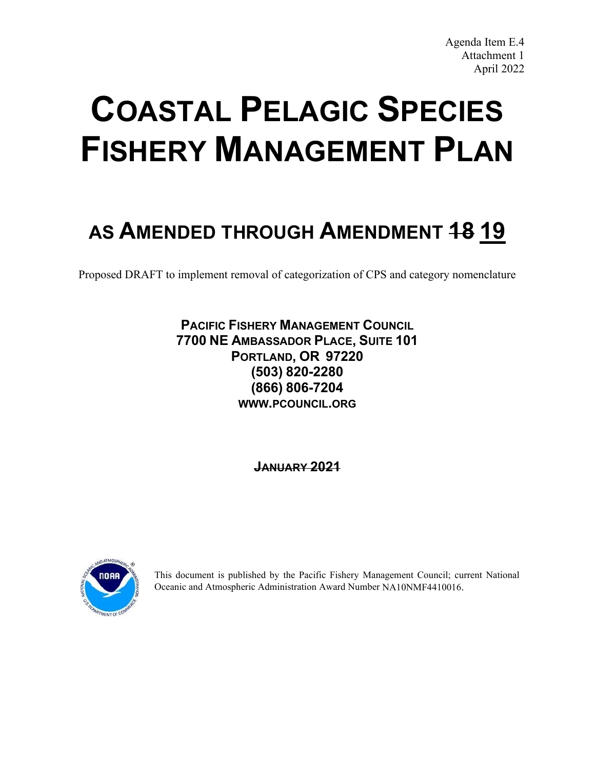Agenda Item E.4
Attachment 1
April 2022

# COASTAL PELAGIC SPECIES FISHERY MANAGEMENT PLAN

## AS AMENDED THROUGH AMENDMENT ~~18~~ <u>19</u>

Proposed DRAFT to implement removal of categorization of CPS and category nomenclature

**PACIFIC FISHERY MANAGEMENT COUNCIL**
**7700 NE AMBASSADOR PLACE, SUITE 101**
**PORTLAND, OR 97220**
**(503) 820-2280**
**(866) 806-7204**
**WWW.PCOUNCIL.ORG**

~~**JANUARY 2021**~~

This document is published by the Pacific Fishery Management Council; current National Oceanic and Atmospheric Administration Award Number NA10NMF4410016.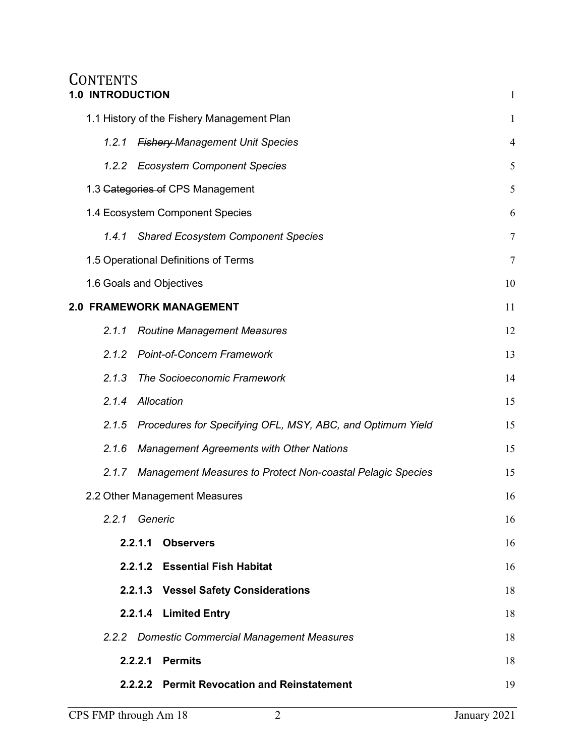# CONTENTS

**1.0 INTRODUCTION** 1

1.1 History of the Fishery Management Plan 1

*1.2.1 ~~Fishery~~ Management Unit Species* 4

*1.2.2 Ecosystem Component Species* 5

1.3 ~~Categories of~~ CPS Management 5

1.4 Ecosystem Component Species 6

*1.4.1 Shared Ecosystem Component Species* 7

1.5 Operational Definitions of Terms 7

1.6 Goals and Objectives 10

**2.0 FRAMEWORK MANAGEMENT** 11

*2.1.1 Routine Management Measures* 12

*2.1.2 Point-of-Concern Framework* 13

*2.1.3 The Socioeconomic Framework* 14

*2.1.4 Allocation* 15

*2.1.5 Procedures for Specifying OFL, MSY, ABC, and Optimum Yield* 15

*2.1.6 Management Agreements with Other Nations* 15

*2.1.7 Management Measures to Protect Non-coastal Pelagic Species* 15

2.2 Other Management Measures 16

*2.2.1 Generic* 16

**2.2.1.1 Observers** 16

**2.2.1.2 Essential Fish Habitat** 16

**2.2.1.3 Vessel Safety Considerations** 18

**2.2.1.4 Limited Entry** 18

*2.2.2 Domestic Commercial Management Measures* 18

**2.2.2.1 Permits** 18

**2.2.2.2 Permit Revocation and Reinstatement** 19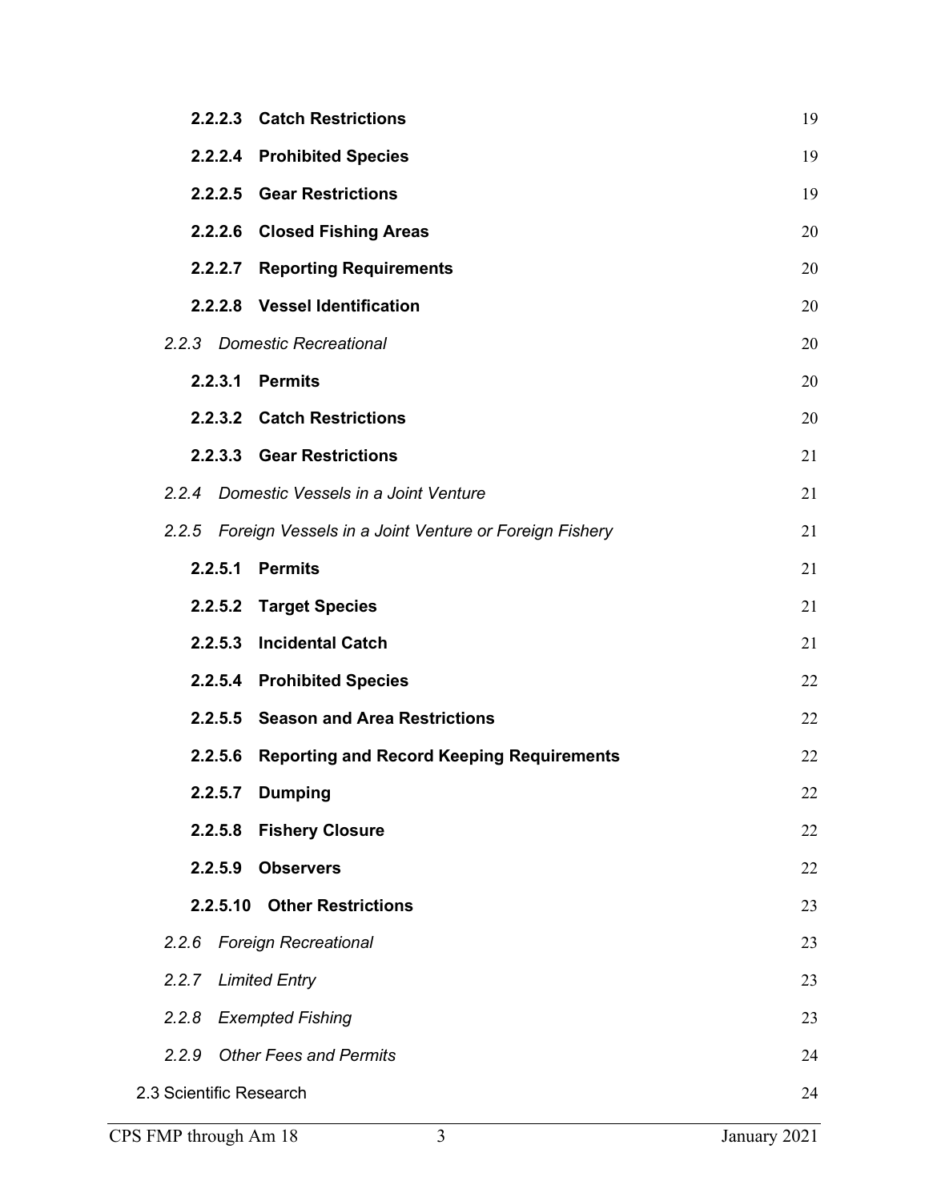**2.2.2.3 Catch Restrictions** 19

**2.2.2.4 Prohibited Species** 19

**2.2.2.5 Gear Restrictions** 19

**2.2.2.6 Closed Fishing Areas** 20

**2.2.2.7 Reporting Requirements** 20

**2.2.2.8 Vessel Identification** 20

*2.2.3 Domestic Recreational* 20

**2.2.3.1 Permits** 20

**2.2.3.2 Catch Restrictions** 20

**2.2.3.3 Gear Restrictions** 21

*2.2.4 Domestic Vessels in a Joint Venture* 21

*2.2.5 Foreign Vessels in a Joint Venture or Foreign Fishery* 21

**2.2.5.1 Permits** 21

**2.2.5.2 Target Species** 21

**2.2.5.3 Incidental Catch** 21

**2.2.5.4 Prohibited Species** 22

**2.2.5.5 Season and Area Restrictions** 22

**2.2.5.6 Reporting and Record Keeping Requirements** 22

**2.2.5.7 Dumping** 22

**2.2.5.8 Fishery Closure** 22

**2.2.5.9 Observers** 22

**2.2.5.10 Other Restrictions** 23

*2.2.6 Foreign Recreational* 23

*2.2.7 Limited Entry* 23

*2.2.8 Exempted Fishing* 23

*2.2.9 Other Fees and Permits* 24

2.3 Scientific Research 24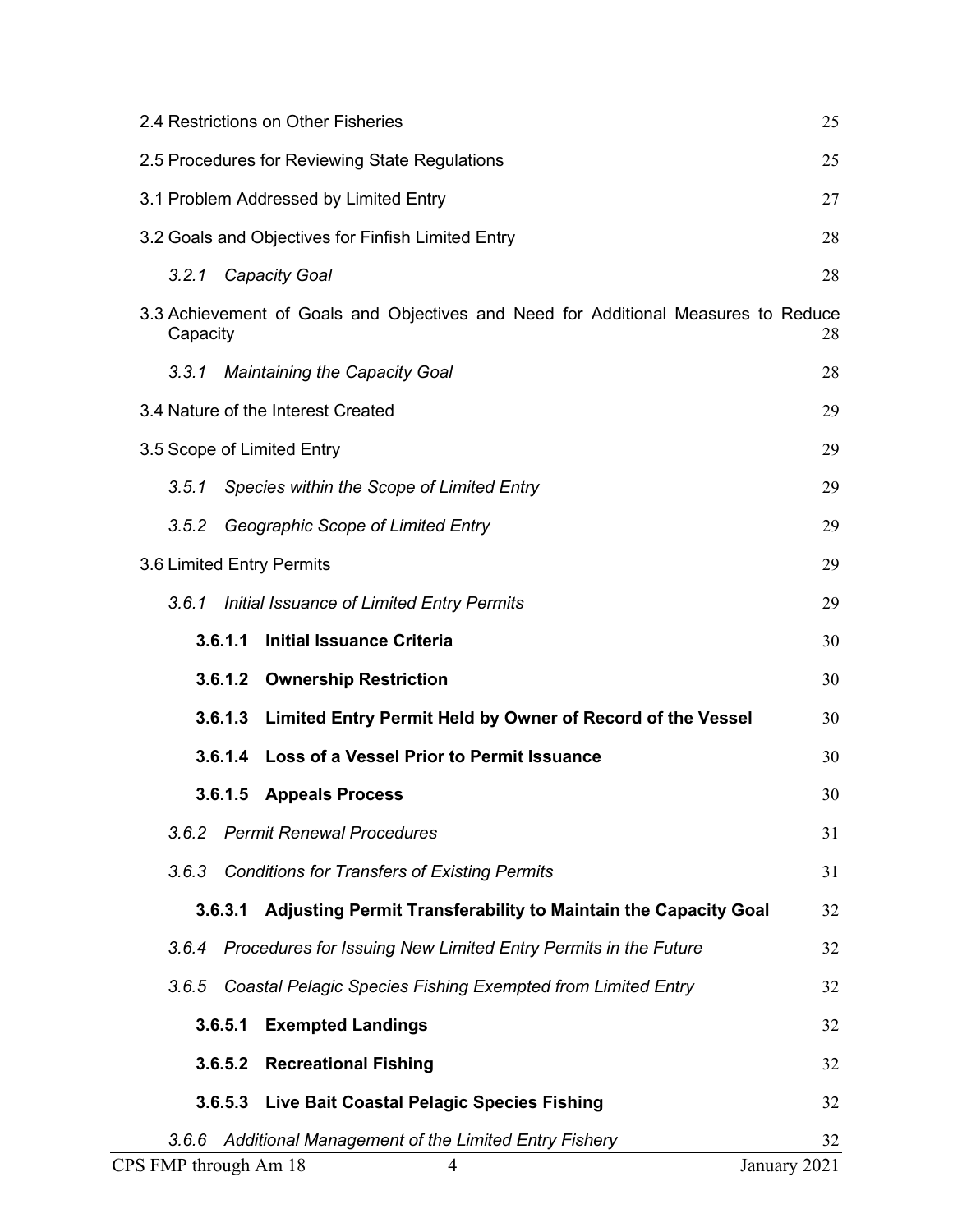2.4 Restrictions on Other Fisheries 25

2.5 Procedures for Reviewing State Regulations 25

3.1 Problem Addressed by Limited Entry 27

3.2 Goals and Objectives for Finfish Limited Entry 28

*3.2.1 Capacity Goal* 28

3.3 Achievement of Goals and Objectives and Need for Additional Measures to Reduce Capacity 28

*3.3.1 Maintaining the Capacity Goal* 28

3.4 Nature of the Interest Created 29

3.5 Scope of Limited Entry 29

*3.5.1 Species within the Scope of Limited Entry* 29

*3.5.2 Geographic Scope of Limited Entry* 29

3.6 Limited Entry Permits 29

*3.6.1 Initial Issuance of Limited Entry Permits* 29

**3.6.1.1 Initial Issuance Criteria** 30

**3.6.1.2 Ownership Restriction** 30

**3.6.1.3 Limited Entry Permit Held by Owner of Record of the Vessel** 30

**3.6.1.4 Loss of a Vessel Prior to Permit Issuance** 30

**3.6.1.5 Appeals Process** 30

*3.6.2 Permit Renewal Procedures* 31

*3.6.3 Conditions for Transfers of Existing Permits* 31

**3.6.3.1 Adjusting Permit Transferability to Maintain the Capacity Goal** 32

*3.6.4 Procedures for Issuing New Limited Entry Permits in the Future* 32

*3.6.5 Coastal Pelagic Species Fishing Exempted from Limited Entry* 32

**3.6.5.1 Exempted Landings** 32

**3.6.5.2 Recreational Fishing** 32

**3.6.5.3 Live Bait Coastal Pelagic Species Fishing** 32

*3.6.6 Additional Management of the Limited Entry Fishery* 32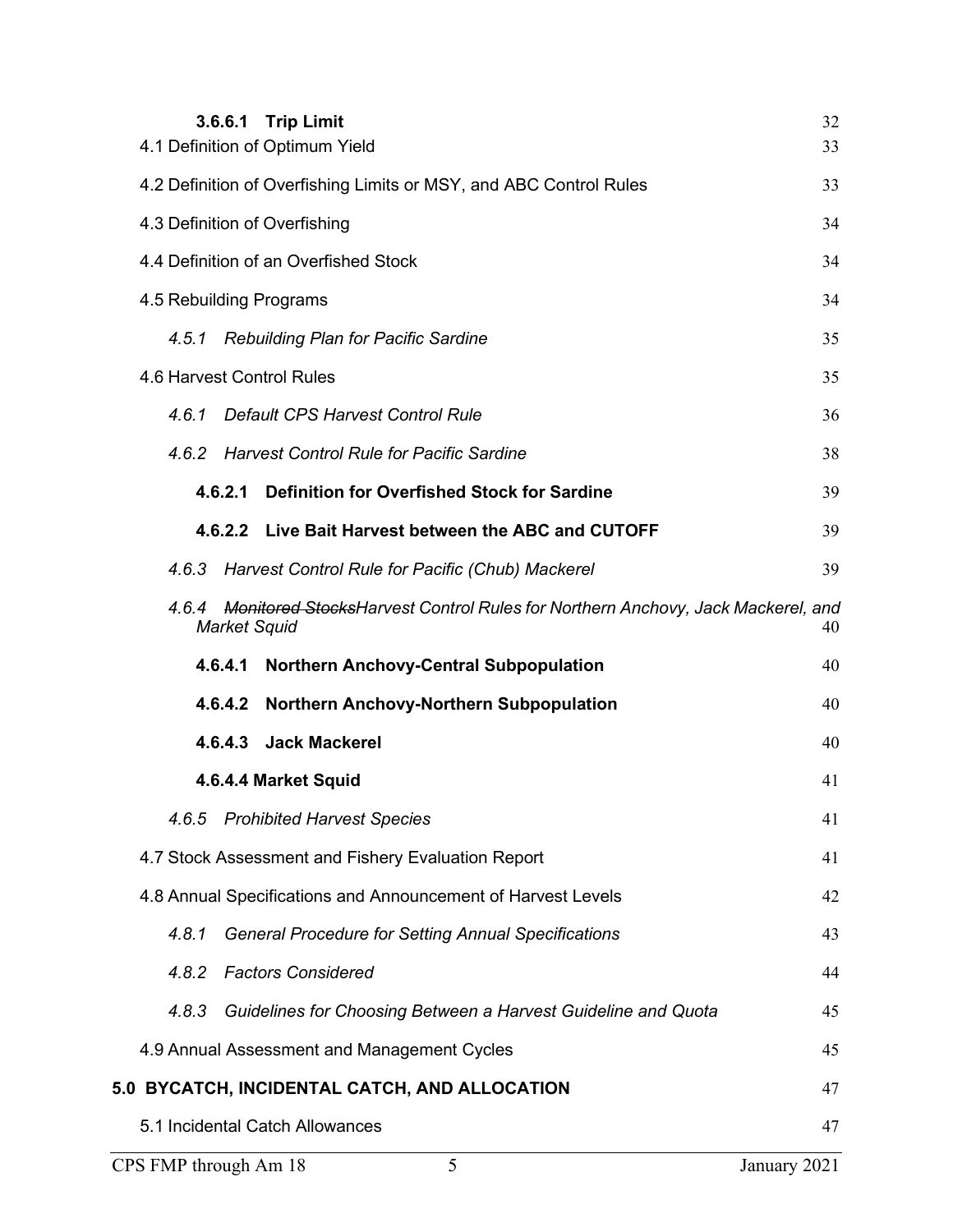**3.6.6.1 Trip Limit** 32

4.1 Definition of Optimum Yield 33

4.2 Definition of Overfishing Limits or MSY, and ABC Control Rules 33

4.3 Definition of Overfishing 34

4.4 Definition of an Overfished Stock 34

4.5 Rebuilding Programs 34

*4.5.1 Rebuilding Plan for Pacific Sardine* 35

4.6 Harvest Control Rules 35

*4.6.1 Default CPS Harvest Control Rule* 36

*4.6.2 Harvest Control Rule for Pacific Sardine* 38

**4.6.2.1 Definition for Overfished Stock for Sardine** 39

**4.6.2.2 Live Bait Harvest between the ABC and CUTOFF** 39

*4.6.3 Harvest Control Rule for Pacific (Chub) Mackerel* 39

*4.6.4 ~~Monitored Stocks~~Harvest Control Rules for Northern Anchovy, Jack Mackerel, and Market Squid* 40

**4.6.4.1 Northern Anchovy-Central Subpopulation** 40

**4.6.4.2 Northern Anchovy-Northern Subpopulation** 40

**4.6.4.3 Jack Mackerel** 40

**4.6.4.4 Market Squid** 41

*4.6.5 Prohibited Harvest Species* 41

4.7 Stock Assessment and Fishery Evaluation Report 41

4.8 Annual Specifications and Announcement of Harvest Levels 42

*4.8.1 General Procedure for Setting Annual Specifications* 43

*4.8.2 Factors Considered* 44

*4.8.3 Guidelines for Choosing Between a Harvest Guideline and Quota* 45

4.9 Annual Assessment and Management Cycles 45

**5.0 BYCATCH, INCIDENTAL CATCH, AND ALLOCATION** 47

5.1 Incidental Catch Allowances 47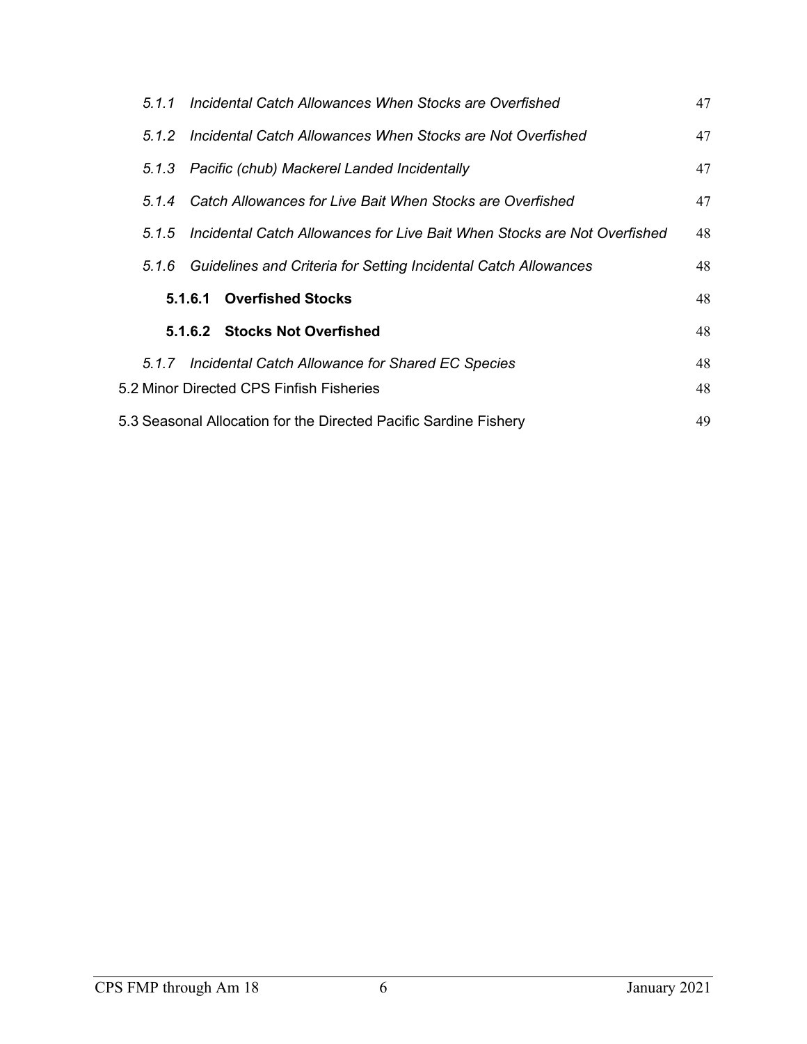*5.1.1 Incidental Catch Allowances When Stocks are Overfished* 47

*5.1.2 Incidental Catch Allowances When Stocks are Not Overfished* 47

*5.1.3 Pacific (chub) Mackerel Landed Incidentally* 47

*5.1.4 Catch Allowances for Live Bait When Stocks are Overfished* 47

*5.1.5 Incidental Catch Allowances for Live Bait When Stocks are Not Overfished* 48

*5.1.6 Guidelines and Criteria for Setting Incidental Catch Allowances* 48

**5.1.6.1 Overfished Stocks** 48

**5.1.6.2 Stocks Not Overfished** 48

*5.1.7 Incidental Catch Allowance for Shared EC Species* 48

5.2 Minor Directed CPS Finfish Fisheries 48

5.3 Seasonal Allocation for the Directed Pacific Sardine Fishery 49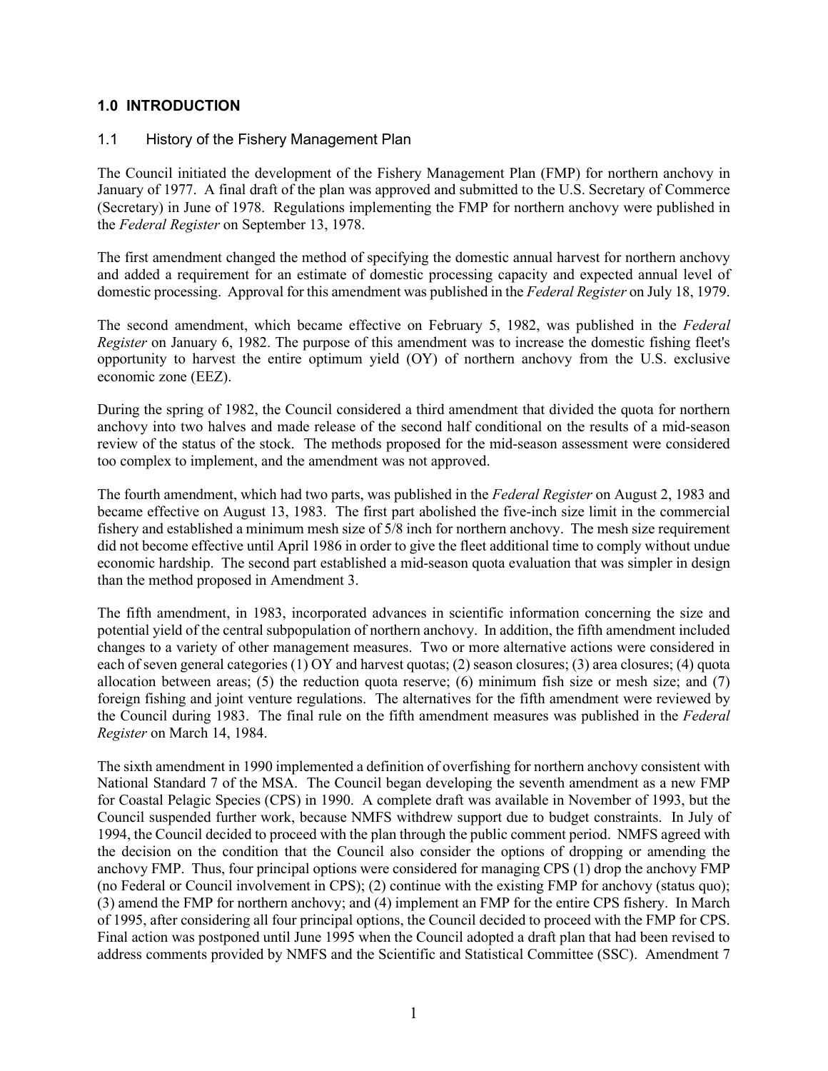## 1.0 INTRODUCTION

### 1.1 History of the Fishery Management Plan

The Council initiated the development of the Fishery Management Plan (FMP) for northern anchovy in January of 1977. A final draft of the plan was approved and submitted to the U.S. Secretary of Commerce (Secretary) in June of 1978. Regulations implementing the FMP for northern anchovy were published in the *Federal Register* on September 13, 1978.

The first amendment changed the method of specifying the domestic annual harvest for northern anchovy and added a requirement for an estimate of domestic processing capacity and expected annual level of domestic processing. Approval for this amendment was published in the *Federal Register* on July 18, 1979.

The second amendment, which became effective on February 5, 1982, was published in the *Federal Register* on January 6, 1982. The purpose of this amendment was to increase the domestic fishing fleet's opportunity to harvest the entire optimum yield (OY) of northern anchovy from the U.S. exclusive economic zone (EEZ).

During the spring of 1982, the Council considered a third amendment that divided the quota for northern anchovy into two halves and made release of the second half conditional on the results of a mid-season review of the status of the stock. The methods proposed for the mid-season assessment were considered too complex to implement, and the amendment was not approved.

The fourth amendment, which had two parts, was published in the *Federal Register* on August 2, 1983 and became effective on August 13, 1983. The first part abolished the five-inch size limit in the commercial fishery and established a minimum mesh size of 5/8 inch for northern anchovy. The mesh size requirement did not become effective until April 1986 in order to give the fleet additional time to comply without undue economic hardship. The second part established a mid-season quota evaluation that was simpler in design than the method proposed in Amendment 3.

The fifth amendment, in 1983, incorporated advances in scientific information concerning the size and potential yield of the central subpopulation of northern anchovy. In addition, the fifth amendment included changes to a variety of other management measures. Two or more alternative actions were considered in each of seven general categories (1) OY and harvest quotas; (2) season closures; (3) area closures; (4) quota allocation between areas; (5) the reduction quota reserve; (6) minimum fish size or mesh size; and (7) foreign fishing and joint venture regulations. The alternatives for the fifth amendment were reviewed by the Council during 1983. The final rule on the fifth amendment measures was published in the *Federal Register* on March 14, 1984.

The sixth amendment in 1990 implemented a definition of overfishing for northern anchovy consistent with National Standard 7 of the MSA. The Council began developing the seventh amendment as a new FMP for Coastal Pelagic Species (CPS) in 1990. A complete draft was available in November of 1993, but the Council suspended further work, because NMFS withdrew support due to budget constraints. In July of 1994, the Council decided to proceed with the plan through the public comment period. NMFS agreed with the decision on the condition that the Council also consider the options of dropping or amending the anchovy FMP. Thus, four principal options were considered for managing CPS (1) drop the anchovy FMP (no Federal or Council involvement in CPS); (2) continue with the existing FMP for anchovy (status quo); (3) amend the FMP for northern anchovy; and (4) implement an FMP for the entire CPS fishery. In March of 1995, after considering all four principal options, the Council decided to proceed with the FMP for CPS. Final action was postponed until June 1995 when the Council adopted a draft plan that had been revised to address comments provided by NMFS and the Scientific and Statistical Committee (SSC). Amendment 7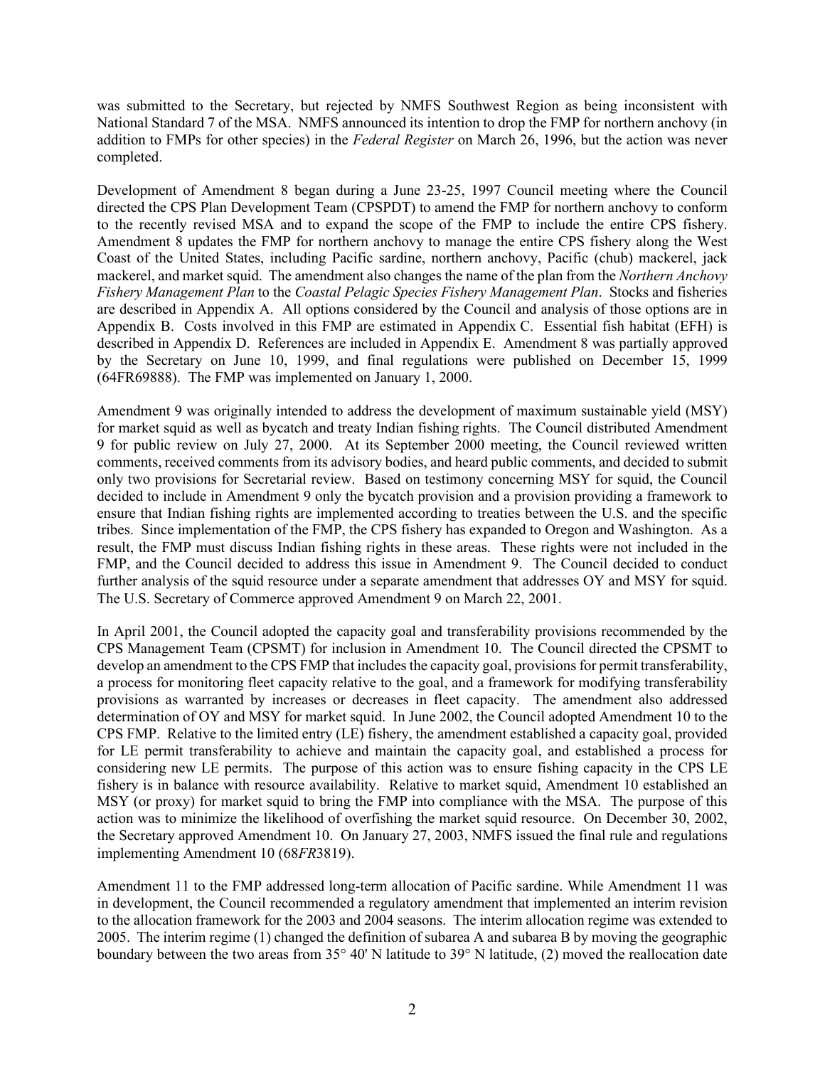was submitted to the Secretary, but rejected by NMFS Southwest Region as being inconsistent with National Standard 7 of the MSA. NMFS announced its intention to drop the FMP for northern anchovy (in addition to FMPs for other species) in the *Federal Register* on March 26, 1996, but the action was never completed.

Development of Amendment 8 began during a June 23-25, 1997 Council meeting where the Council directed the CPS Plan Development Team (CPSPDT) to amend the FMP for northern anchovy to conform to the recently revised MSA and to expand the scope of the FMP to include the entire CPS fishery. Amendment 8 updates the FMP for northern anchovy to manage the entire CPS fishery along the West Coast of the United States, including Pacific sardine, northern anchovy, Pacific (chub) mackerel, jack mackerel, and market squid. The amendment also changes the name of the plan from the *Northern Anchovy Fishery Management Plan* to the *Coastal Pelagic Species Fishery Management Plan*. Stocks and fisheries are described in Appendix A. All options considered by the Council and analysis of those options are in Appendix B. Costs involved in this FMP are estimated in Appendix C. Essential fish habitat (EFH) is described in Appendix D. References are included in Appendix E. Amendment 8 was partially approved by the Secretary on June 10, 1999, and final regulations were published on December 15, 1999 (64FR69888). The FMP was implemented on January 1, 2000.

Amendment 9 was originally intended to address the development of maximum sustainable yield (MSY) for market squid as well as bycatch and treaty Indian fishing rights. The Council distributed Amendment 9 for public review on July 27, 2000. At its September 2000 meeting, the Council reviewed written comments, received comments from its advisory bodies, and heard public comments, and decided to submit only two provisions for Secretarial review. Based on testimony concerning MSY for squid, the Council decided to include in Amendment 9 only the bycatch provision and a provision providing a framework to ensure that Indian fishing rights are implemented according to treaties between the U.S. and the specific tribes. Since implementation of the FMP, the CPS fishery has expanded to Oregon and Washington. As a result, the FMP must discuss Indian fishing rights in these areas. These rights were not included in the FMP, and the Council decided to address this issue in Amendment 9. The Council decided to conduct further analysis of the squid resource under a separate amendment that addresses OY and MSY for squid. The U.S. Secretary of Commerce approved Amendment 9 on March 22, 2001.

In April 2001, the Council adopted the capacity goal and transferability provisions recommended by the CPS Management Team (CPSMT) for inclusion in Amendment 10. The Council directed the CPSMT to develop an amendment to the CPS FMP that includes the capacity goal, provisions for permit transferability, a process for monitoring fleet capacity relative to the goal, and a framework for modifying transferability provisions as warranted by increases or decreases in fleet capacity. The amendment also addressed determination of OY and MSY for market squid. In June 2002, the Council adopted Amendment 10 to the CPS FMP. Relative to the limited entry (LE) fishery, the amendment established a capacity goal, provided for LE permit transferability to achieve and maintain the capacity goal, and established a process for considering new LE permits. The purpose of this action was to ensure fishing capacity in the CPS LE fishery is in balance with resource availability. Relative to market squid, Amendment 10 established an MSY (or proxy) for market squid to bring the FMP into compliance with the MSA. The purpose of this action was to minimize the likelihood of overfishing the market squid resource. On December 30, 2002, the Secretary approved Amendment 10. On January 27, 2003, NMFS issued the final rule and regulations implementing Amendment 10 (68*FR*3819).

Amendment 11 to the FMP addressed long-term allocation of Pacific sardine. While Amendment 11 was in development, the Council recommended a regulatory amendment that implemented an interim revision to the allocation framework for the 2003 and 2004 seasons. The interim allocation regime was extended to 2005. The interim regime (1) changed the definition of subarea A and subarea B by moving the geographic boundary between the two areas from 35° 40' N latitude to 39° N latitude, (2) moved the reallocation date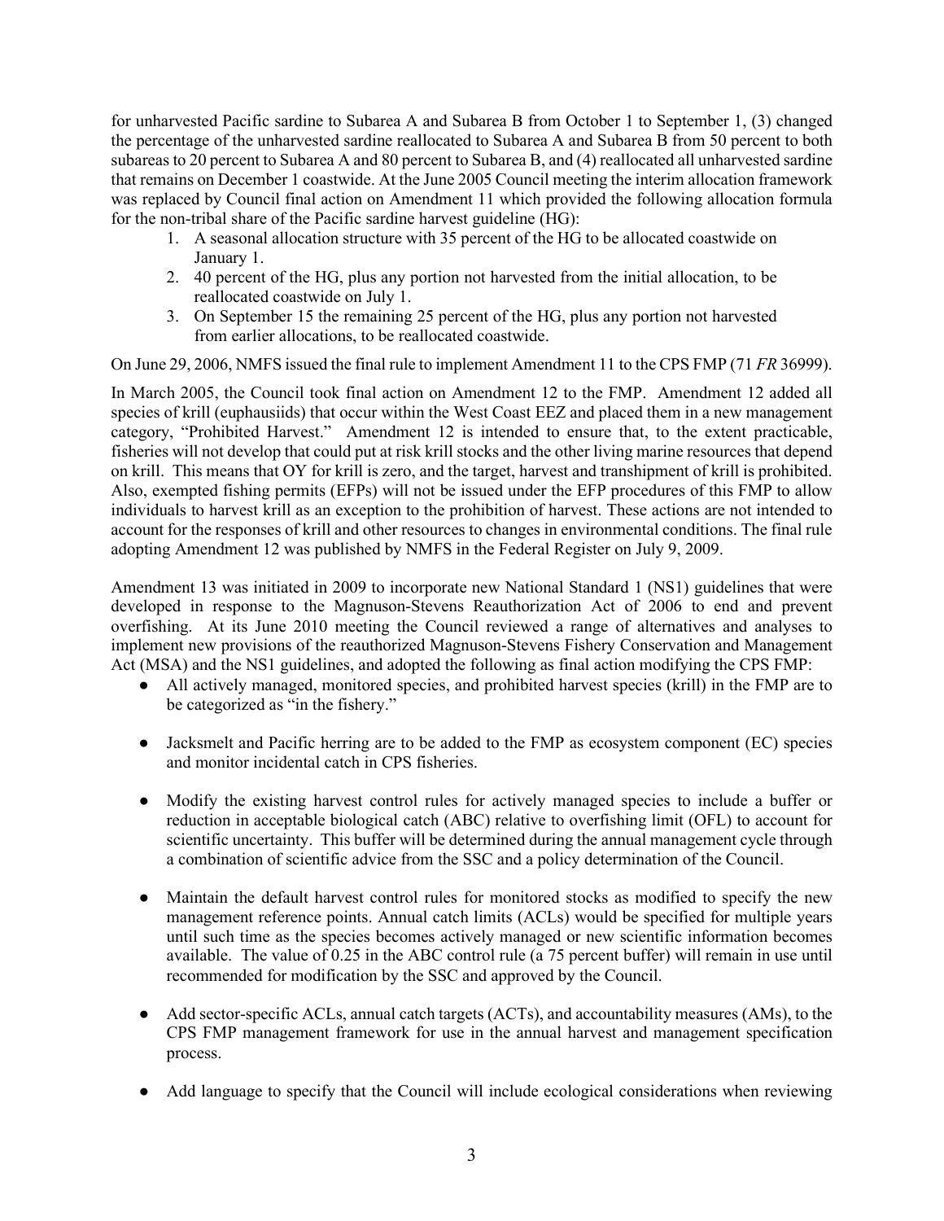for unharvested Pacific sardine to Subarea A and Subarea B from October 1 to September 1, (3) changed the percentage of the unharvested sardine reallocated to Subarea A and Subarea B from 50 percent to both subareas to 20 percent to Subarea A and 80 percent to Subarea B, and (4) reallocated all unharvested sardine that remains on December 1 coastwide. At the June 2005 Council meeting the interim allocation framework was replaced by Council final action on Amendment 11 which provided the following allocation formula for the non-tribal share of the Pacific sardine harvest guideline (HG):

1. A seasonal allocation structure with 35 percent of the HG to be allocated coastwide on January 1.
2. 40 percent of the HG, plus any portion not harvested from the initial allocation, to be reallocated coastwide on July 1.
3. On September 15 the remaining 25 percent of the HG, plus any portion not harvested from earlier allocations, to be reallocated coastwide.

On June 29, 2006, NMFS issued the final rule to implement Amendment 11 to the CPS FMP (71 *FR* 36999).

In March 2005, the Council took final action on Amendment 12 to the FMP. Amendment 12 added all species of krill (euphausiids) that occur within the West Coast EEZ and placed them in a new management category, "Prohibited Harvest." Amendment 12 is intended to ensure that, to the extent practicable, fisheries will not develop that could put at risk krill stocks and the other living marine resources that depend on krill. This means that OY for krill is zero, and the target, harvest and transhipment of krill is prohibited. Also, exempted fishing permits (EFPs) will not be issued under the EFP procedures of this FMP to allow individuals to harvest krill as an exception to the prohibition of harvest. These actions are not intended to account for the responses of krill and other resources to changes in environmental conditions. The final rule adopting Amendment 12 was published by NMFS in the Federal Register on July 9, 2009.

Amendment 13 was initiated in 2009 to incorporate new National Standard 1 (NS1) guidelines that were developed in response to the Magnuson-Stevens Reauthorization Act of 2006 to end and prevent overfishing. At its June 2010 meeting the Council reviewed a range of alternatives and analyses to implement new provisions of the reauthorized Magnuson-Stevens Fishery Conservation and Management Act (MSA) and the NS1 guidelines, and adopted the following as final action modifying the CPS FMP:

- All actively managed, monitored species, and prohibited harvest species (krill) in the FMP are to be categorized as "in the fishery."
- Jacksmelt and Pacific herring are to be added to the FMP as ecosystem component (EC) species and monitor incidental catch in CPS fisheries.
- Modify the existing harvest control rules for actively managed species to include a buffer or reduction in acceptable biological catch (ABC) relative to overfishing limit (OFL) to account for scientific uncertainty. This buffer will be determined during the annual management cycle through a combination of scientific advice from the SSC and a policy determination of the Council.
- Maintain the default harvest control rules for monitored stocks as modified to specify the new management reference points. Annual catch limits (ACLs) would be specified for multiple years until such time as the species becomes actively managed or new scientific information becomes available. The value of 0.25 in the ABC control rule (a 75 percent buffer) will remain in use until recommended for modification by the SSC and approved by the Council.
- Add sector-specific ACLs, annual catch targets (ACTs), and accountability measures (AMs), to the CPS FMP management framework for use in the annual harvest and management specification process.
- Add language to specify that the Council will include ecological considerations when reviewing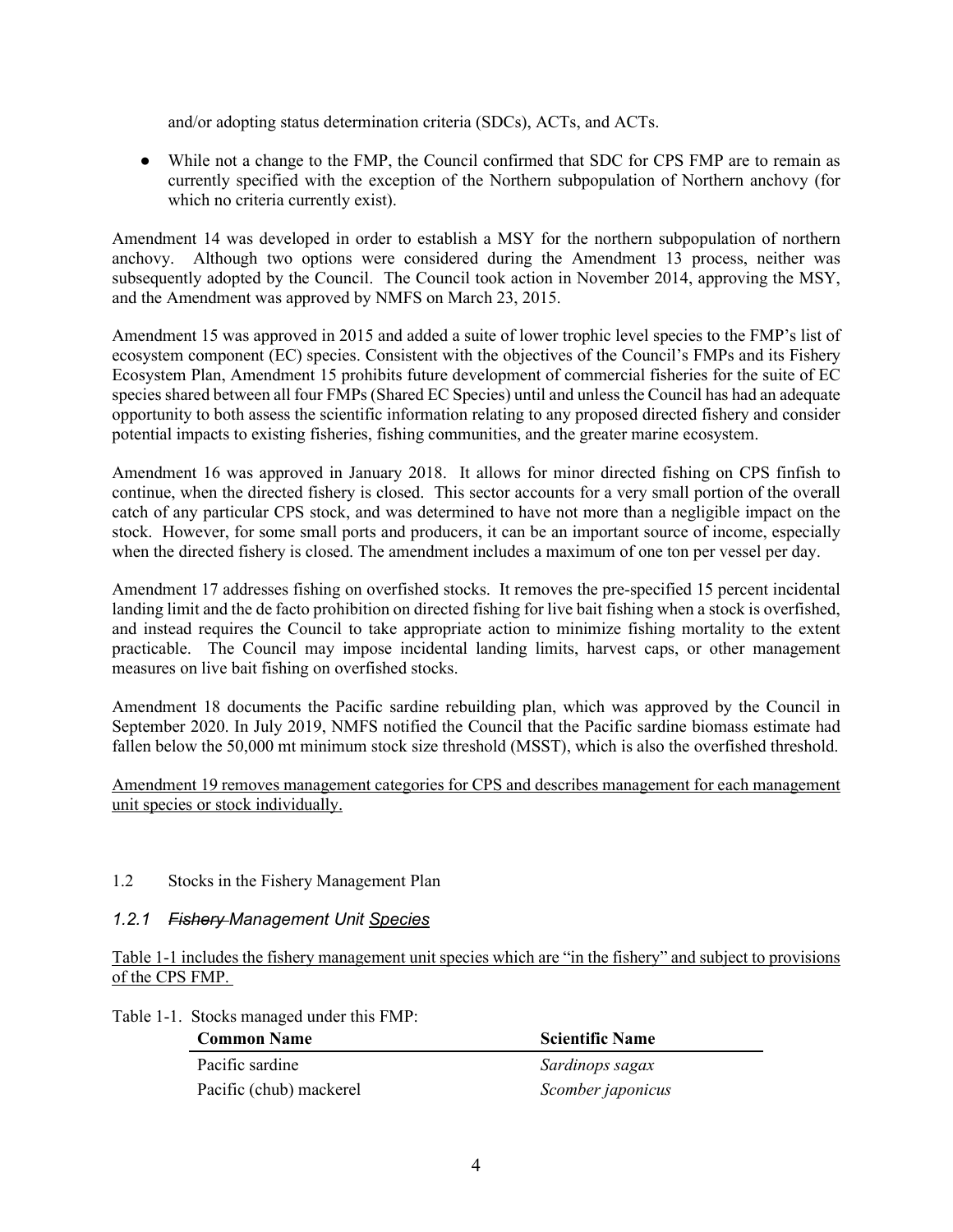and/or adopting status determination criteria (SDCs), ACTs, and ACTs.

- While not a change to the FMP, the Council confirmed that SDC for CPS FMP are to remain as currently specified with the exception of the Northern subpopulation of Northern anchovy (for which no criteria currently exist).

Amendment 14 was developed in order to establish a MSY for the northern subpopulation of northern anchovy. Although two options were considered during the Amendment 13 process, neither was subsequently adopted by the Council. The Council took action in November 2014, approving the MSY, and the Amendment was approved by NMFS on March 23, 2015.

Amendment 15 was approved in 2015 and added a suite of lower trophic level species to the FMP's list of ecosystem component (EC) species. Consistent with the objectives of the Council's FMPs and its Fishery Ecosystem Plan, Amendment 15 prohibits future development of commercial fisheries for the suite of EC species shared between all four FMPs (Shared EC Species) until and unless the Council has had an adequate opportunity to both assess the scientific information relating to any proposed directed fishery and consider potential impacts to existing fisheries, fishing communities, and the greater marine ecosystem.

Amendment 16 was approved in January 2018. It allows for minor directed fishing on CPS finfish to continue, when the directed fishery is closed. This sector accounts for a very small portion of the overall catch of any particular CPS stock, and was determined to have not more than a negligible impact on the stock. However, for some small ports and producers, it can be an important source of income, especially when the directed fishery is closed. The amendment includes a maximum of one ton per vessel per day.

Amendment 17 addresses fishing on overfished stocks. It removes the pre-specified 15 percent incidental landing limit and the de facto prohibition on directed fishing for live bait fishing when a stock is overfished, and instead requires the Council to take appropriate action to minimize fishing mortality to the extent practicable. The Council may impose incidental landing limits, harvest caps, or other management measures on live bait fishing on overfished stocks.

Amendment 18 documents the Pacific sardine rebuilding plan, which was approved by the Council in September 2020. In July 2019, NMFS notified the Council that the Pacific sardine biomass estimate had fallen below the 50,000 mt minimum stock size threshold (MSST), which is also the overfished threshold.

Amendment 19 removes management categories for CPS and describes management for each management unit species or stock individually.

## 1.2 Stocks in the Fishery Management Plan

### *1.2.1 ~~Fishery~~ Management Unit Species*

Table 1-1 includes the fishery management unit species which are "in the fishery" and subject to provisions of the CPS FMP.

Table 1-1. Stocks managed under this FMP:

| Common Name | Scientific Name |
|---|---|
| Pacific sardine | *Sardinops sagax* |
| Pacific (chub) mackerel | *Scomber japonicus* |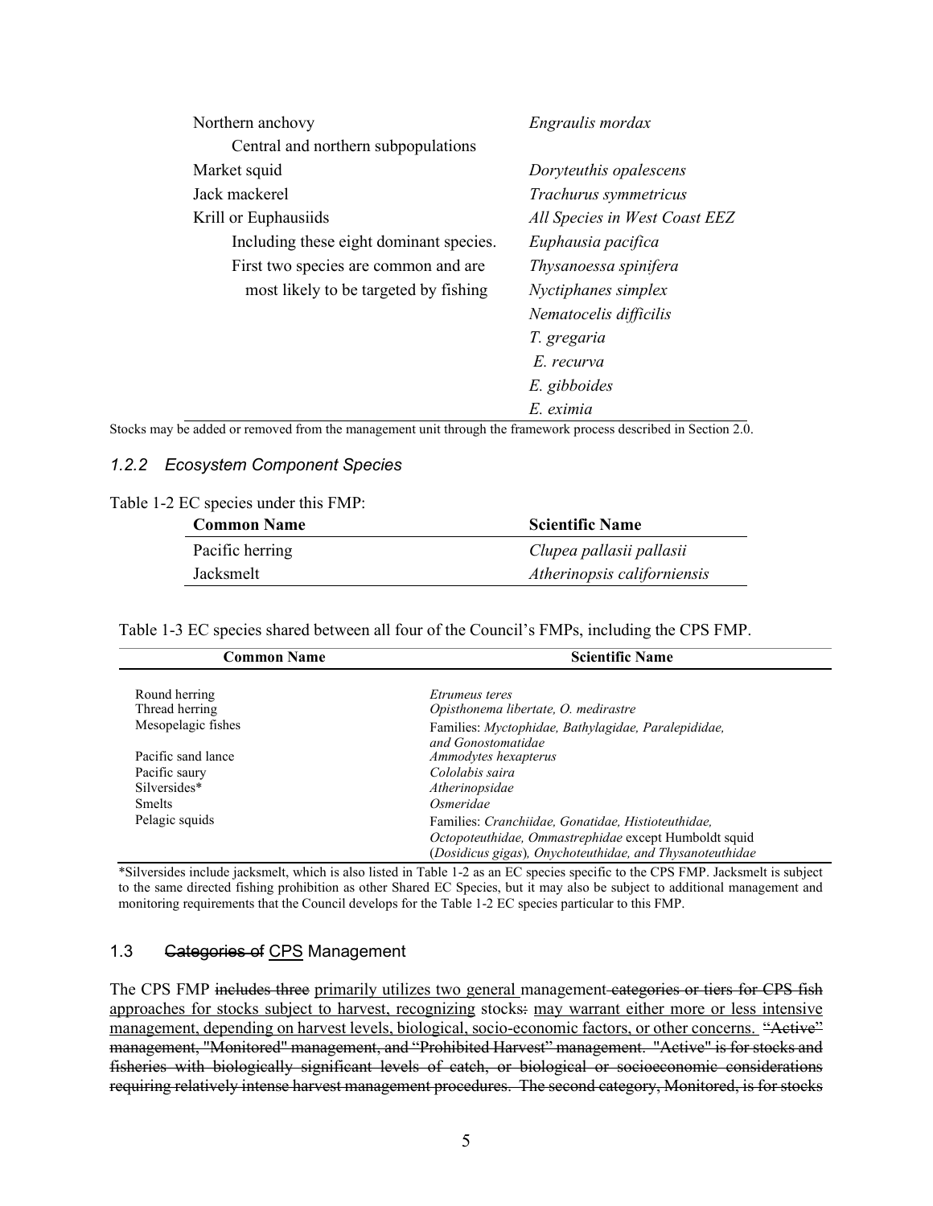| | |
|---|---|
| Northern anchovy | *Engraulis mordax* |
| Central and northern subpopulations | |
| Market squid | *Doryteuthis opalescens* |
| Jack mackerel | *Trachurus symmetricus* |
| Krill or Euphausiids | *All Species in West Coast EEZ* |
| Including these eight dominant species. | *Euphausia pacifica* |
| First two species are common and are | *Thysanoessa spinifera* |
| most likely to be targeted by fishing | *Nyctiphanes simplex* |
| | *Nematocelis difficilis* |
| | *T. gregaria* |
| | *E. recurva* |
| | *E. gibboides* |
| | *E. eximia* |

Stocks may be added or removed from the management unit through the framework process described in Section 2.0.

### *1.2.2 Ecosystem Component Species*

Table 1-2 EC species under this FMP:

| **Common Name** | **Scientific Name** |
|---|---|
| Pacific herring | *Clupea pallasii pallasii* |
| Jacksmelt | *Atherinopsis californiensis* |

Table 1-3 EC species shared between all four of the Council's FMPs, including the CPS FMP.

| **Common Name** | **Scientific Name** |
|---|---|
| Round herring | *Etrumeus teres* |
| Thread herring | *Opisthonema libertate, O. medirastre* |
| Mesopelagic fishes | Families: *Myctophidae, Bathylagidae, Paralepididae, and Gonostomatidae* |
| Pacific sand lance | *Ammodytes hexapterus* |
| Pacific saury | *Cololabis saira* |
| Silversides* | *Atherinopsidae* |
| Smelts | *Osmeridae* |
| Pelagic squids | Families: *Cranchiidae, Gonatidae, Histioteuthidae, Octopoteuthidae, Ommastrephidae* except Humboldt squid (*Dosidicus gigas*), *Onychoteuthidae, and Thysanoteuthidae* |

*Silversides include jacksmelt, which is also listed in Table 1-2 as an EC species specific to the CPS FMP. Jacksmelt is subject to the same directed fishing prohibition as other Shared EC Species, but it may also be subject to additional management and monitoring requirements that the Council develops for the Table 1-2 EC species particular to this FMP.

## 1.3 ~~Categories of~~ CPS Management

The CPS FMP ~~includes three~~ primarily utilizes two general management ~~categories or tiers for CPS fish~~ approaches for stocks subject to harvest, recognizing stocks~~:~~ may warrant either more or less intensive management, depending on harvest levels, biological, socio-economic factors, or other concerns. ~~"Active" management, "Monitored" management, and "Prohibited Harvest" management. "Active" is for stocks and fisheries with biologically significant levels of catch, or biological or socioeconomic considerations requiring relatively intense harvest management procedures. The second category, Monitored, is for stocks~~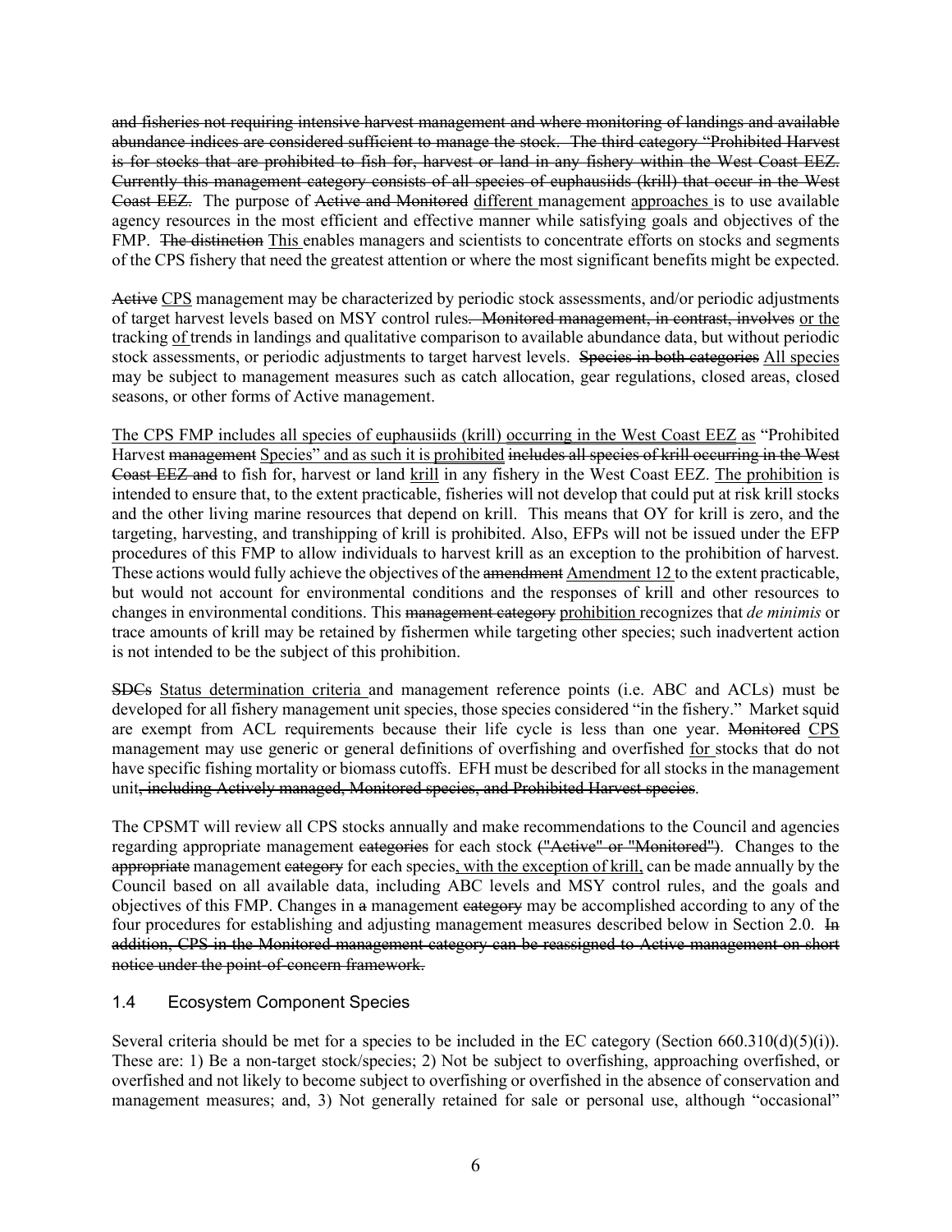~~and fisheries not requiring intensive harvest management and where monitoring of landings and available abundance indices are considered sufficient to manage the stock. The third category "Prohibited Harvest is for stocks that are prohibited to fish for, harvest or land in any fishery within the West Coast EEZ. Currently this management category consists of all species of euphausiids (krill) that occur in the West Coast EEZ.~~ The purpose of ~~Active and Monitored~~ <u>different</u> management <u>approaches</u> is to use available agency resources in the most efficient and effective manner while satisfying goals and objectives of the FMP. ~~The distinction~~ <u>This</u> enables managers and scientists to concentrate efforts on stocks and segments of the CPS fishery that need the greatest attention or where the most significant benefits might be expected.

~~Active~~ <u>CPS</u> management may be characterized by periodic stock assessments, and/or periodic adjustments of target harvest levels based on MSY control rules~~. Monitored management, in contrast, involves~~ <u>or the</u> tracking <u>of</u> trends in landings and qualitative comparison to available abundance data, but without periodic stock assessments, or periodic adjustments to target harvest levels. ~~Species in both categories~~ <u>All species</u> may be subject to management measures such as catch allocation, gear regulations, closed areas, closed seasons, or other forms of Active management.

<u>The CPS FMP includes all species of euphausiids (krill)</u> <u>occurring in the West Coast EEZ</u> as "Prohibited Harvest ~~management~~ <u>Species" and as such it is prohibited</u> ~~includes all species of krill occurring in the West Coast EEZ and~~ to fish for, harvest or land <u>krill</u> in any fishery in the West Coast EEZ. <u>The prohibition</u> is intended to ensure that, to the extent practicable, fisheries will not develop that could put at risk krill stocks and the other living marine resources that depend on krill. This means that OY for krill is zero, and the targeting, harvesting, and transhipping of krill is prohibited. Also, EFPs will not be issued under the EFP procedures of this FMP to allow individuals to harvest krill as an exception to the prohibition of harvest. These actions would fully achieve the objectives of the ~~amendment~~ <u>Amendment 12</u> to the extent practicable, but would not account for environmental conditions and the responses of krill and other resources to changes in environmental conditions. This ~~management category~~ <u>prohibition</u> recognizes that *de minimis* or trace amounts of krill may be retained by fishermen while targeting other species; such inadvertent action is not intended to be the subject of this prohibition.

~~SDCs~~ <u>Status determination criteria</u> and management reference points (i.e. ABC and ACLs) must be developed for all fishery management unit species, those species considered "in the fishery." Market squid are exempt from ACL requirements because their life cycle is less than one year. ~~Monitored~~ <u>CPS</u> management may use generic or general definitions of overfishing and overfished <u>for</u> stocks that do not have specific fishing mortality or biomass cutoffs. EFH must be described for all stocks in the management unit~~, including Actively managed, Monitored species, and Prohibited Harvest species~~.

The CPSMT will review all CPS stocks annually and make recommendations to the Council and agencies regarding appropriate management ~~categories~~ for each stock ~~("Active" or "Monitored")~~. Changes to the ~~appropriate~~ management ~~category~~ for each species<u>, with the exception of krill,</u> can be made annually by the Council based on all available data, including ABC levels and MSY control rules, and the goals and objectives of this FMP. Changes in ~~a~~ management ~~category~~ may be accomplished according to any of the four procedures for establishing and adjusting management measures described below in Section 2.0. ~~In addition, CPS in the Monitored management category can be reassigned to Active management on short notice under the point-of-concern framework.~~

### 1.4 Ecosystem Component Species

Several criteria should be met for a species to be included in the EC category (Section 660.310(d)(5)(i)). These are: 1) Be a non-target stock/species; 2) Not be subject to overfishing, approaching overfished, or overfished and not likely to become subject to overfishing or overfished in the absence of conservation and management measures; and, 3) Not generally retained for sale or personal use, although "occasional"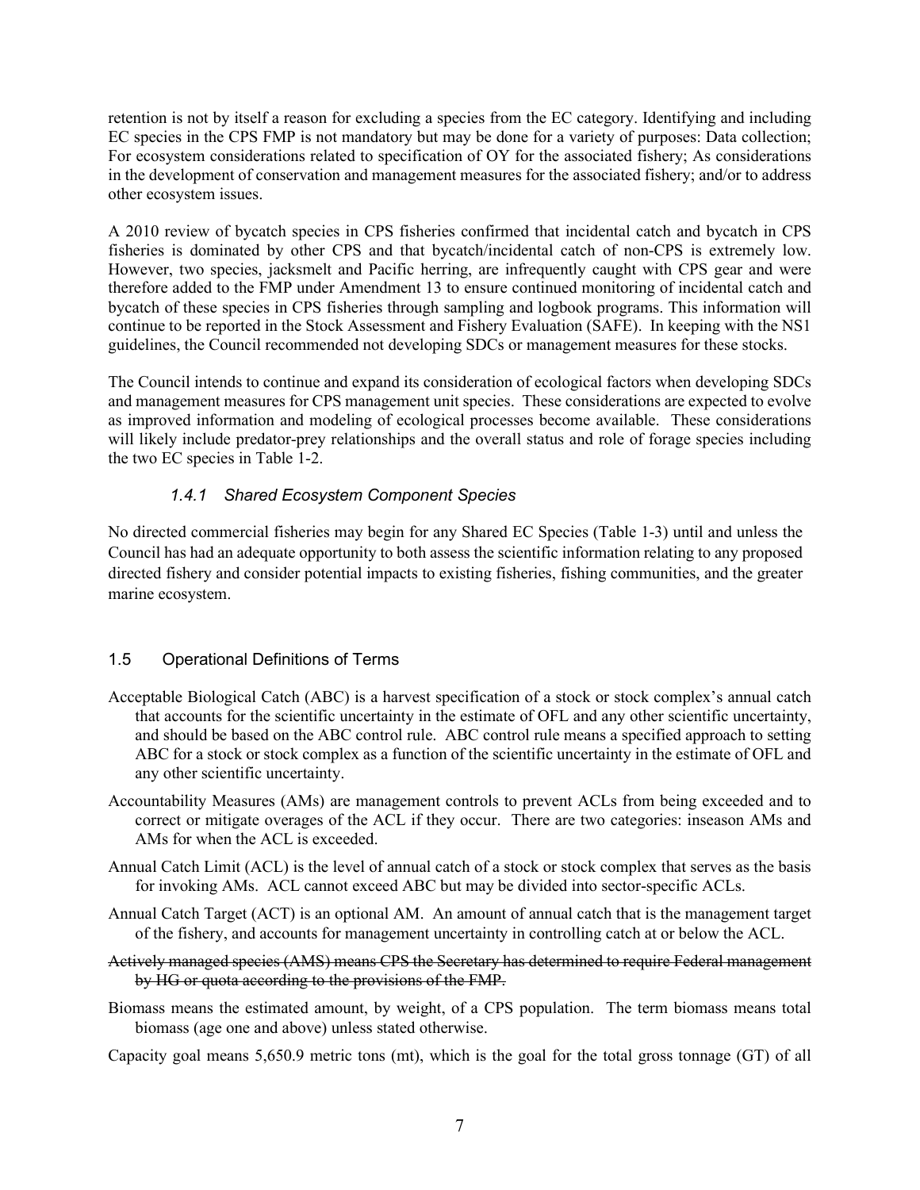retention is not by itself a reason for excluding a species from the EC category. Identifying and including EC species in the CPS FMP is not mandatory but may be done for a variety of purposes: Data collection; For ecosystem considerations related to specification of OY for the associated fishery; As considerations in the development of conservation and management measures for the associated fishery; and/or to address other ecosystem issues.

A 2010 review of bycatch species in CPS fisheries confirmed that incidental catch and bycatch in CPS fisheries is dominated by other CPS and that bycatch/incidental catch of non-CPS is extremely low. However, two species, jacksmelt and Pacific herring, are infrequently caught with CPS gear and were therefore added to the FMP under Amendment 13 to ensure continued monitoring of incidental catch and bycatch of these species in CPS fisheries through sampling and logbook programs. This information will continue to be reported in the Stock Assessment and Fishery Evaluation (SAFE). In keeping with the NS1 guidelines, the Council recommended not developing SDCs or management measures for these stocks.

The Council intends to continue and expand its consideration of ecological factors when developing SDCs and management measures for CPS management unit species. These considerations are expected to evolve as improved information and modeling of ecological processes become available. These considerations will likely include predator-prey relationships and the overall status and role of forage species including the two EC species in Table 1-2.

### *1.4.1 Shared Ecosystem Component Species*

No directed commercial fisheries may begin for any Shared EC Species (Table 1-3) until and unless the Council has had an adequate opportunity to both assess the scientific information relating to any proposed directed fishery and consider potential impacts to existing fisheries, fishing communities, and the greater marine ecosystem.

## 1.5 Operational Definitions of Terms

Acceptable Biological Catch (ABC) is a harvest specification of a stock or stock complex's annual catch that accounts for the scientific uncertainty in the estimate of OFL and any other scientific uncertainty, and should be based on the ABC control rule. ABC control rule means a specified approach to setting ABC for a stock or stock complex as a function of the scientific uncertainty in the estimate of OFL and any other scientific uncertainty.

Accountability Measures (AMs) are management controls to prevent ACLs from being exceeded and to correct or mitigate overages of the ACL if they occur. There are two categories: inseason AMs and AMs for when the ACL is exceeded.

Annual Catch Limit (ACL) is the level of annual catch of a stock or stock complex that serves as the basis for invoking AMs. ACL cannot exceed ABC but may be divided into sector-specific ACLs.

Annual Catch Target (ACT) is an optional AM. An amount of annual catch that is the management target of the fishery, and accounts for management uncertainty in controlling catch at or below the ACL.

~~Actively managed species (AMS) means CPS the Secretary has determined to require Federal management by HG or quota according to the provisions of the FMP.~~

Biomass means the estimated amount, by weight, of a CPS population. The term biomass means total biomass (age one and above) unless stated otherwise.

Capacity goal means 5,650.9 metric tons (mt), which is the goal for the total gross tonnage (GT) of all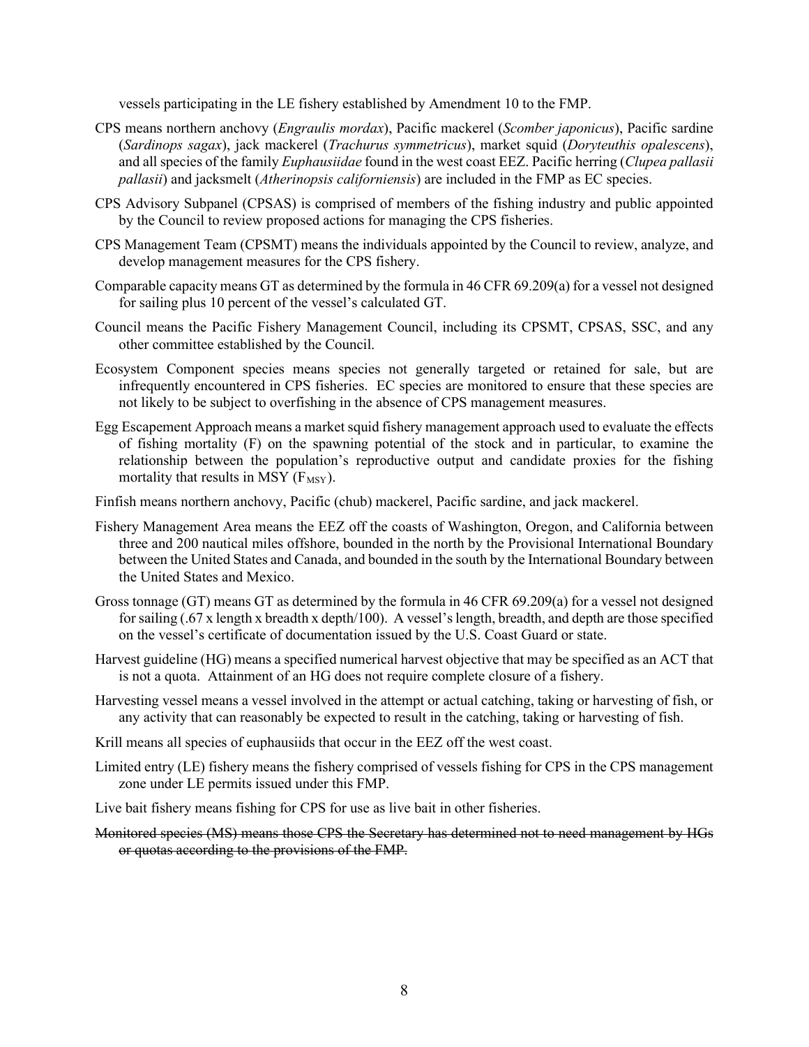vessels participating in the LE fishery established by Amendment 10 to the FMP.

CPS means northern anchovy (*Engraulis mordax*), Pacific mackerel (*Scomber japonicus*), Pacific sardine (*Sardinops sagax*), jack mackerel (*Trachurus symmetricus*), market squid (*Doryteuthis opalescens*), and all species of the family *Euphausiidae* found in the west coast EEZ. Pacific herring (*Clupea pallasii pallasii*) and jacksmelt (*Atherinopsis californiensis*) are included in the FMP as EC species.

CPS Advisory Subpanel (CPSAS) is comprised of members of the fishing industry and public appointed by the Council to review proposed actions for managing the CPS fisheries.

CPS Management Team (CPSMT) means the individuals appointed by the Council to review, analyze, and develop management measures for the CPS fishery.

Comparable capacity means GT as determined by the formula in 46 CFR 69.209(a) for a vessel not designed for sailing plus 10 percent of the vessel's calculated GT.

Council means the Pacific Fishery Management Council, including its CPSMT, CPSAS, SSC, and any other committee established by the Council.

Ecosystem Component species means species not generally targeted or retained for sale, but are infrequently encountered in CPS fisheries. EC species are monitored to ensure that these species are not likely to be subject to overfishing in the absence of CPS management measures.

Egg Escapement Approach means a market squid fishery management approach used to evaluate the effects of fishing mortality (F) on the spawning potential of the stock and in particular, to examine the relationship between the population's reproductive output and candidate proxies for the fishing mortality that results in MSY ($F_{MSY}$).

Finfish means northern anchovy, Pacific (chub) mackerel, Pacific sardine, and jack mackerel.

Fishery Management Area means the EEZ off the coasts of Washington, Oregon, and California between three and 200 nautical miles offshore, bounded in the north by the Provisional International Boundary between the United States and Canada, and bounded in the south by the International Boundary between the United States and Mexico.

Gross tonnage (GT) means GT as determined by the formula in 46 CFR 69.209(a) for a vessel not designed for sailing (.67 x length x breadth x depth/100). A vessel's length, breadth, and depth are those specified on the vessel's certificate of documentation issued by the U.S. Coast Guard or state.

Harvest guideline (HG) means a specified numerical harvest objective that may be specified as an ACT that is not a quota. Attainment of an HG does not require complete closure of a fishery.

Harvesting vessel means a vessel involved in the attempt or actual catching, taking or harvesting of fish, or any activity that can reasonably be expected to result in the catching, taking or harvesting of fish.

Krill means all species of euphausiids that occur in the EEZ off the west coast.

Limited entry (LE) fishery means the fishery comprised of vessels fishing for CPS in the CPS management zone under LE permits issued under this FMP.

Live bait fishery means fishing for CPS for use as live bait in other fisheries.

~~Monitored species (MS) means those CPS the Secretary has determined not to need management by HGs or quotas according to the provisions of the FMP.~~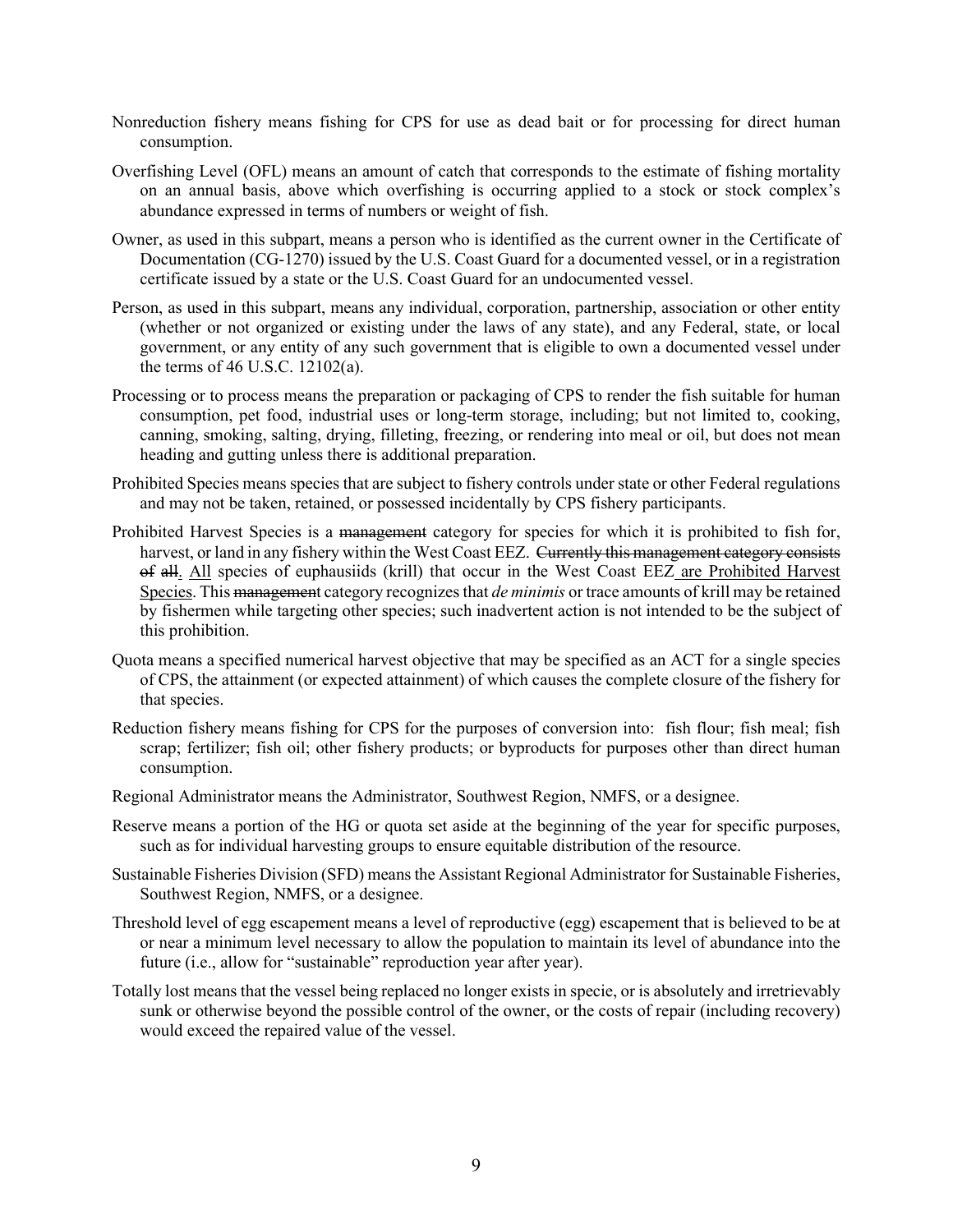Nonreduction fishery means fishing for CPS for use as dead bait or for processing for direct human consumption.

Overfishing Level (OFL) means an amount of catch that corresponds to the estimate of fishing mortality on an annual basis, above which overfishing is occurring applied to a stock or stock complex's abundance expressed in terms of numbers or weight of fish.

Owner, as used in this subpart, means a person who is identified as the current owner in the Certificate of Documentation (CG-1270) issued by the U.S. Coast Guard for a documented vessel, or in a registration certificate issued by a state or the U.S. Coast Guard for an undocumented vessel.

Person, as used in this subpart, means any individual, corporation, partnership, association or other entity (whether or not organized or existing under the laws of any state), and any Federal, state, or local government, or any entity of any such government that is eligible to own a documented vessel under the terms of 46 U.S.C. 12102(a).

Processing or to process means the preparation or packaging of CPS to render the fish suitable for human consumption, pet food, industrial uses or long-term storage, including; but not limited to, cooking, canning, smoking, salting, drying, filleting, freezing, or rendering into meal or oil, but does not mean heading and gutting unless there is additional preparation.

Prohibited Species means species that are subject to fishery controls under state or other Federal regulations and may not be taken, retained, or possessed incidentally by CPS fishery participants.

Prohibited Harvest Species is a ~~management~~ category for species for which it is prohibited to fish for, harvest, or land in any fishery within the West Coast EEZ. ~~Currently this management category consists of all~~. <u>All</u> species of euphausiids (krill) that occur in the West Coast EEZ<u> are Prohibited Harvest Species</u>. This ~~management~~ category recognizes that *de minimis* or trace amounts of krill may be retained by fishermen while targeting other species; such inadvertent action is not intended to be the subject of this prohibition.

Quota means a specified numerical harvest objective that may be specified as an ACT for a single species of CPS, the attainment (or expected attainment) of which causes the complete closure of the fishery for that species.

Reduction fishery means fishing for CPS for the purposes of conversion into: fish flour; fish meal; fish scrap; fertilizer; fish oil; other fishery products; or byproducts for purposes other than direct human consumption.

Regional Administrator means the Administrator, Southwest Region, NMFS, or a designee.

Reserve means a portion of the HG or quota set aside at the beginning of the year for specific purposes, such as for individual harvesting groups to ensure equitable distribution of the resource.

Sustainable Fisheries Division (SFD) means the Assistant Regional Administrator for Sustainable Fisheries, Southwest Region, NMFS, or a designee.

Threshold level of egg escapement means a level of reproductive (egg) escapement that is believed to be at or near a minimum level necessary to allow the population to maintain its level of abundance into the future (i.e., allow for "sustainable" reproduction year after year).

Totally lost means that the vessel being replaced no longer exists in specie, or is absolutely and irretrievably sunk or otherwise beyond the possible control of the owner, or the costs of repair (including recovery) would exceed the repaired value of the vessel.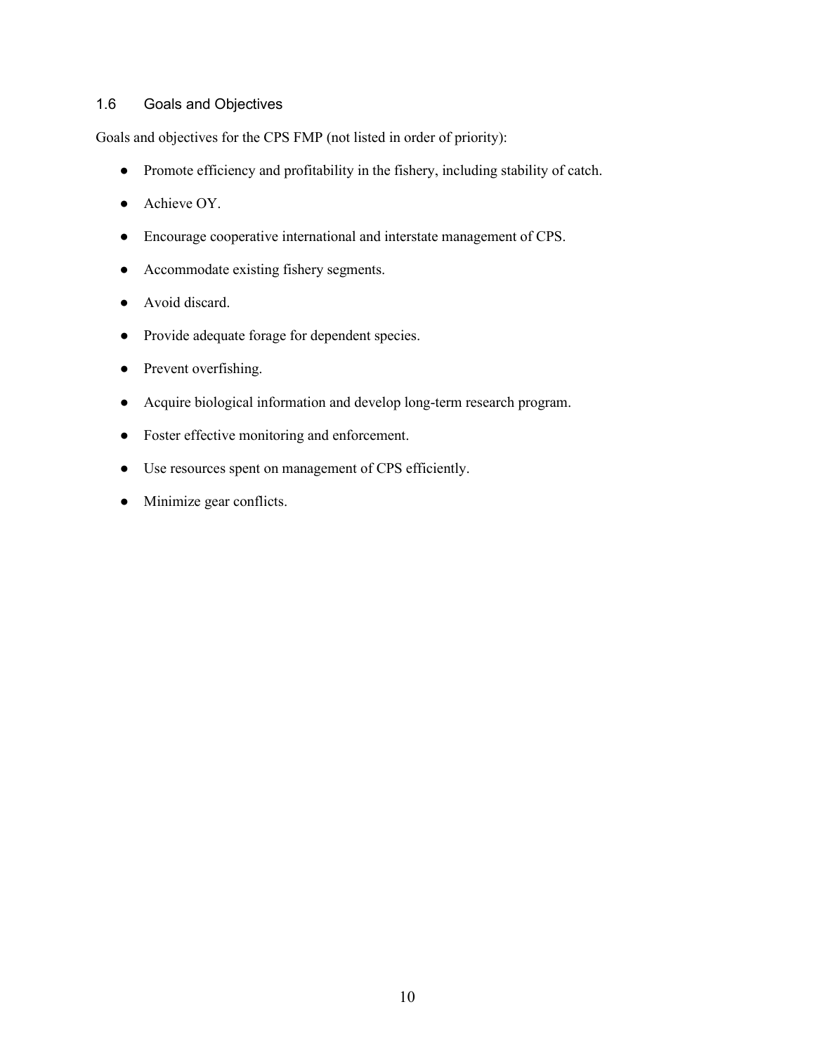## 1.6 Goals and Objectives

Goals and objectives for the CPS FMP (not listed in order of priority):

- Promote efficiency and profitability in the fishery, including stability of catch.
- Achieve OY.
- Encourage cooperative international and interstate management of CPS.
- Accommodate existing fishery segments.
- Avoid discard.
- Provide adequate forage for dependent species.
- Prevent overfishing.
- Acquire biological information and develop long-term research program.
- Foster effective monitoring and enforcement.
- Use resources spent on management of CPS efficiently.
- Minimize gear conflicts.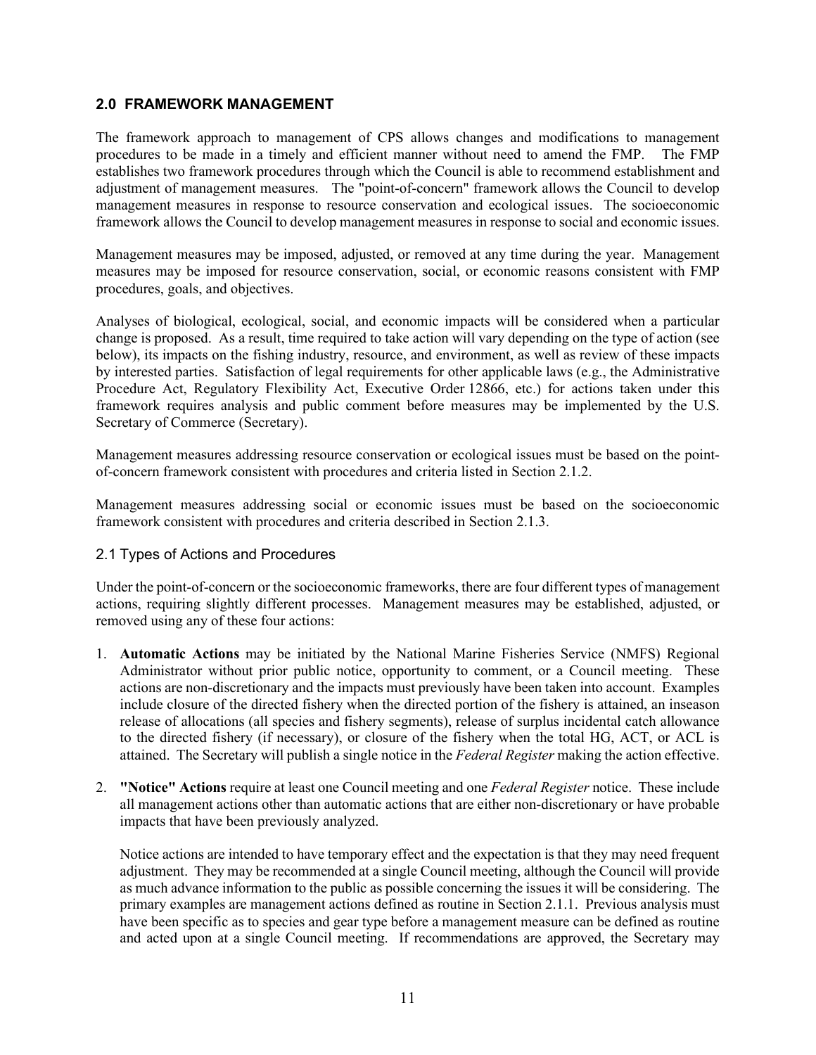## 2.0 FRAMEWORK MANAGEMENT

The framework approach to management of CPS allows changes and modifications to management procedures to be made in a timely and efficient manner without need to amend the FMP. The FMP establishes two framework procedures through which the Council is able to recommend establishment and adjustment of management measures. The "point-of-concern" framework allows the Council to develop management measures in response to resource conservation and ecological issues. The socioeconomic framework allows the Council to develop management measures in response to social and economic issues.

Management measures may be imposed, adjusted, or removed at any time during the year. Management measures may be imposed for resource conservation, social, or economic reasons consistent with FMP procedures, goals, and objectives.

Analyses of biological, ecological, social, and economic impacts will be considered when a particular change is proposed. As a result, time required to take action will vary depending on the type of action (see below), its impacts on the fishing industry, resource, and environment, as well as review of these impacts by interested parties. Satisfaction of legal requirements for other applicable laws (e.g., the Administrative Procedure Act, Regulatory Flexibility Act, Executive Order 12866, etc.) for actions taken under this framework requires analysis and public comment before measures may be implemented by the U.S. Secretary of Commerce (Secretary).

Management measures addressing resource conservation or ecological issues must be based on the point-of-concern framework consistent with procedures and criteria listed in Section 2.1.2.

Management measures addressing social or economic issues must be based on the socioeconomic framework consistent with procedures and criteria described in Section 2.1.3.

### 2.1 Types of Actions and Procedures

Under the point-of-concern or the socioeconomic frameworks, there are four different types of management actions, requiring slightly different processes. Management measures may be established, adjusted, or removed using any of these four actions:

1. **Automatic Actions** may be initiated by the National Marine Fisheries Service (NMFS) Regional Administrator without prior public notice, opportunity to comment, or a Council meeting. These actions are non-discretionary and the impacts must previously have been taken into account. Examples include closure of the directed fishery when the directed portion of the fishery is attained, an inseason release of allocations (all species and fishery segments), release of surplus incidental catch allowance to the directed fishery (if necessary), or closure of the fishery when the total HG, ACT, or ACL is attained. The Secretary will publish a single notice in the *Federal Register* making the action effective.

2. **"Notice" Actions** require at least one Council meeting and one *Federal Register* notice. These include all management actions other than automatic actions that are either non-discretionary or have probable impacts that have been previously analyzed.

   Notice actions are intended to have temporary effect and the expectation is that they may need frequent adjustment. They may be recommended at a single Council meeting, although the Council will provide as much advance information to the public as possible concerning the issues it will be considering. The primary examples are management actions defined as routine in Section 2.1.1. Previous analysis must have been specific as to species and gear type before a management measure can be defined as routine and acted upon at a single Council meeting. If recommendations are approved, the Secretary may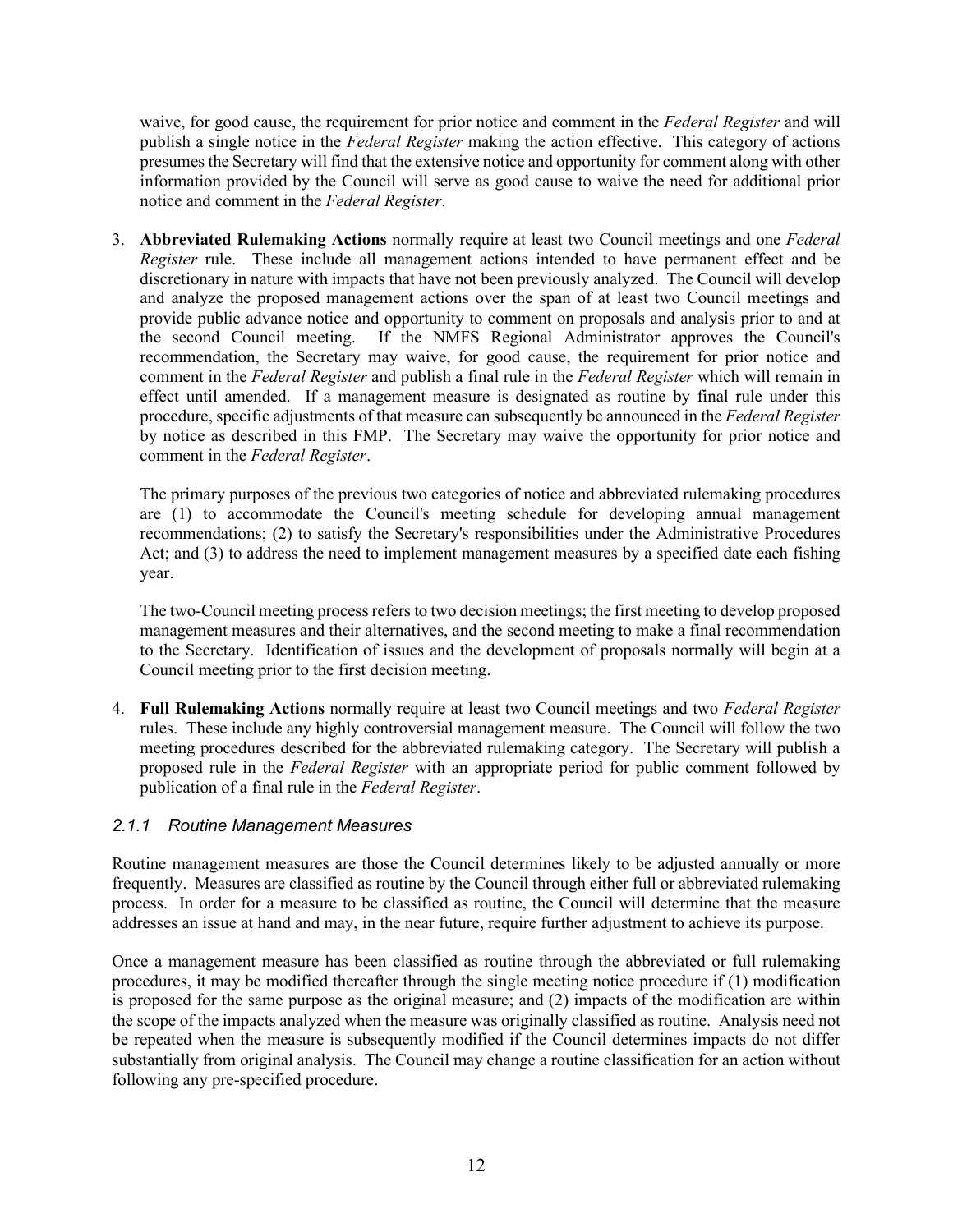waive, for good cause, the requirement for prior notice and comment in the *Federal Register* and will publish a single notice in the *Federal Register* making the action effective. This category of actions presumes the Secretary will find that the extensive notice and opportunity for comment along with other information provided by the Council will serve as good cause to waive the need for additional prior notice and comment in the *Federal Register*.

3. **Abbreviated Rulemaking Actions** normally require at least two Council meetings and one *Federal Register* rule. These include all management actions intended to have permanent effect and be discretionary in nature with impacts that have not been previously analyzed. The Council will develop and analyze the proposed management actions over the span of at least two Council meetings and provide public advance notice and opportunity to comment on proposals and analysis prior to and at the second Council meeting. If the NMFS Regional Administrator approves the Council's recommendation, the Secretary may waive, for good cause, the requirement for prior notice and comment in the *Federal Register* and publish a final rule in the *Federal Register* which will remain in effect until amended. If a management measure is designated as routine by final rule under this procedure, specific adjustments of that measure can subsequently be announced in the *Federal Register* by notice as described in this FMP. The Secretary may waive the opportunity for prior notice and comment in the *Federal Register*.

   The primary purposes of the previous two categories of notice and abbreviated rulemaking procedures are (1) to accommodate the Council's meeting schedule for developing annual management recommendations; (2) to satisfy the Secretary's responsibilities under the Administrative Procedures Act; and (3) to address the need to implement management measures by a specified date each fishing year.

   The two-Council meeting process refers to two decision meetings; the first meeting to develop proposed management measures and their alternatives, and the second meeting to make a final recommendation to the Secretary. Identification of issues and the development of proposals normally will begin at a Council meeting prior to the first decision meeting.

4. **Full Rulemaking Actions** normally require at least two Council meetings and two *Federal Register* rules. These include any highly controversial management measure. The Council will follow the two meeting procedures described for the abbreviated rulemaking category. The Secretary will publish a proposed rule in the *Federal Register* with an appropriate period for public comment followed by publication of a final rule in the *Federal Register*.

### *2.1.1 Routine Management Measures*

Routine management measures are those the Council determines likely to be adjusted annually or more frequently. Measures are classified as routine by the Council through either full or abbreviated rulemaking process. In order for a measure to be classified as routine, the Council will determine that the measure addresses an issue at hand and may, in the near future, require further adjustment to achieve its purpose.

Once a management measure has been classified as routine through the abbreviated or full rulemaking procedures, it may be modified thereafter through the single meeting notice procedure if (1) modification is proposed for the same purpose as the original measure; and (2) impacts of the modification are within the scope of the impacts analyzed when the measure was originally classified as routine. Analysis need not be repeated when the measure is subsequently modified if the Council determines impacts do not differ substantially from original analysis. The Council may change a routine classification for an action without following any pre-specified procedure.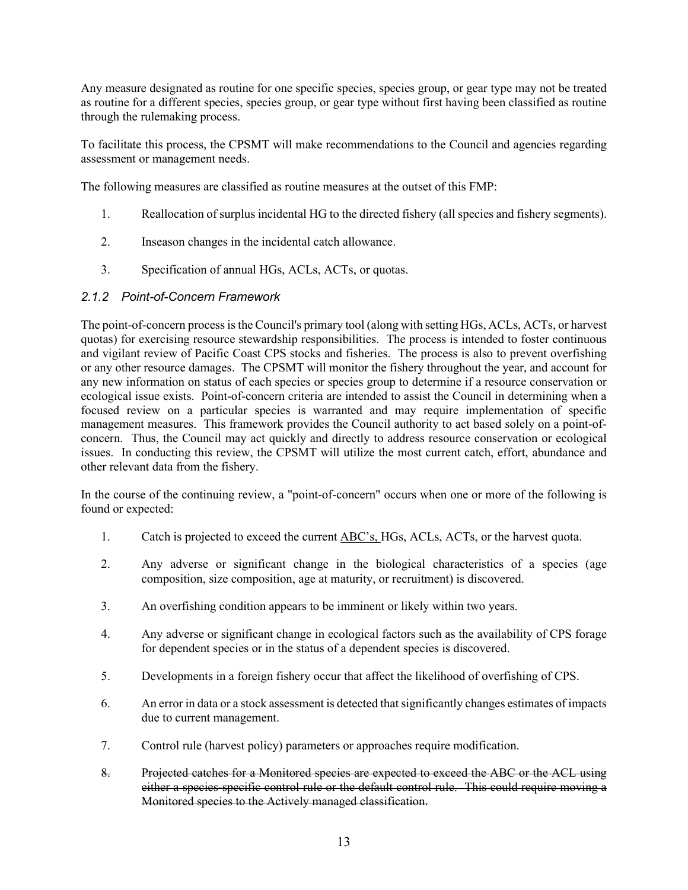Any measure designated as routine for one specific species, species group, or gear type may not be treated as routine for a different species, species group, or gear type without first having been classified as routine through the rulemaking process.

To facilitate this process, the CPSMT will make recommendations to the Council and agencies regarding assessment or management needs.

The following measures are classified as routine measures at the outset of this FMP:

1. Reallocation of surplus incidental HG to the directed fishery (all species and fishery segments).
2. Inseason changes in the incidental catch allowance.
3. Specification of annual HGs, ACLs, ACTs, or quotas.

### *2.1.2 Point-of-Concern Framework*

The point-of-concern process is the Council's primary tool (along with setting HGs, ACLs, ACTs, or harvest quotas) for exercising resource stewardship responsibilities. The process is intended to foster continuous and vigilant review of Pacific Coast CPS stocks and fisheries. The process is also to prevent overfishing or any other resource damages. The CPSMT will monitor the fishery throughout the year, and account for any new information on status of each species or species group to determine if a resource conservation or ecological issue exists. Point-of-concern criteria are intended to assist the Council in determining when a focused review on a particular species is warranted and may require implementation of specific management measures. This framework provides the Council authority to act based solely on a point-of-concern. Thus, the Council may act quickly and directly to address resource conservation or ecological issues. In conducting this review, the CPSMT will utilize the most current catch, effort, abundance and other relevant data from the fishery.

In the course of the continuing review, a "point-of-concern" occurs when one or more of the following is found or expected:

1. Catch is projected to exceed the current <u>ABC's,</u> HGs, ACLs, ACTs, or the harvest quota.
2. Any adverse or significant change in the biological characteristics of a species (age composition, size composition, age at maturity, or recruitment) is discovered.
3. An overfishing condition appears to be imminent or likely within two years.
4. Any adverse or significant change in ecological factors such as the availability of CPS forage for dependent species or in the status of a dependent species is discovered.
5. Developments in a foreign fishery occur that affect the likelihood of overfishing of CPS.
6. An error in data or a stock assessment is detected that significantly changes estimates of impacts due to current management.
7. Control rule (harvest policy) parameters or approaches require modification.
8. ~~Projected catches for a Monitored species are expected to exceed the ABC or the ACL using either a species-specific control rule or the default control rule. This could require moving a Monitored species to the Actively managed classification.~~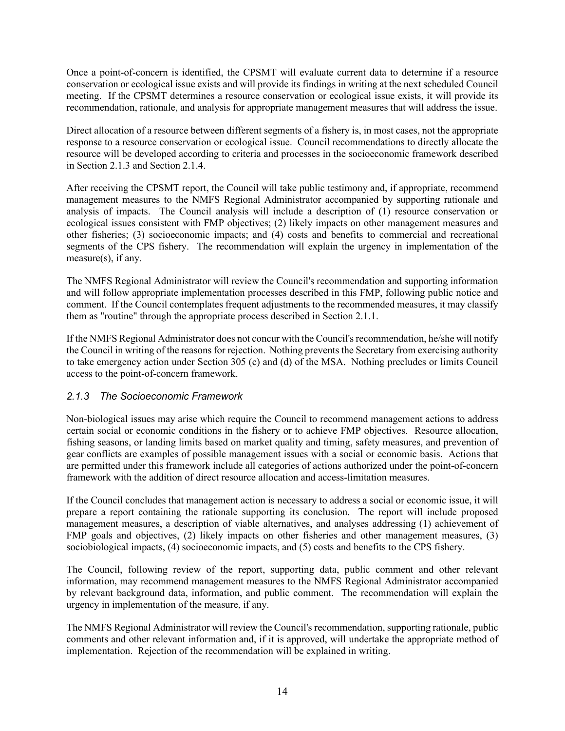Once a point-of-concern is identified, the CPSMT will evaluate current data to determine if a resource conservation or ecological issue exists and will provide its findings in writing at the next scheduled Council meeting. If the CPSMT determines a resource conservation or ecological issue exists, it will provide its recommendation, rationale, and analysis for appropriate management measures that will address the issue.

Direct allocation of a resource between different segments of a fishery is, in most cases, not the appropriate response to a resource conservation or ecological issue. Council recommendations to directly allocate the resource will be developed according to criteria and processes in the socioeconomic framework described in Section 2.1.3 and Section 2.1.4.

After receiving the CPSMT report, the Council will take public testimony and, if appropriate, recommend management measures to the NMFS Regional Administrator accompanied by supporting rationale and analysis of impacts. The Council analysis will include a description of (1) resource conservation or ecological issues consistent with FMP objectives; (2) likely impacts on other management measures and other fisheries; (3) socioeconomic impacts; and (4) costs and benefits to commercial and recreational segments of the CPS fishery. The recommendation will explain the urgency in implementation of the measure(s), if any.

The NMFS Regional Administrator will review the Council's recommendation and supporting information and will follow appropriate implementation processes described in this FMP, following public notice and comment. If the Council contemplates frequent adjustments to the recommended measures, it may classify them as "routine" through the appropriate process described in Section 2.1.1.

If the NMFS Regional Administrator does not concur with the Council's recommendation, he/she will notify the Council in writing of the reasons for rejection. Nothing prevents the Secretary from exercising authority to take emergency action under Section 305 (c) and (d) of the MSA. Nothing precludes or limits Council access to the point-of-concern framework.

### *2.1.3 The Socioeconomic Framework*

Non-biological issues may arise which require the Council to recommend management actions to address certain social or economic conditions in the fishery or to achieve FMP objectives. Resource allocation, fishing seasons, or landing limits based on market quality and timing, safety measures, and prevention of gear conflicts are examples of possible management issues with a social or economic basis. Actions that are permitted under this framework include all categories of actions authorized under the point-of-concern framework with the addition of direct resource allocation and access-limitation measures.

If the Council concludes that management action is necessary to address a social or economic issue, it will prepare a report containing the rationale supporting its conclusion. The report will include proposed management measures, a description of viable alternatives, and analyses addressing (1) achievement of FMP goals and objectives, (2) likely impacts on other fisheries and other management measures, (3) sociobiological impacts, (4) socioeconomic impacts, and (5) costs and benefits to the CPS fishery.

The Council, following review of the report, supporting data, public comment and other relevant information, may recommend management measures to the NMFS Regional Administrator accompanied by relevant background data, information, and public comment. The recommendation will explain the urgency in implementation of the measure, if any.

The NMFS Regional Administrator will review the Council's recommendation, supporting rationale, public comments and other relevant information and, if it is approved, will undertake the appropriate method of implementation. Rejection of the recommendation will be explained in writing.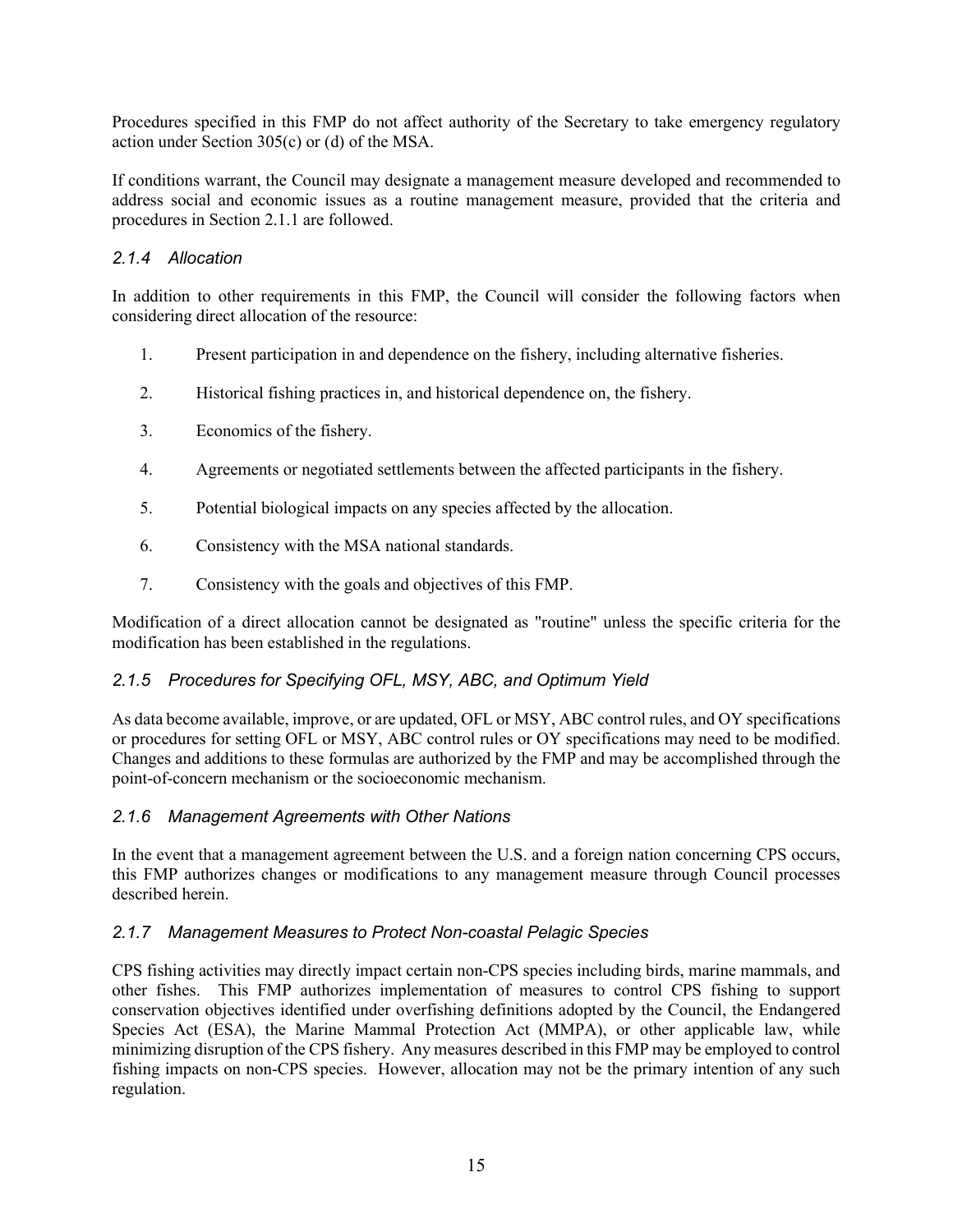Procedures specified in this FMP do not affect authority of the Secretary to take emergency regulatory action under Section 305(c) or (d) of the MSA.

If conditions warrant, the Council may designate a management measure developed and recommended to address social and economic issues as a routine management measure, provided that the criteria and procedures in Section 2.1.1 are followed.

### *2.1.4 Allocation*

In addition to other requirements in this FMP, the Council will consider the following factors when considering direct allocation of the resource:

1. Present participation in and dependence on the fishery, including alternative fisheries.
2. Historical fishing practices in, and historical dependence on, the fishery.
3. Economics of the fishery.
4. Agreements or negotiated settlements between the affected participants in the fishery.
5. Potential biological impacts on any species affected by the allocation.
6. Consistency with the MSA national standards.
7. Consistency with the goals and objectives of this FMP.

Modification of a direct allocation cannot be designated as "routine" unless the specific criteria for the modification has been established in the regulations.

### *2.1.5 Procedures for Specifying OFL, MSY, ABC, and Optimum Yield*

As data become available, improve, or are updated, OFL or MSY, ABC control rules, and OY specifications or procedures for setting OFL or MSY, ABC control rules or OY specifications may need to be modified. Changes and additions to these formulas are authorized by the FMP and may be accomplished through the point-of-concern mechanism or the socioeconomic mechanism.

### *2.1.6 Management Agreements with Other Nations*

In the event that a management agreement between the U.S. and a foreign nation concerning CPS occurs, this FMP authorizes changes or modifications to any management measure through Council processes described herein.

### *2.1.7 Management Measures to Protect Non-coastal Pelagic Species*

CPS fishing activities may directly impact certain non-CPS species including birds, marine mammals, and other fishes. This FMP authorizes implementation of measures to control CPS fishing to support conservation objectives identified under overfishing definitions adopted by the Council, the Endangered Species Act (ESA), the Marine Mammal Protection Act (MMPA), or other applicable law, while minimizing disruption of the CPS fishery. Any measures described in this FMP may be employed to control fishing impacts on non-CPS species. However, allocation may not be the primary intention of any such regulation.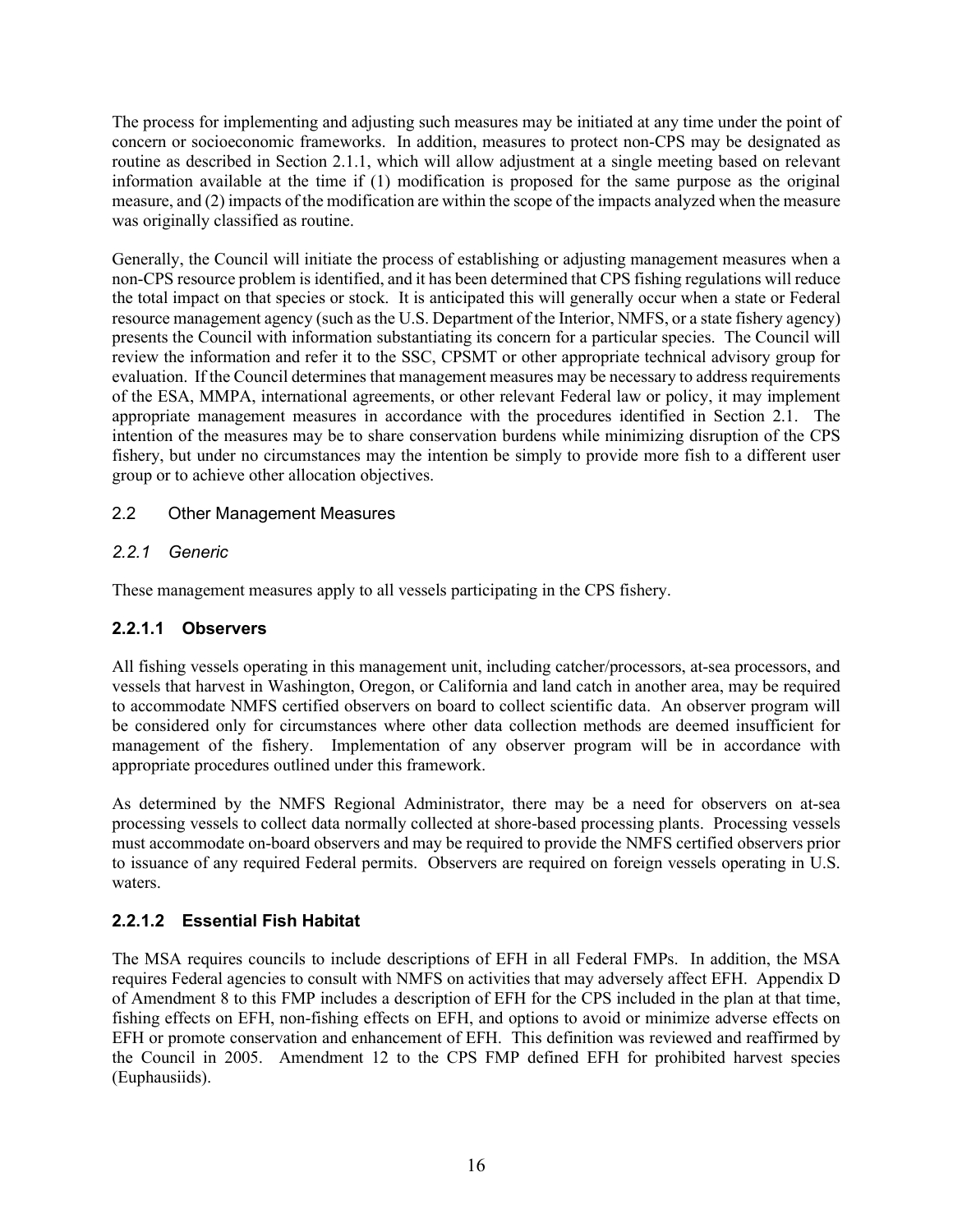The process for implementing and adjusting such measures may be initiated at any time under the point of concern or socioeconomic frameworks. In addition, measures to protect non-CPS may be designated as routine as described in Section 2.1.1, which will allow adjustment at a single meeting based on relevant information available at the time if (1) modification is proposed for the same purpose as the original measure, and (2) impacts of the modification are within the scope of the impacts analyzed when the measure was originally classified as routine.

Generally, the Council will initiate the process of establishing or adjusting management measures when a non-CPS resource problem is identified, and it has been determined that CPS fishing regulations will reduce the total impact on that species or stock. It is anticipated this will generally occur when a state or Federal resource management agency (such as the U.S. Department of the Interior, NMFS, or a state fishery agency) presents the Council with information substantiating its concern for a particular species. The Council will review the information and refer it to the SSC, CPSMT or other appropriate technical advisory group for evaluation. If the Council determines that management measures may be necessary to address requirements of the ESA, MMPA, international agreements, or other relevant Federal law or policy, it may implement appropriate management measures in accordance with the procedures identified in Section 2.1. The intention of the measures may be to share conservation burdens while minimizing disruption of the CPS fishery, but under no circumstances may the intention be simply to provide more fish to a different user group or to achieve other allocation objectives.

## 2.2 Other Management Measures

### *2.2.1 Generic*

These management measures apply to all vessels participating in the CPS fishery.

#### **2.2.1.1 Observers**

All fishing vessels operating in this management unit, including catcher/processors, at-sea processors, and vessels that harvest in Washington, Oregon, or California and land catch in another area, may be required to accommodate NMFS certified observers on board to collect scientific data. An observer program will be considered only for circumstances where other data collection methods are deemed insufficient for management of the fishery. Implementation of any observer program will be in accordance with appropriate procedures outlined under this framework.

As determined by the NMFS Regional Administrator, there may be a need for observers on at-sea processing vessels to collect data normally collected at shore-based processing plants. Processing vessels must accommodate on-board observers and may be required to provide the NMFS certified observers prior to issuance of any required Federal permits. Observers are required on foreign vessels operating in U.S. waters.

#### **2.2.1.2 Essential Fish Habitat**

The MSA requires councils to include descriptions of EFH in all Federal FMPs. In addition, the MSA requires Federal agencies to consult with NMFS on activities that may adversely affect EFH. Appendix D of Amendment 8 to this FMP includes a description of EFH for the CPS included in the plan at that time, fishing effects on EFH, non-fishing effects on EFH, and options to avoid or minimize adverse effects on EFH or promote conservation and enhancement of EFH. This definition was reviewed and reaffirmed by the Council in 2005. Amendment 12 to the CPS FMP defined EFH for prohibited harvest species (Euphausiids).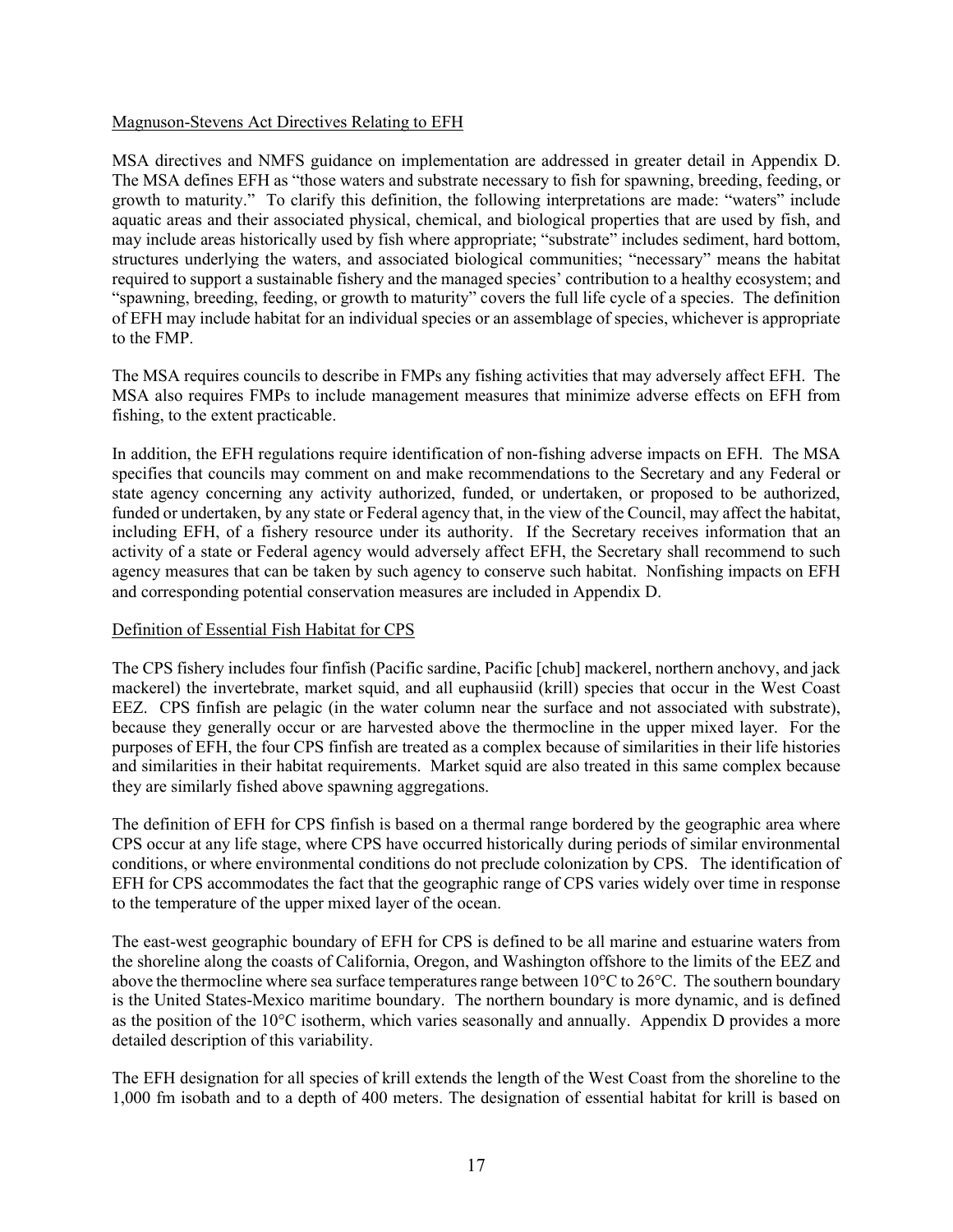Magnuson-Stevens Act Directives Relating to EFH

MSA directives and NMFS guidance on implementation are addressed in greater detail in Appendix D. The MSA defines EFH as "those waters and substrate necessary to fish for spawning, breeding, feeding, or growth to maturity." To clarify this definition, the following interpretations are made: "waters" include aquatic areas and their associated physical, chemical, and biological properties that are used by fish, and may include areas historically used by fish where appropriate; "substrate" includes sediment, hard bottom, structures underlying the waters, and associated biological communities; "necessary" means the habitat required to support a sustainable fishery and the managed species' contribution to a healthy ecosystem; and "spawning, breeding, feeding, or growth to maturity" covers the full life cycle of a species. The definition of EFH may include habitat for an individual species or an assemblage of species, whichever is appropriate to the FMP.

The MSA requires councils to describe in FMPs any fishing activities that may adversely affect EFH. The MSA also requires FMPs to include management measures that minimize adverse effects on EFH from fishing, to the extent practicable.

In addition, the EFH regulations require identification of non-fishing adverse impacts on EFH. The MSA specifies that councils may comment on and make recommendations to the Secretary and any Federal or state agency concerning any activity authorized, funded, or undertaken, or proposed to be authorized, funded or undertaken, by any state or Federal agency that, in the view of the Council, may affect the habitat, including EFH, of a fishery resource under its authority. If the Secretary receives information that an activity of a state or Federal agency would adversely affect EFH, the Secretary shall recommend to such agency measures that can be taken by such agency to conserve such habitat. Nonfishing impacts on EFH and corresponding potential conservation measures are included in Appendix D.

Definition of Essential Fish Habitat for CPS

The CPS fishery includes four finfish (Pacific sardine, Pacific [chub] mackerel, northern anchovy, and jack mackerel) the invertebrate, market squid, and all euphausiid (krill) species that occur in the West Coast EEZ. CPS finfish are pelagic (in the water column near the surface and not associated with substrate), because they generally occur or are harvested above the thermocline in the upper mixed layer. For the purposes of EFH, the four CPS finfish are treated as a complex because of similarities in their life histories and similarities in their habitat requirements. Market squid are also treated in this same complex because they are similarly fished above spawning aggregations.

The definition of EFH for CPS finfish is based on a thermal range bordered by the geographic area where CPS occur at any life stage, where CPS have occurred historically during periods of similar environmental conditions, or where environmental conditions do not preclude colonization by CPS. The identification of EFH for CPS accommodates the fact that the geographic range of CPS varies widely over time in response to the temperature of the upper mixed layer of the ocean.

The east-west geographic boundary of EFH for CPS is defined to be all marine and estuarine waters from the shoreline along the coasts of California, Oregon, and Washington offshore to the limits of the EEZ and above the thermocline where sea surface temperatures range between 10°C to 26°C. The southern boundary is the United States-Mexico maritime boundary. The northern boundary is more dynamic, and is defined as the position of the 10°C isotherm, which varies seasonally and annually. Appendix D provides a more detailed description of this variability.

The EFH designation for all species of krill extends the length of the West Coast from the shoreline to the 1,000 fm isobath and to a depth of 400 meters. The designation of essential habitat for krill is based on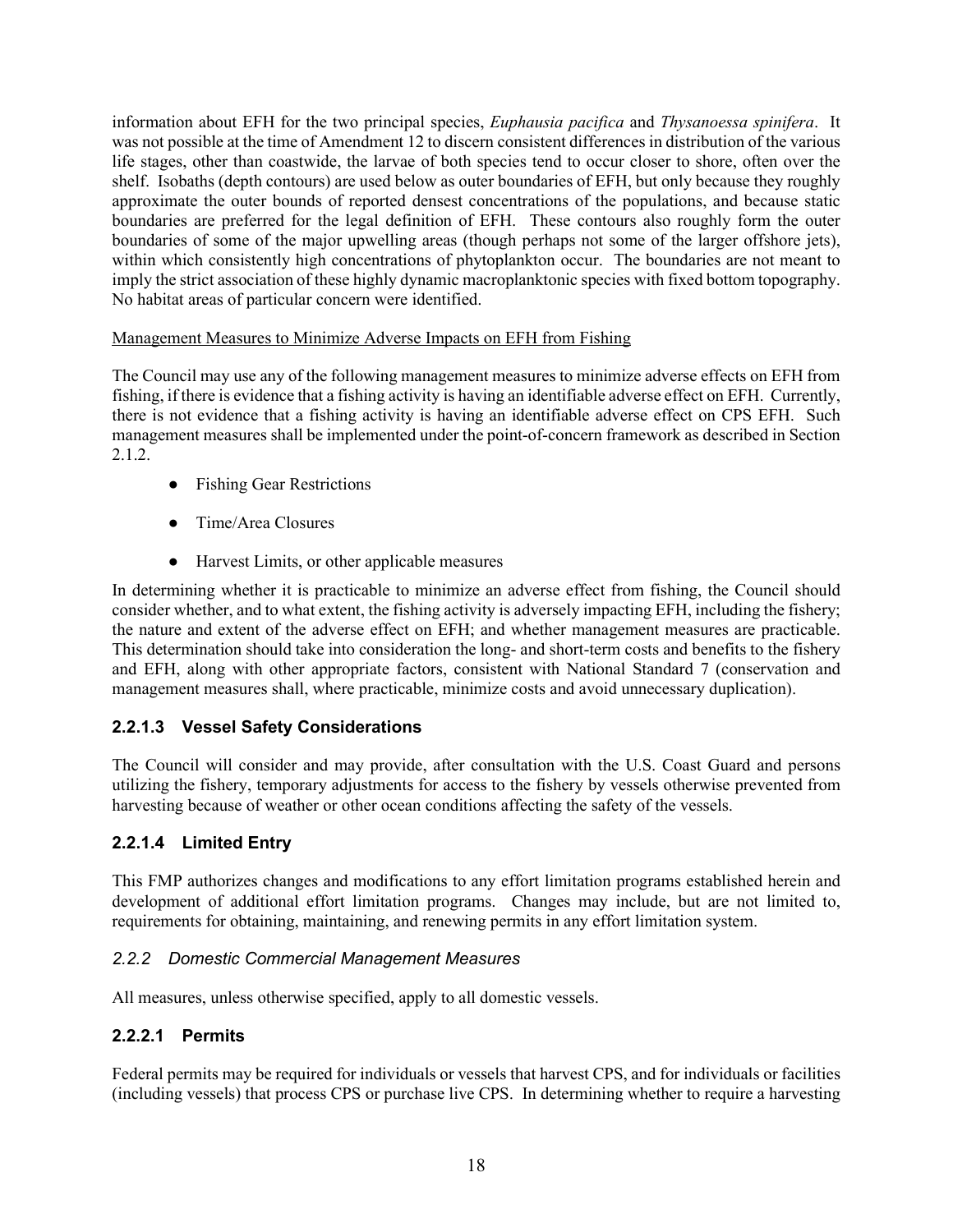information about EFH for the two principal species, *Euphausia pacifica* and *Thysanoessa spinifera*. It was not possible at the time of Amendment 12 to discern consistent differences in distribution of the various life stages, other than coastwide, the larvae of both species tend to occur closer to shore, often over the shelf. Isobaths (depth contours) are used below as outer boundaries of EFH, but only because they roughly approximate the outer bounds of reported densest concentrations of the populations, and because static boundaries are preferred for the legal definition of EFH. These contours also roughly form the outer boundaries of some of the major upwelling areas (though perhaps not some of the larger offshore jets), within which consistently high concentrations of phytoplankton occur. The boundaries are not meant to imply the strict association of these highly dynamic macroplanktonic species with fixed bottom topography. No habitat areas of particular concern were identified.

Management Measures to Minimize Adverse Impacts on EFH from Fishing

The Council may use any of the following management measures to minimize adverse effects on EFH from fishing, if there is evidence that a fishing activity is having an identifiable adverse effect on EFH. Currently, there is not evidence that a fishing activity is having an identifiable adverse effect on CPS EFH. Such management measures shall be implemented under the point-of-concern framework as described in Section 2.1.2.

- Fishing Gear Restrictions
- Time/Area Closures
- Harvest Limits, or other applicable measures

In determining whether it is practicable to minimize an adverse effect from fishing, the Council should consider whether, and to what extent, the fishing activity is adversely impacting EFH, including the fishery; the nature and extent of the adverse effect on EFH; and whether management measures are practicable. This determination should take into consideration the long- and short-term costs and benefits to the fishery and EFH, along with other appropriate factors, consistent with National Standard 7 (conservation and management measures shall, where practicable, minimize costs and avoid unnecessary duplication).

#### 2.2.1.3 Vessel Safety Considerations

The Council will consider and may provide, after consultation with the U.S. Coast Guard and persons utilizing the fishery, temporary adjustments for access to the fishery by vessels otherwise prevented from harvesting because of weather or other ocean conditions affecting the safety of the vessels.

#### 2.2.1.4 Limited Entry

This FMP authorizes changes and modifications to any effort limitation programs established herein and development of additional effort limitation programs. Changes may include, but are not limited to, requirements for obtaining, maintaining, and renewing permits in any effort limitation system.

### *2.2.2 Domestic Commercial Management Measures*

All measures, unless otherwise specified, apply to all domestic vessels.

#### 2.2.2.1 Permits

Federal permits may be required for individuals or vessels that harvest CPS, and for individuals or facilities (including vessels) that process CPS or purchase live CPS. In determining whether to require a harvesting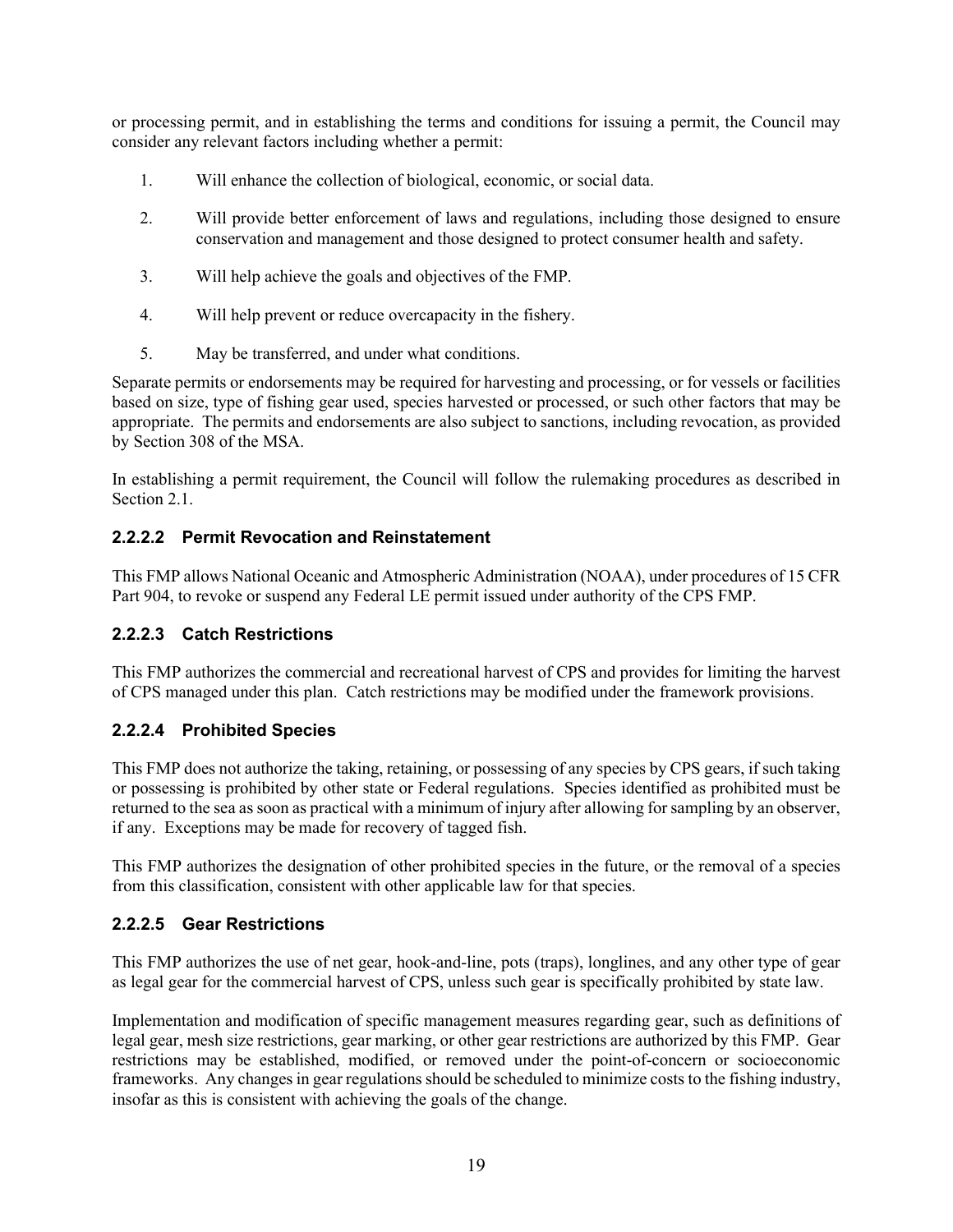or processing permit, and in establishing the terms and conditions for issuing a permit, the Council may consider any relevant factors including whether a permit:

1. Will enhance the collection of biological, economic, or social data.
2. Will provide better enforcement of laws and regulations, including those designed to ensure conservation and management and those designed to protect consumer health and safety.
3. Will help achieve the goals and objectives of the FMP.
4. Will help prevent or reduce overcapacity in the fishery.
5. May be transferred, and under what conditions.

Separate permits or endorsements may be required for harvesting and processing, or for vessels or facilities based on size, type of fishing gear used, species harvested or processed, or such other factors that may be appropriate. The permits and endorsements are also subject to sanctions, including revocation, as provided by Section 308 of the MSA.

In establishing a permit requirement, the Council will follow the rulemaking procedures as described in Section 2.1.

#### 2.2.2.2 Permit Revocation and Reinstatement

This FMP allows National Oceanic and Atmospheric Administration (NOAA), under procedures of 15 CFR Part 904, to revoke or suspend any Federal LE permit issued under authority of the CPS FMP.

#### 2.2.2.3 Catch Restrictions

This FMP authorizes the commercial and recreational harvest of CPS and provides for limiting the harvest of CPS managed under this plan. Catch restrictions may be modified under the framework provisions.

#### 2.2.2.4 Prohibited Species

This FMP does not authorize the taking, retaining, or possessing of any species by CPS gears, if such taking or possessing is prohibited by other state or Federal regulations. Species identified as prohibited must be returned to the sea as soon as practical with a minimum of injury after allowing for sampling by an observer, if any. Exceptions may be made for recovery of tagged fish.

This FMP authorizes the designation of other prohibited species in the future, or the removal of a species from this classification, consistent with other applicable law for that species.

#### 2.2.2.5 Gear Restrictions

This FMP authorizes the use of net gear, hook-and-line, pots (traps), longlines, and any other type of gear as legal gear for the commercial harvest of CPS, unless such gear is specifically prohibited by state law.

Implementation and modification of specific management measures regarding gear, such as definitions of legal gear, mesh size restrictions, gear marking, or other gear restrictions are authorized by this FMP. Gear restrictions may be established, modified, or removed under the point-of-concern or socioeconomic frameworks. Any changes in gear regulations should be scheduled to minimize costs to the fishing industry, insofar as this is consistent with achieving the goals of the change.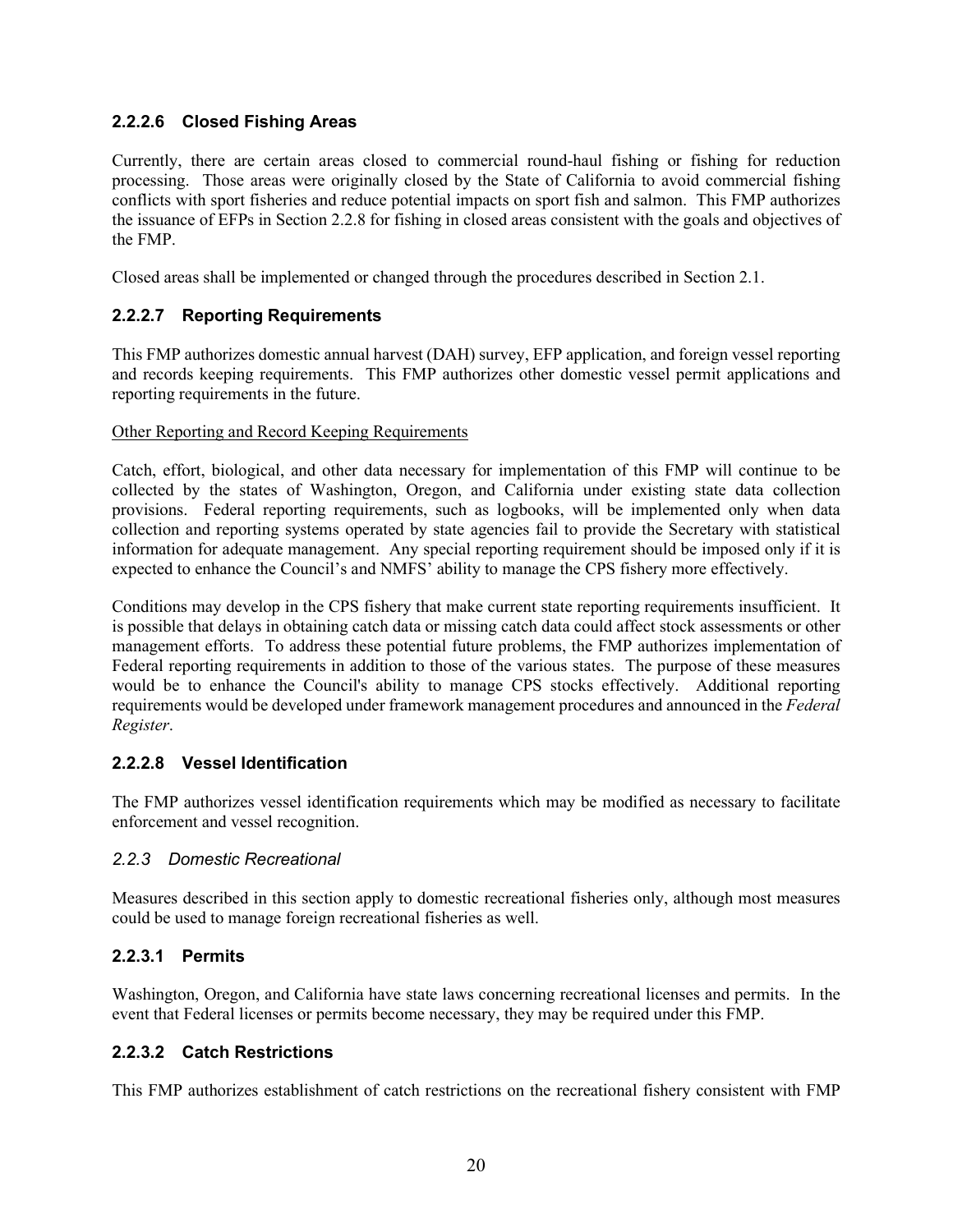#### 2.2.2.6 Closed Fishing Areas

Currently, there are certain areas closed to commercial round-haul fishing or fishing for reduction processing. Those areas were originally closed by the State of California to avoid commercial fishing conflicts with sport fisheries and reduce potential impacts on sport fish and salmon. This FMP authorizes the issuance of EFPs in Section 2.2.8 for fishing in closed areas consistent with the goals and objectives of the FMP.

Closed areas shall be implemented or changed through the procedures described in Section 2.1.

#### 2.2.2.7 Reporting Requirements

This FMP authorizes domestic annual harvest (DAH) survey, EFP application, and foreign vessel reporting and records keeping requirements. This FMP authorizes other domestic vessel permit applications and reporting requirements in the future.

Other Reporting and Record Keeping Requirements

Catch, effort, biological, and other data necessary for implementation of this FMP will continue to be collected by the states of Washington, Oregon, and California under existing state data collection provisions. Federal reporting requirements, such as logbooks, will be implemented only when data collection and reporting systems operated by state agencies fail to provide the Secretary with statistical information for adequate management. Any special reporting requirement should be imposed only if it is expected to enhance the Council's and NMFS' ability to manage the CPS fishery more effectively.

Conditions may develop in the CPS fishery that make current state reporting requirements insufficient. It is possible that delays in obtaining catch data or missing catch data could affect stock assessments or other management efforts. To address these potential future problems, the FMP authorizes implementation of Federal reporting requirements in addition to those of the various states. The purpose of these measures would be to enhance the Council's ability to manage CPS stocks effectively. Additional reporting requirements would be developed under framework management procedures and announced in the *Federal Register*.

#### 2.2.2.8 Vessel Identification

The FMP authorizes vessel identification requirements which may be modified as necessary to facilitate enforcement and vessel recognition.

### *2.2.3 Domestic Recreational*

Measures described in this section apply to domestic recreational fisheries only, although most measures could be used to manage foreign recreational fisheries as well.

#### 2.2.3.1 Permits

Washington, Oregon, and California have state laws concerning recreational licenses and permits. In the event that Federal licenses or permits become necessary, they may be required under this FMP.

#### 2.2.3.2 Catch Restrictions

This FMP authorizes establishment of catch restrictions on the recreational fishery consistent with FMP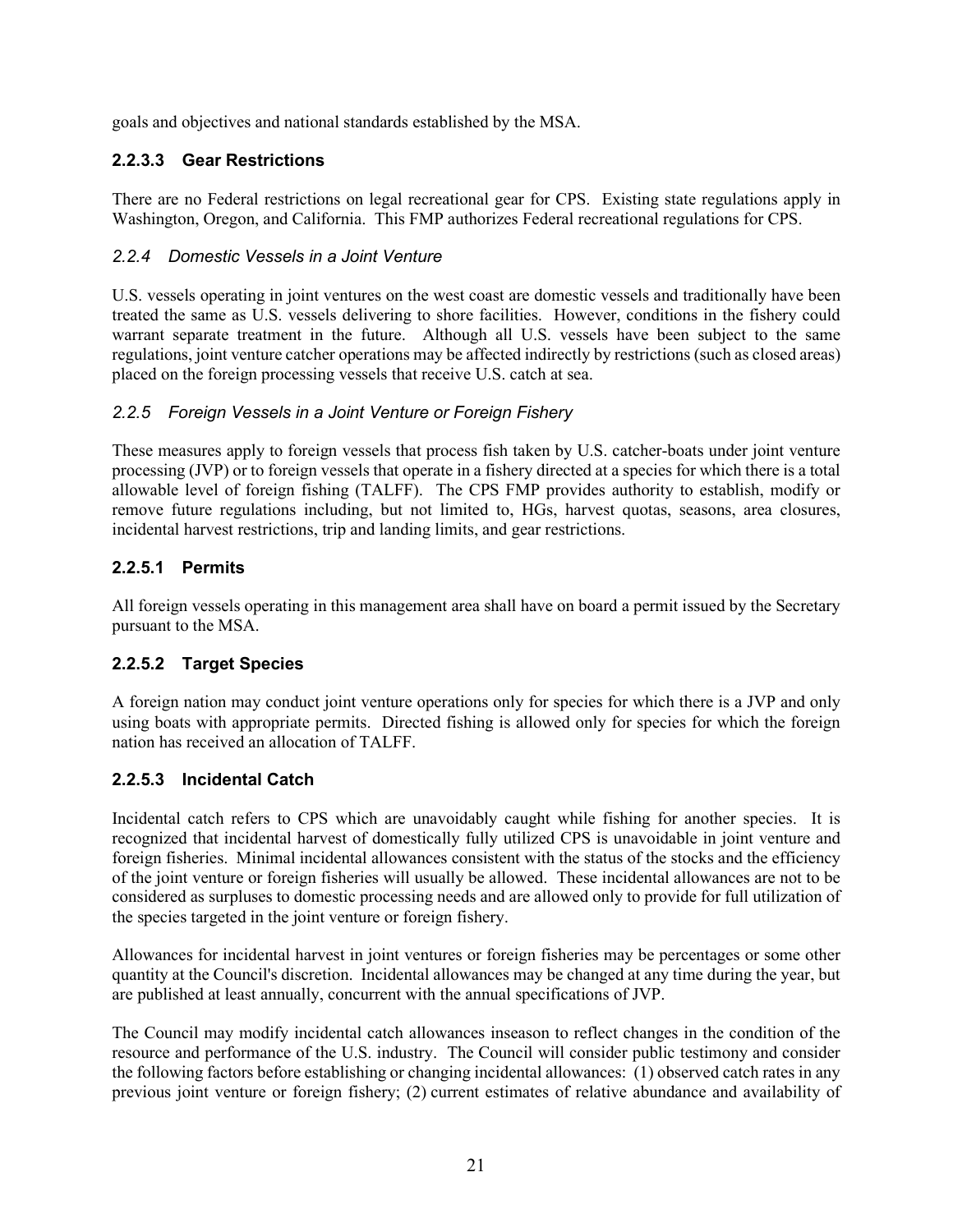goals and objectives and national standards established by the MSA.

#### 2.2.3.3 Gear Restrictions

There are no Federal restrictions on legal recreational gear for CPS. Existing state regulations apply in Washington, Oregon, and California. This FMP authorizes Federal recreational regulations for CPS.

### *2.2.4 Domestic Vessels in a Joint Venture*

U.S. vessels operating in joint ventures on the west coast are domestic vessels and traditionally have been treated the same as U.S. vessels delivering to shore facilities. However, conditions in the fishery could warrant separate treatment in the future. Although all U.S. vessels have been subject to the same regulations, joint venture catcher operations may be affected indirectly by restrictions (such as closed areas) placed on the foreign processing vessels that receive U.S. catch at sea.

### *2.2.5 Foreign Vessels in a Joint Venture or Foreign Fishery*

These measures apply to foreign vessels that process fish taken by U.S. catcher-boats under joint venture processing (JVP) or to foreign vessels that operate in a fishery directed at a species for which there is a total allowable level of foreign fishing (TALFF). The CPS FMP provides authority to establish, modify or remove future regulations including, but not limited to, HGs, harvest quotas, seasons, area closures, incidental harvest restrictions, trip and landing limits, and gear restrictions.

#### 2.2.5.1 Permits

All foreign vessels operating in this management area shall have on board a permit issued by the Secretary pursuant to the MSA.

#### 2.2.5.2 Target Species

A foreign nation may conduct joint venture operations only for species for which there is a JVP and only using boats with appropriate permits. Directed fishing is allowed only for species for which the foreign nation has received an allocation of TALFF.

#### 2.2.5.3 Incidental Catch

Incidental catch refers to CPS which are unavoidably caught while fishing for another species. It is recognized that incidental harvest of domestically fully utilized CPS is unavoidable in joint venture and foreign fisheries. Minimal incidental allowances consistent with the status of the stocks and the efficiency of the joint venture or foreign fisheries will usually be allowed. These incidental allowances are not to be considered as surpluses to domestic processing needs and are allowed only to provide for full utilization of the species targeted in the joint venture or foreign fishery.

Allowances for incidental harvest in joint ventures or foreign fisheries may be percentages or some other quantity at the Council's discretion. Incidental allowances may be changed at any time during the year, but are published at least annually, concurrent with the annual specifications of JVP.

The Council may modify incidental catch allowances inseason to reflect changes in the condition of the resource and performance of the U.S. industry. The Council will consider public testimony and consider the following factors before establishing or changing incidental allowances: (1) observed catch rates in any previous joint venture or foreign fishery; (2) current estimates of relative abundance and availability of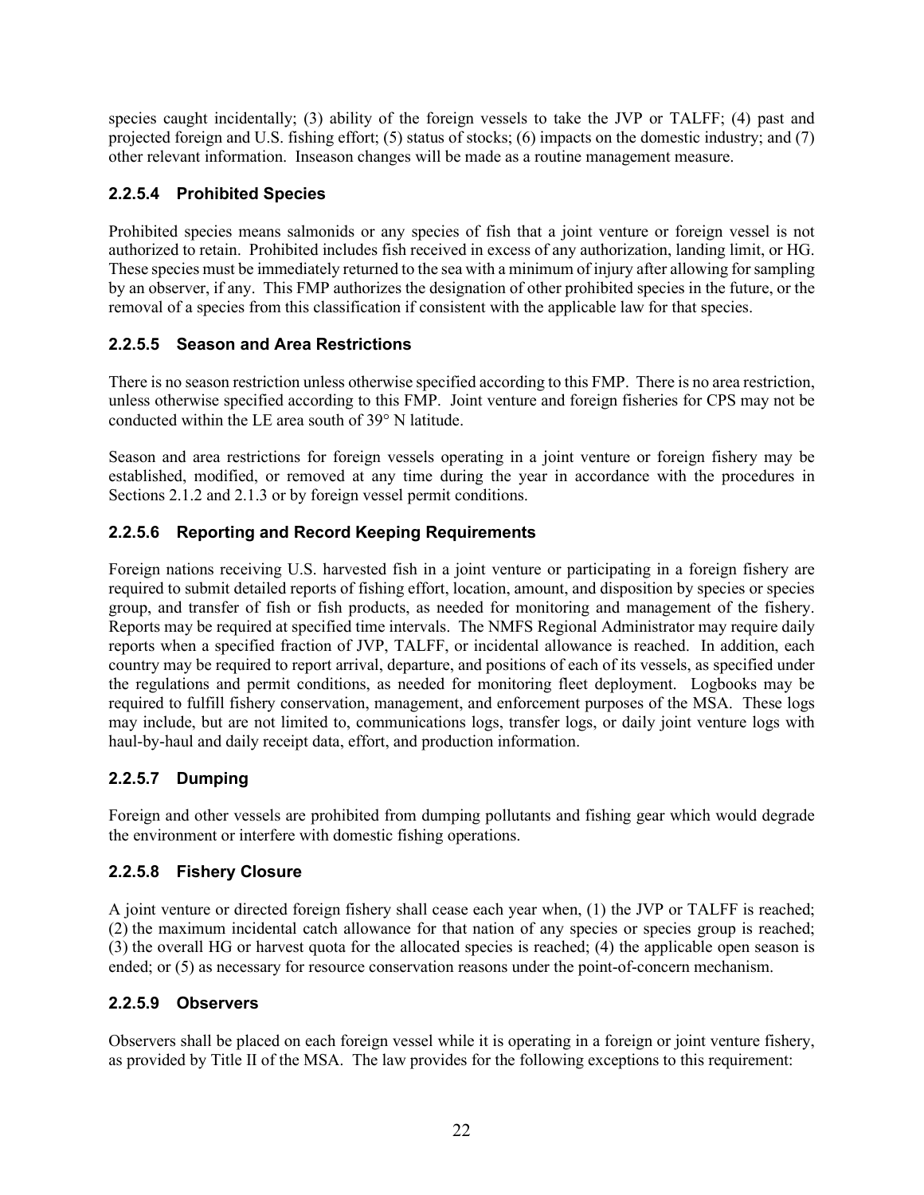species caught incidentally; (3) ability of the foreign vessels to take the JVP or TALFF; (4) past and projected foreign and U.S. fishing effort; (5) status of stocks; (6) impacts on the domestic industry; and (7) other relevant information. Inseason changes will be made as a routine management measure.

### 2.2.5.4 Prohibited Species

Prohibited species means salmonids or any species of fish that a joint venture or foreign vessel is not authorized to retain. Prohibited includes fish received in excess of any authorization, landing limit, or HG. These species must be immediately returned to the sea with a minimum of injury after allowing for sampling by an observer, if any. This FMP authorizes the designation of other prohibited species in the future, or the removal of a species from this classification if consistent with the applicable law for that species.

### 2.2.5.5 Season and Area Restrictions

There is no season restriction unless otherwise specified according to this FMP. There is no area restriction, unless otherwise specified according to this FMP. Joint venture and foreign fisheries for CPS may not be conducted within the LE area south of 39° N latitude.

Season and area restrictions for foreign vessels operating in a joint venture or foreign fishery may be established, modified, or removed at any time during the year in accordance with the procedures in Sections 2.1.2 and 2.1.3 or by foreign vessel permit conditions.

### 2.2.5.6 Reporting and Record Keeping Requirements

Foreign nations receiving U.S. harvested fish in a joint venture or participating in a foreign fishery are required to submit detailed reports of fishing effort, location, amount, and disposition by species or species group, and transfer of fish or fish products, as needed for monitoring and management of the fishery. Reports may be required at specified time intervals. The NMFS Regional Administrator may require daily reports when a specified fraction of JVP, TALFF, or incidental allowance is reached. In addition, each country may be required to report arrival, departure, and positions of each of its vessels, as specified under the regulations and permit conditions, as needed for monitoring fleet deployment. Logbooks may be required to fulfill fishery conservation, management, and enforcement purposes of the MSA. These logs may include, but are not limited to, communications logs, transfer logs, or daily joint venture logs with haul-by-haul and daily receipt data, effort, and production information.

### 2.2.5.7 Dumping

Foreign and other vessels are prohibited from dumping pollutants and fishing gear which would degrade the environment or interfere with domestic fishing operations.

### 2.2.5.8 Fishery Closure

A joint venture or directed foreign fishery shall cease each year when, (1) the JVP or TALFF is reached; (2) the maximum incidental catch allowance for that nation of any species or species group is reached; (3) the overall HG or harvest quota for the allocated species is reached; (4) the applicable open season is ended; or (5) as necessary for resource conservation reasons under the point-of-concern mechanism.

### 2.2.5.9 Observers

Observers shall be placed on each foreign vessel while it is operating in a foreign or joint venture fishery, as provided by Title II of the MSA. The law provides for the following exceptions to this requirement: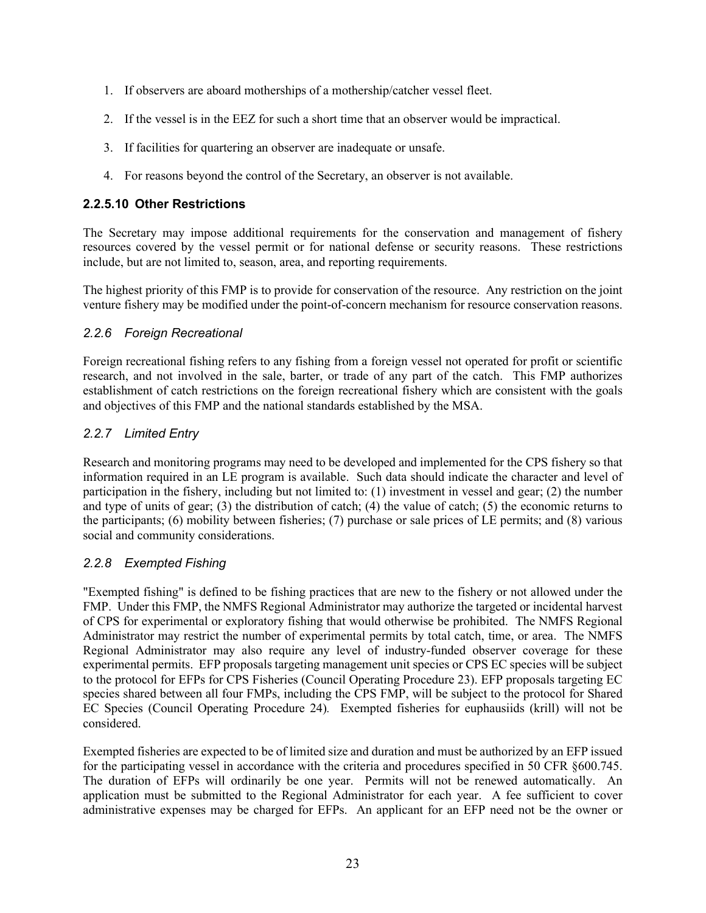1. If observers are aboard motherships of a mothership/catcher vessel fleet.

2. If the vessel is in the EEZ for such a short time that an observer would be impractical.

3. If facilities for quartering an observer are inadequate or unsafe.

4. For reasons beyond the control of the Secretary, an observer is not available.

#### 2.2.5.10 Other Restrictions

The Secretary may impose additional requirements for the conservation and management of fishery resources covered by the vessel permit or for national defense or security reasons. These restrictions include, but are not limited to, season, area, and reporting requirements.

The highest priority of this FMP is to provide for conservation of the resource. Any restriction on the joint venture fishery may be modified under the point-of-concern mechanism for resource conservation reasons.

### *2.2.6 Foreign Recreational*

Foreign recreational fishing refers to any fishing from a foreign vessel not operated for profit or scientific research, and not involved in the sale, barter, or trade of any part of the catch. This FMP authorizes establishment of catch restrictions on the foreign recreational fishery which are consistent with the goals and objectives of this FMP and the national standards established by the MSA.

### *2.2.7 Limited Entry*

Research and monitoring programs may need to be developed and implemented for the CPS fishery so that information required in an LE program is available. Such data should indicate the character and level of participation in the fishery, including but not limited to: (1) investment in vessel and gear; (2) the number and type of units of gear; (3) the distribution of catch; (4) the value of catch; (5) the economic returns to the participants; (6) mobility between fisheries; (7) purchase or sale prices of LE permits; and (8) various social and community considerations.

### *2.2.8 Exempted Fishing*

"Exempted fishing" is defined to be fishing practices that are new to the fishery or not allowed under the FMP. Under this FMP, the NMFS Regional Administrator may authorize the targeted or incidental harvest of CPS for experimental or exploratory fishing that would otherwise be prohibited. The NMFS Regional Administrator may restrict the number of experimental permits by total catch, time, or area. The NMFS Regional Administrator may also require any level of industry-funded observer coverage for these experimental permits. EFP proposals targeting management unit species or CPS EC species will be subject to the protocol for EFPs for CPS Fisheries (Council Operating Procedure 23). EFP proposals targeting EC species shared between all four FMPs, including the CPS FMP, will be subject to the protocol for Shared EC Species (Council Operating Procedure 24). Exempted fisheries for euphausiids (krill) will not be considered.

Exempted fisheries are expected to be of limited size and duration and must be authorized by an EFP issued for the participating vessel in accordance with the criteria and procedures specified in 50 CFR §600.745. The duration of EFPs will ordinarily be one year. Permits will not be renewed automatically. An application must be submitted to the Regional Administrator for each year. A fee sufficient to cover administrative expenses may be charged for EFPs. An applicant for an EFP need not be the owner or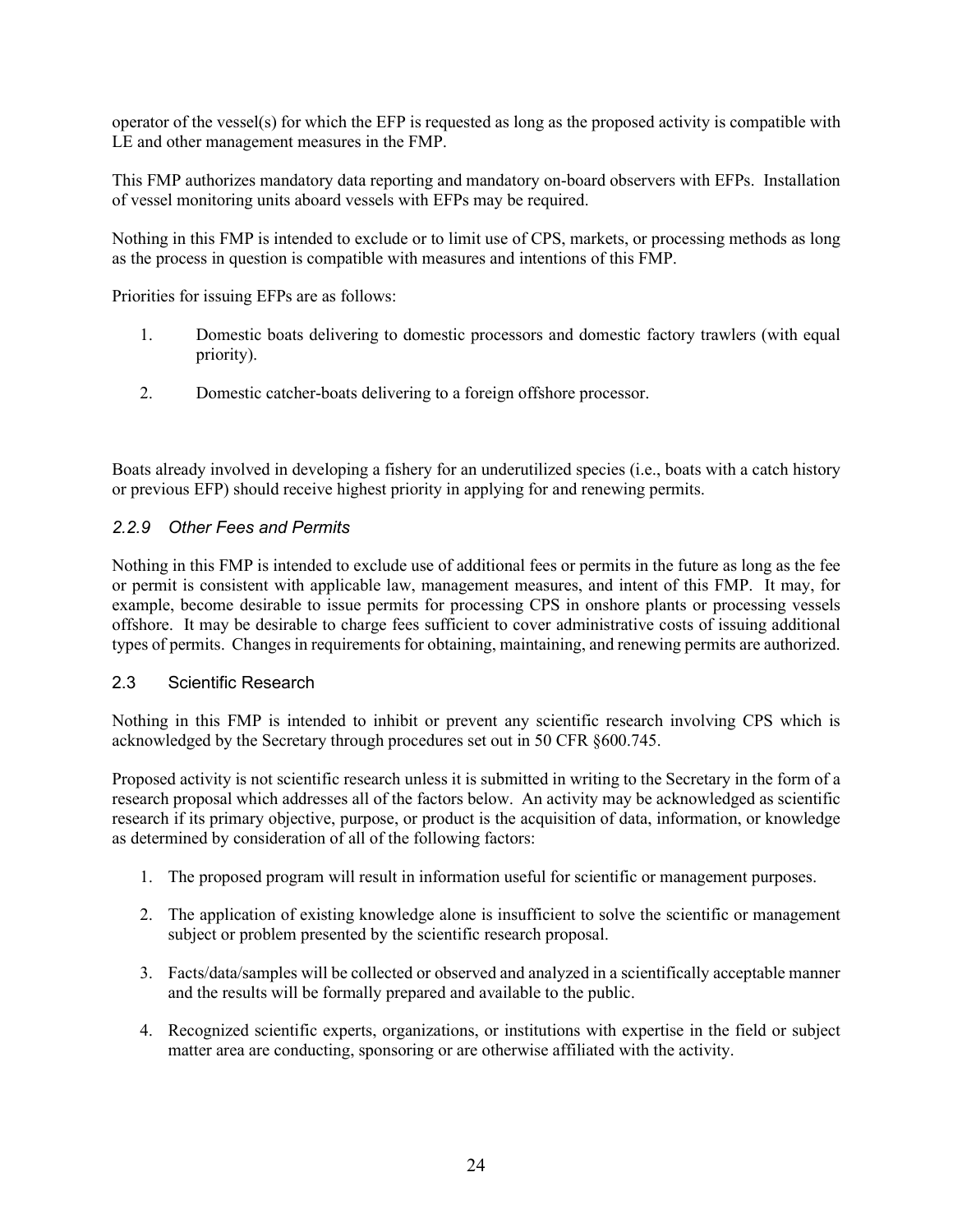operator of the vessel(s) for which the EFP is requested as long as the proposed activity is compatible with LE and other management measures in the FMP.

This FMP authorizes mandatory data reporting and mandatory on-board observers with EFPs. Installation of vessel monitoring units aboard vessels with EFPs may be required.

Nothing in this FMP is intended to exclude or to limit use of CPS, markets, or processing methods as long as the process in question is compatible with measures and intentions of this FMP.

Priorities for issuing EFPs are as follows:

1. Domestic boats delivering to domestic processors and domestic factory trawlers (with equal priority).
2. Domestic catcher-boats delivering to a foreign offshore processor.

Boats already involved in developing a fishery for an underutilized species (i.e., boats with a catch history or previous EFP) should receive highest priority in applying for and renewing permits.

### *2.2.9 Other Fees and Permits*

Nothing in this FMP is intended to exclude use of additional fees or permits in the future as long as the fee or permit is consistent with applicable law, management measures, and intent of this FMP. It may, for example, become desirable to issue permits for processing CPS in onshore plants or processing vessels offshore. It may be desirable to charge fees sufficient to cover administrative costs of issuing additional types of permits. Changes in requirements for obtaining, maintaining, and renewing permits are authorized.

## 2.3 Scientific Research

Nothing in this FMP is intended to inhibit or prevent any scientific research involving CPS which is acknowledged by the Secretary through procedures set out in 50 CFR §600.745.

Proposed activity is not scientific research unless it is submitted in writing to the Secretary in the form of a research proposal which addresses all of the factors below. An activity may be acknowledged as scientific research if its primary objective, purpose, or product is the acquisition of data, information, or knowledge as determined by consideration of all of the following factors:

1. The proposed program will result in information useful for scientific or management purposes.
2. The application of existing knowledge alone is insufficient to solve the scientific or management subject or problem presented by the scientific research proposal.
3. Facts/data/samples will be collected or observed and analyzed in a scientifically acceptable manner and the results will be formally prepared and available to the public.
4. Recognized scientific experts, organizations, or institutions with expertise in the field or subject matter area are conducting, sponsoring or are otherwise affiliated with the activity.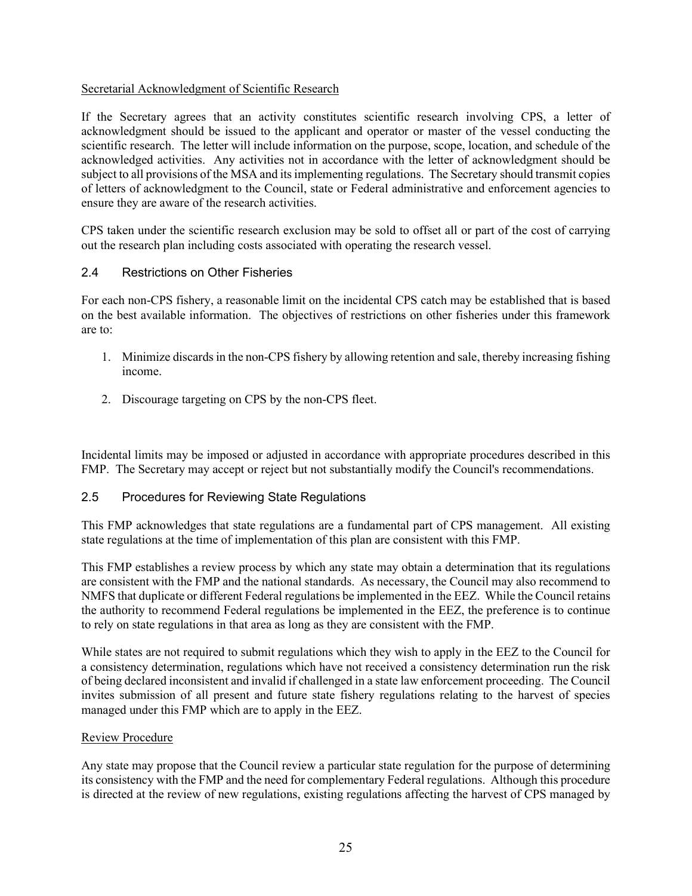Secretarial Acknowledgment of Scientific Research

If the Secretary agrees that an activity constitutes scientific research involving CPS, a letter of acknowledgment should be issued to the applicant and operator or master of the vessel conducting the scientific research. The letter will include information on the purpose, scope, location, and schedule of the acknowledged activities. Any activities not in accordance with the letter of acknowledgment should be subject to all provisions of the MSA and its implementing regulations. The Secretary should transmit copies of letters of acknowledgment to the Council, state or Federal administrative and enforcement agencies to ensure they are aware of the research activities.

CPS taken under the scientific research exclusion may be sold to offset all or part of the cost of carrying out the research plan including costs associated with operating the research vessel.

## 2.4 Restrictions on Other Fisheries

For each non-CPS fishery, a reasonable limit on the incidental CPS catch may be established that is based on the best available information. The objectives of restrictions on other fisheries under this framework are to:

1. Minimize discards in the non-CPS fishery by allowing retention and sale, thereby increasing fishing income.
2. Discourage targeting on CPS by the non-CPS fleet.

Incidental limits may be imposed or adjusted in accordance with appropriate procedures described in this FMP. The Secretary may accept or reject but not substantially modify the Council's recommendations.

## 2.5 Procedures for Reviewing State Regulations

This FMP acknowledges that state regulations are a fundamental part of CPS management. All existing state regulations at the time of implementation of this plan are consistent with this FMP.

This FMP establishes a review process by which any state may obtain a determination that its regulations are consistent with the FMP and the national standards. As necessary, the Council may also recommend to NMFS that duplicate or different Federal regulations be implemented in the EEZ. While the Council retains the authority to recommend Federal regulations be implemented in the EEZ, the preference is to continue to rely on state regulations in that area as long as they are consistent with the FMP.

While states are not required to submit regulations which they wish to apply in the EEZ to the Council for a consistency determination, regulations which have not received a consistency determination run the risk of being declared inconsistent and invalid if challenged in a state law enforcement proceeding. The Council invites submission of all present and future state fishery regulations relating to the harvest of species managed under this FMP which are to apply in the EEZ.

Review Procedure

Any state may propose that the Council review a particular state regulation for the purpose of determining its consistency with the FMP and the need for complementary Federal regulations. Although this procedure is directed at the review of new regulations, existing regulations affecting the harvest of CPS managed by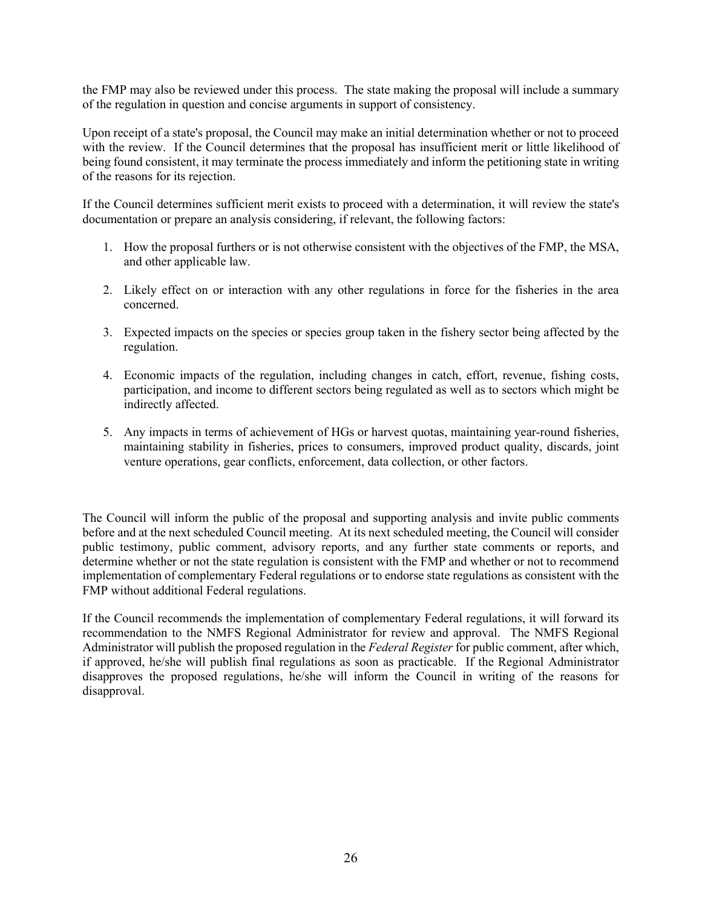the FMP may also be reviewed under this process. The state making the proposal will include a summary of the regulation in question and concise arguments in support of consistency.

Upon receipt of a state's proposal, the Council may make an initial determination whether or not to proceed with the review. If the Council determines that the proposal has insufficient merit or little likelihood of being found consistent, it may terminate the process immediately and inform the petitioning state in writing of the reasons for its rejection.

If the Council determines sufficient merit exists to proceed with a determination, it will review the state's documentation or prepare an analysis considering, if relevant, the following factors:

1. How the proposal furthers or is not otherwise consistent with the objectives of the FMP, the MSA, and other applicable law.

2. Likely effect on or interaction with any other regulations in force for the fisheries in the area concerned.

3. Expected impacts on the species or species group taken in the fishery sector being affected by the regulation.

4. Economic impacts of the regulation, including changes in catch, effort, revenue, fishing costs, participation, and income to different sectors being regulated as well as to sectors which might be indirectly affected.

5. Any impacts in terms of achievement of HGs or harvest quotas, maintaining year-round fisheries, maintaining stability in fisheries, prices to consumers, improved product quality, discards, joint venture operations, gear conflicts, enforcement, data collection, or other factors.

The Council will inform the public of the proposal and supporting analysis and invite public comments before and at the next scheduled Council meeting. At its next scheduled meeting, the Council will consider public testimony, public comment, advisory reports, and any further state comments or reports, and determine whether or not the state regulation is consistent with the FMP and whether or not to recommend implementation of complementary Federal regulations or to endorse state regulations as consistent with the FMP without additional Federal regulations.

If the Council recommends the implementation of complementary Federal regulations, it will forward its recommendation to the NMFS Regional Administrator for review and approval. The NMFS Regional Administrator will publish the proposed regulation in the *Federal Register* for public comment, after which, if approved, he/she will publish final regulations as soon as practicable. If the Regional Administrator disapproves the proposed regulations, he/she will inform the Council in writing of the reasons for disapproval.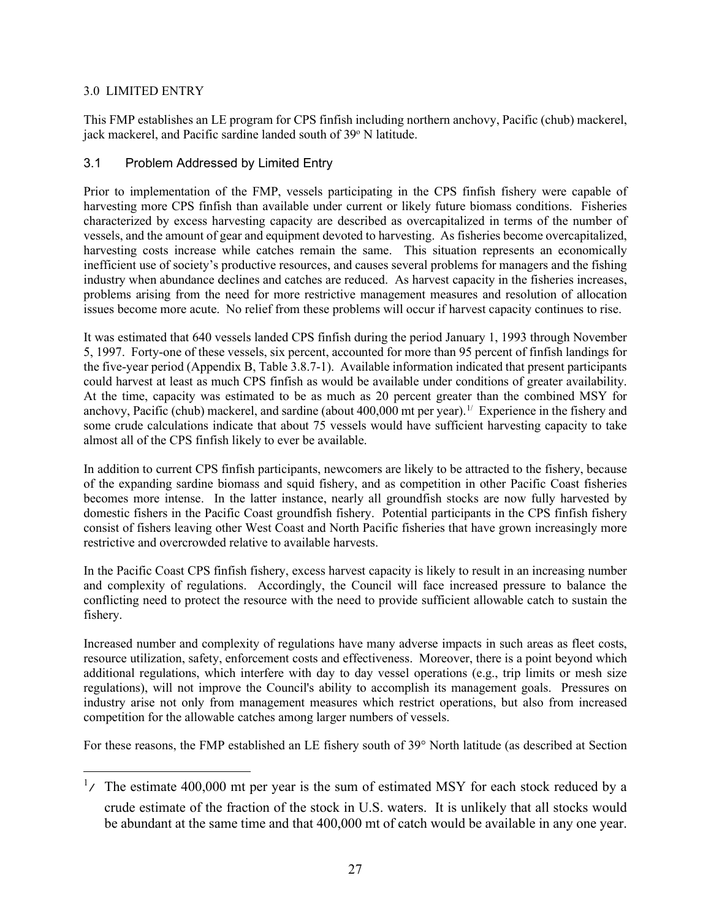## 3.0 LIMITED ENTRY

This FMP establishes an LE program for CPS finfish including northern anchovy, Pacific (chub) mackerel, jack mackerel, and Pacific sardine landed south of 39° N latitude.

### 3.1 Problem Addressed by Limited Entry

Prior to implementation of the FMP, vessels participating in the CPS finfish fishery were capable of harvesting more CPS finfish than available under current or likely future biomass conditions. Fisheries characterized by excess harvesting capacity are described as overcapitalized in terms of the number of vessels, and the amount of gear and equipment devoted to harvesting. As fisheries become overcapitalized, harvesting costs increase while catches remain the same. This situation represents an economically inefficient use of society's productive resources, and causes several problems for managers and the fishing industry when abundance declines and catches are reduced. As harvest capacity in the fisheries increases, problems arising from the need for more restrictive management measures and resolution of allocation issues become more acute. No relief from these problems will occur if harvest capacity continues to rise.

It was estimated that 640 vessels landed CPS finfish during the period January 1, 1993 through November 5, 1997. Forty-one of these vessels, six percent, accounted for more than 95 percent of finfish landings for the five-year period (Appendix B, Table 3.8.7-1). Available information indicated that present participants could harvest at least as much CPS finfish as would be available under conditions of greater availability. At the time, capacity was estimated to be as much as 20 percent greater than the combined MSY for anchovy, Pacific (chub) mackerel, and sardine (about 400,000 mt per year).[1/] Experience in the fishery and some crude calculations indicate that about 75 vessels would have sufficient harvesting capacity to take almost all of the CPS finfish likely to ever be available.

In addition to current CPS finfish participants, newcomers are likely to be attracted to the fishery, because of the expanding sardine biomass and squid fishery, and as competition in other Pacific Coast fisheries becomes more intense. In the latter instance, nearly all groundfish stocks are now fully harvested by domestic fishers in the Pacific Coast groundfish fishery. Potential participants in the CPS finfish fishery consist of fishers leaving other West Coast and North Pacific fisheries that have grown increasingly more restrictive and overcrowded relative to available harvests.

In the Pacific Coast CPS finfish fishery, excess harvest capacity is likely to result in an increasing number and complexity of regulations. Accordingly, the Council will face increased pressure to balance the conflicting need to protect the resource with the need to provide sufficient allowable catch to sustain the fishery.

Increased number and complexity of regulations have many adverse impacts in such areas as fleet costs, resource utilization, safety, enforcement costs and effectiveness. Moreover, there is a point beyond which additional regulations, which interfere with day to day vessel operations (e.g., trip limits or mesh size regulations), will not improve the Council's ability to accomplish its management goals. Pressures on industry arise not only from management measures which restrict operations, but also from increased competition for the allowable catches among larger numbers of vessels.

For these reasons, the FMP established an LE fishery south of 39° North latitude (as described at Section

---

[1/] The estimate 400,000 mt per year is the sum of estimated MSY for each stock reduced by a crude estimate of the fraction of the stock in U.S. waters. It is unlikely that all stocks would be abundant at the same time and that 400,000 mt of catch would be available in any one year.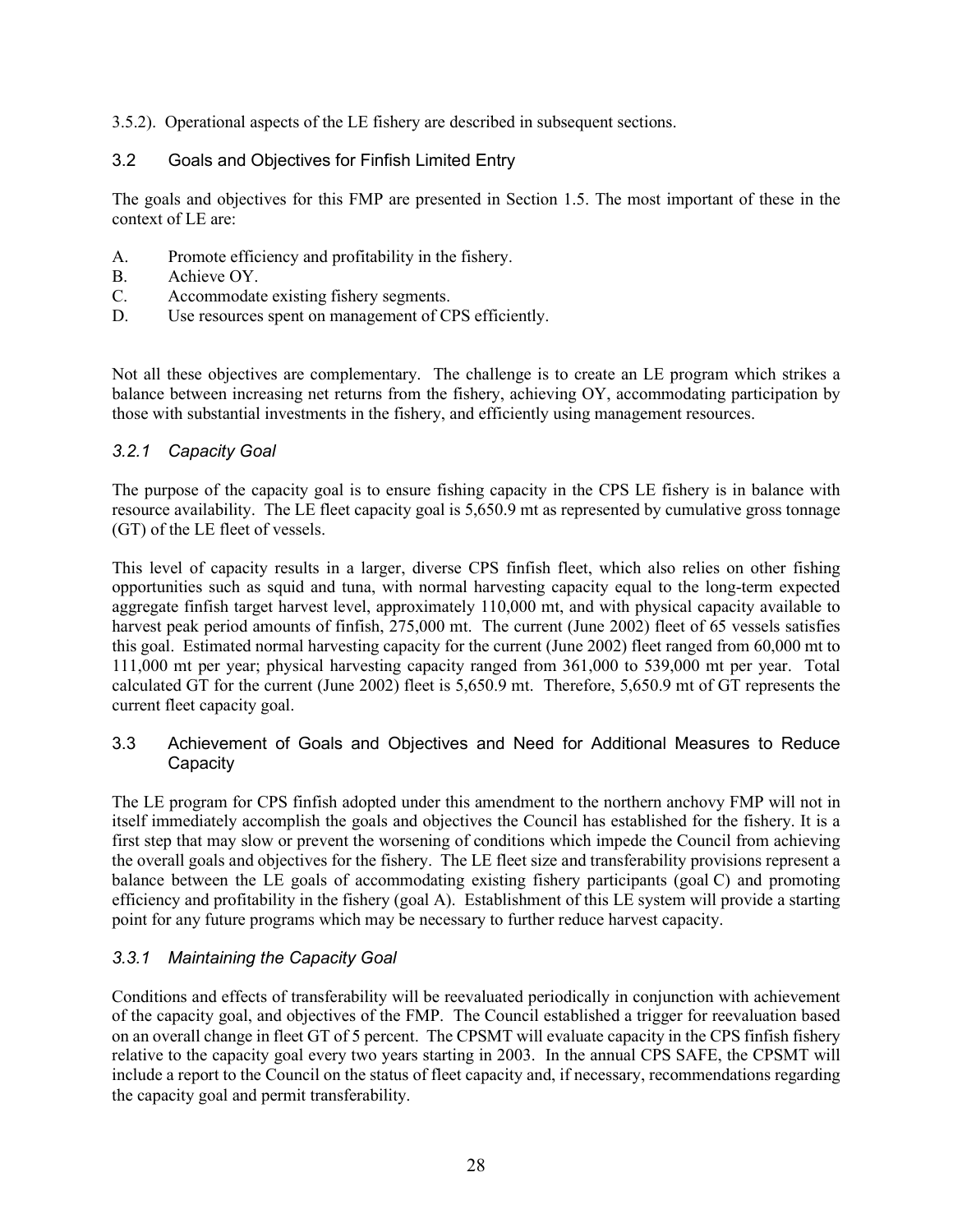3.5.2). Operational aspects of the LE fishery are described in subsequent sections.

## 3.2 Goals and Objectives for Finfish Limited Entry

The goals and objectives for this FMP are presented in Section 1.5. The most important of these in the context of LE are:

A. Promote efficiency and profitability in the fishery.
B. Achieve OY.
C. Accommodate existing fishery segments.
D. Use resources spent on management of CPS efficiently.

Not all these objectives are complementary. The challenge is to create an LE program which strikes a balance between increasing net returns from the fishery, achieving OY, accommodating participation by those with substantial investments in the fishery, and efficiently using management resources.

### *3.2.1 Capacity Goal*

The purpose of the capacity goal is to ensure fishing capacity in the CPS LE fishery is in balance with resource availability. The LE fleet capacity goal is 5,650.9 mt as represented by cumulative gross tonnage (GT) of the LE fleet of vessels.

This level of capacity results in a larger, diverse CPS finfish fleet, which also relies on other fishing opportunities such as squid and tuna, with normal harvesting capacity equal to the long-term expected aggregate finfish target harvest level, approximately 110,000 mt, and with physical capacity available to harvest peak period amounts of finfish, 275,000 mt. The current (June 2002) fleet of 65 vessels satisfies this goal. Estimated normal harvesting capacity for the current (June 2002) fleet ranged from 60,000 mt to 111,000 mt per year; physical harvesting capacity ranged from 361,000 to 539,000 mt per year. Total calculated GT for the current (June 2002) fleet is 5,650.9 mt. Therefore, 5,650.9 mt of GT represents the current fleet capacity goal.

## 3.3 Achievement of Goals and Objectives and Need for Additional Measures to Reduce Capacity

The LE program for CPS finfish adopted under this amendment to the northern anchovy FMP will not in itself immediately accomplish the goals and objectives the Council has established for the fishery. It is a first step that may slow or prevent the worsening of conditions which impede the Council from achieving the overall goals and objectives for the fishery. The LE fleet size and transferability provisions represent a balance between the LE goals of accommodating existing fishery participants (goal C) and promoting efficiency and profitability in the fishery (goal A). Establishment of this LE system will provide a starting point for any future programs which may be necessary to further reduce harvest capacity.

### *3.3.1 Maintaining the Capacity Goal*

Conditions and effects of transferability will be reevaluated periodically in conjunction with achievement of the capacity goal, and objectives of the FMP. The Council established a trigger for reevaluation based on an overall change in fleet GT of 5 percent. The CPSMT will evaluate capacity in the CPS finfish fishery relative to the capacity goal every two years starting in 2003. In the annual CPS SAFE, the CPSMT will include a report to the Council on the status of fleet capacity and, if necessary, recommendations regarding the capacity goal and permit transferability.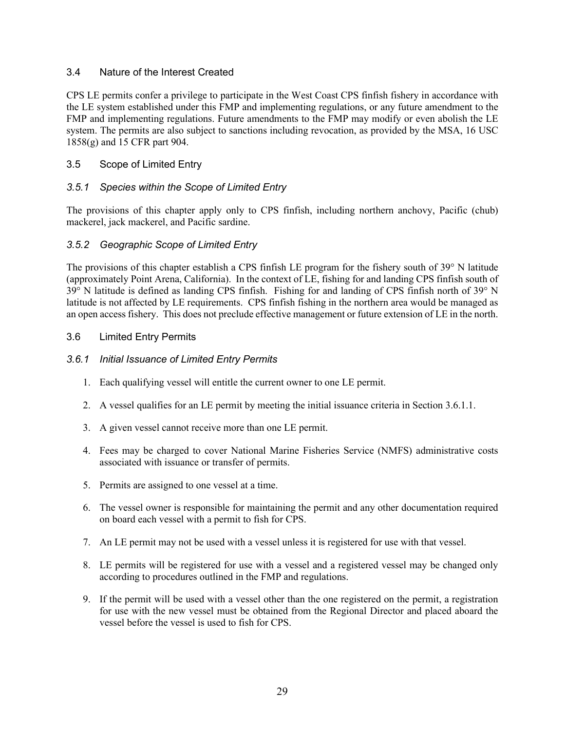## 3.4 Nature of the Interest Created

CPS LE permits confer a privilege to participate in the West Coast CPS finfish fishery in accordance with the LE system established under this FMP and implementing regulations, or any future amendment to the FMP and implementing regulations. Future amendments to the FMP may modify or even abolish the LE system. The permits are also subject to sanctions including revocation, as provided by the MSA, 16 USC 1858(g) and 15 CFR part 904.

## 3.5 Scope of Limited Entry

### *3.5.1 Species within the Scope of Limited Entry*

The provisions of this chapter apply only to CPS finfish, including northern anchovy, Pacific (chub) mackerel, jack mackerel, and Pacific sardine.

### *3.5.2 Geographic Scope of Limited Entry*

The provisions of this chapter establish a CPS finfish LE program for the fishery south of 39° N latitude (approximately Point Arena, California). In the context of LE, fishing for and landing CPS finfish south of 39° N latitude is defined as landing CPS finfish. Fishing for and landing of CPS finfish north of 39° N latitude is not affected by LE requirements. CPS finfish fishing in the northern area would be managed as an open access fishery. This does not preclude effective management or future extension of LE in the north.

## 3.6 Limited Entry Permits

### *3.6.1 Initial Issuance of Limited Entry Permits*

1. Each qualifying vessel will entitle the current owner to one LE permit.
2. A vessel qualifies for an LE permit by meeting the initial issuance criteria in Section 3.6.1.1.
3. A given vessel cannot receive more than one LE permit.
4. Fees may be charged to cover National Marine Fisheries Service (NMFS) administrative costs associated with issuance or transfer of permits.
5. Permits are assigned to one vessel at a time.
6. The vessel owner is responsible for maintaining the permit and any other documentation required on board each vessel with a permit to fish for CPS.
7. An LE permit may not be used with a vessel unless it is registered for use with that vessel.
8. LE permits will be registered for use with a vessel and a registered vessel may be changed only according to procedures outlined in the FMP and regulations.
9. If the permit will be used with a vessel other than the one registered on the permit, a registration for use with the new vessel must be obtained from the Regional Director and placed aboard the vessel before the vessel is used to fish for CPS.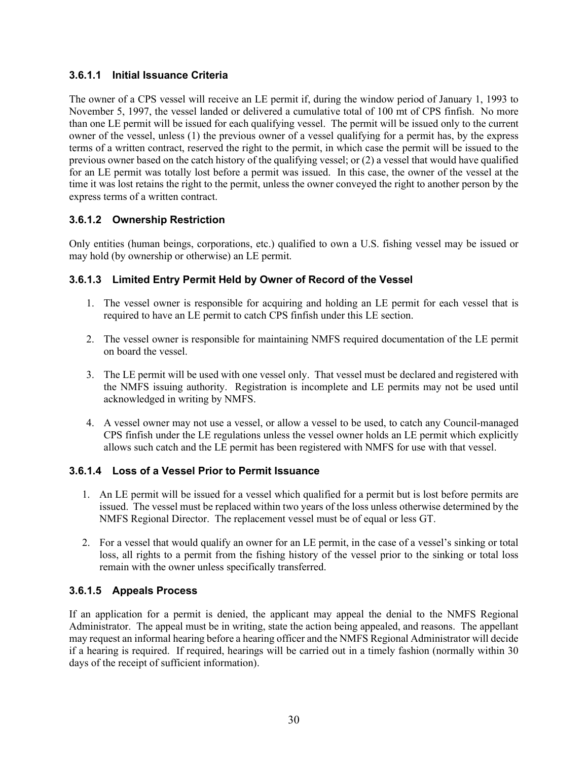#### 3.6.1.1 Initial Issuance Criteria

The owner of a CPS vessel will receive an LE permit if, during the window period of January 1, 1993 to November 5, 1997, the vessel landed or delivered a cumulative total of 100 mt of CPS finfish. No more than one LE permit will be issued for each qualifying vessel. The permit will be issued only to the current owner of the vessel, unless (1) the previous owner of a vessel qualifying for a permit has, by the express terms of a written contract, reserved the right to the permit, in which case the permit will be issued to the previous owner based on the catch history of the qualifying vessel; or (2) a vessel that would have qualified for an LE permit was totally lost before a permit was issued. In this case, the owner of the vessel at the time it was lost retains the right to the permit, unless the owner conveyed the right to another person by the express terms of a written contract.

#### 3.6.1.2 Ownership Restriction

Only entities (human beings, corporations, etc.) qualified to own a U.S. fishing vessel may be issued or may hold (by ownership or otherwise) an LE permit.

#### 3.6.1.3 Limited Entry Permit Held by Owner of Record of the Vessel

1. The vessel owner is responsible for acquiring and holding an LE permit for each vessel that is required to have an LE permit to catch CPS finfish under this LE section.

2. The vessel owner is responsible for maintaining NMFS required documentation of the LE permit on board the vessel.

3. The LE permit will be used with one vessel only. That vessel must be declared and registered with the NMFS issuing authority. Registration is incomplete and LE permits may not be used until acknowledged in writing by NMFS.

4. A vessel owner may not use a vessel, or allow a vessel to be used, to catch any Council-managed CPS finfish under the LE regulations unless the vessel owner holds an LE permit which explicitly allows such catch and the LE permit has been registered with NMFS for use with that vessel.

#### 3.6.1.4 Loss of a Vessel Prior to Permit Issuance

1. An LE permit will be issued for a vessel which qualified for a permit but is lost before permits are issued. The vessel must be replaced within two years of the loss unless otherwise determined by the NMFS Regional Director. The replacement vessel must be of equal or less GT.

2. For a vessel that would qualify an owner for an LE permit, in the case of a vessel's sinking or total loss, all rights to a permit from the fishing history of the vessel prior to the sinking or total loss remain with the owner unless specifically transferred.

#### 3.6.1.5 Appeals Process

If an application for a permit is denied, the applicant may appeal the denial to the NMFS Regional Administrator. The appeal must be in writing, state the action being appealed, and reasons. The appellant may request an informal hearing before a hearing officer and the NMFS Regional Administrator will decide if a hearing is required. If required, hearings will be carried out in a timely fashion (normally within 30 days of the receipt of sufficient information).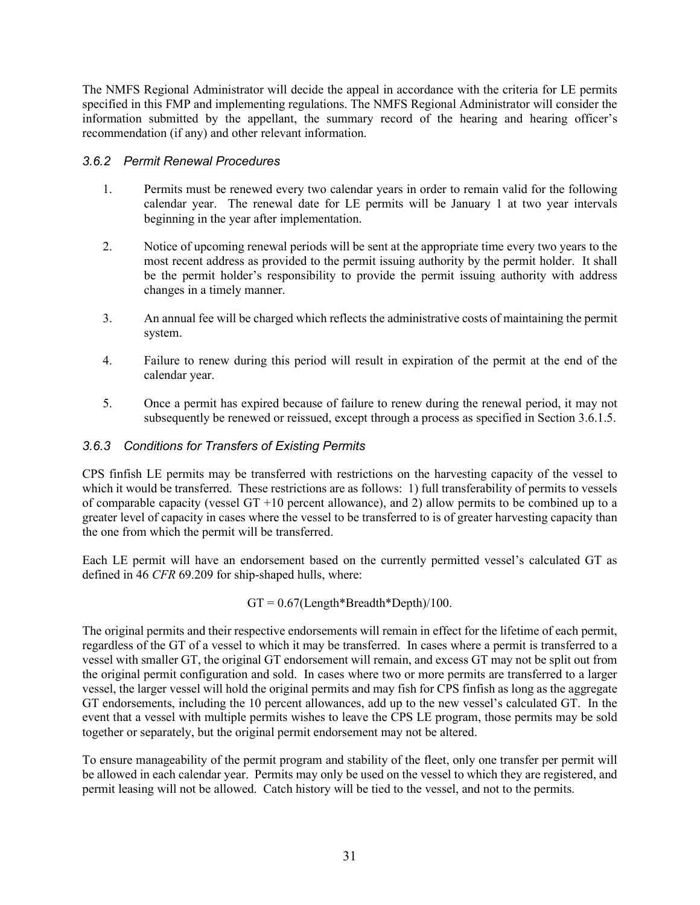The NMFS Regional Administrator will decide the appeal in accordance with the criteria for LE permits specified in this FMP and implementing regulations. The NMFS Regional Administrator will consider the information submitted by the appellant, the summary record of the hearing and hearing officer's recommendation (if any) and other relevant information.

### *3.6.2 Permit Renewal Procedures*

1. Permits must be renewed every two calendar years in order to remain valid for the following calendar year. The renewal date for LE permits will be January 1 at two year intervals beginning in the year after implementation.

2. Notice of upcoming renewal periods will be sent at the appropriate time every two years to the most recent address as provided to the permit issuing authority by the permit holder. It shall be the permit holder's responsibility to provide the permit issuing authority with address changes in a timely manner.

3. An annual fee will be charged which reflects the administrative costs of maintaining the permit system.

4. Failure to renew during this period will result in expiration of the permit at the end of the calendar year.

5. Once a permit has expired because of failure to renew during the renewal period, it may not subsequently be renewed or reissued, except through a process as specified in Section 3.6.1.5.

### *3.6.3 Conditions for Transfers of Existing Permits*

CPS finfish LE permits may be transferred with restrictions on the harvesting capacity of the vessel to which it would be transferred. These restrictions are as follows: 1) full transferability of permits to vessels of comparable capacity (vessel GT +10 percent allowance), and 2) allow permits to be combined up to a greater level of capacity in cases where the vessel to be transferred to is of greater harvesting capacity than the one from which the permit will be transferred.

Each LE permit will have an endorsement based on the currently permitted vessel's calculated GT as defined in 46 *CFR* 69.209 for ship-shaped hulls, where:

$$GT = 0.67(Length*Breadth*Depth)/100.$$

The original permits and their respective endorsements will remain in effect for the lifetime of each permit, regardless of the GT of a vessel to which it may be transferred. In cases where a permit is transferred to a vessel with smaller GT, the original GT endorsement will remain, and excess GT may not be split out from the original permit configuration and sold. In cases where two or more permits are transferred to a larger vessel, the larger vessel will hold the original permits and may fish for CPS finfish as long as the aggregate GT endorsements, including the 10 percent allowances, add up to the new vessel's calculated GT. In the event that a vessel with multiple permits wishes to leave the CPS LE program, those permits may be sold together or separately, but the original permit endorsement may not be altered.

To ensure manageability of the permit program and stability of the fleet, only one transfer per permit will be allowed in each calendar year. Permits may only be used on the vessel to which they are registered, and permit leasing will not be allowed. Catch history will be tied to the vessel, and not to the permits.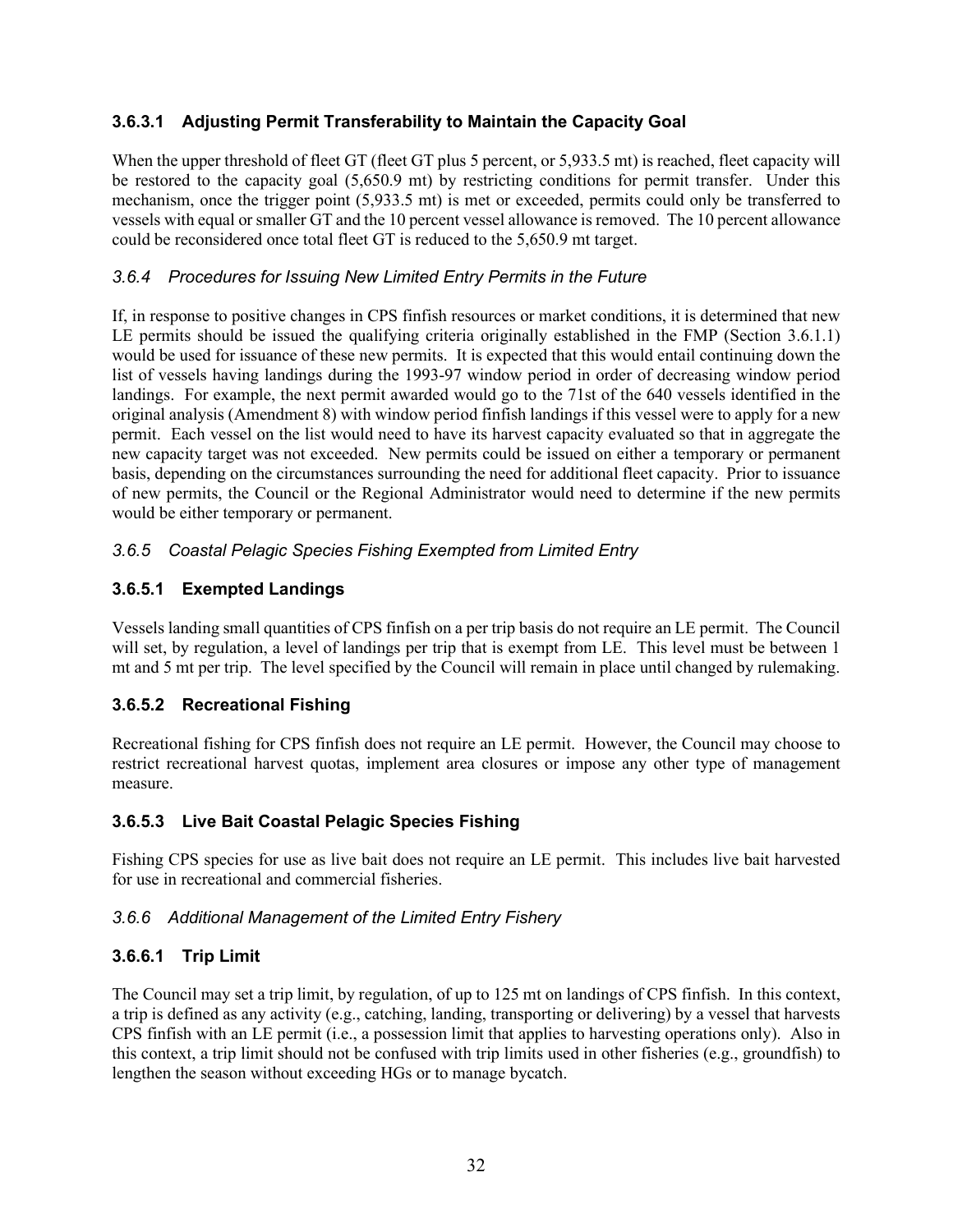#### 3.6.3.1 Adjusting Permit Transferability to Maintain the Capacity Goal

When the upper threshold of fleet GT (fleet GT plus 5 percent, or 5,933.5 mt) is reached, fleet capacity will be restored to the capacity goal (5,650.9 mt) by restricting conditions for permit transfer. Under this mechanism, once the trigger point (5,933.5 mt) is met or exceeded, permits could only be transferred to vessels with equal or smaller GT and the 10 percent vessel allowance is removed. The 10 percent allowance could be reconsidered once total fleet GT is reduced to the 5,650.9 mt target.

### *3.6.4 Procedures for Issuing New Limited Entry Permits in the Future*

If, in response to positive changes in CPS finfish resources or market conditions, it is determined that new LE permits should be issued the qualifying criteria originally established in the FMP (Section 3.6.1.1) would be used for issuance of these new permits. It is expected that this would entail continuing down the list of vessels having landings during the 1993-97 window period in order of decreasing window period landings. For example, the next permit awarded would go to the 71st of the 640 vessels identified in the original analysis (Amendment 8) with window period finfish landings if this vessel were to apply for a new permit. Each vessel on the list would need to have its harvest capacity evaluated so that in aggregate the new capacity target was not exceeded. New permits could be issued on either a temporary or permanent basis, depending on the circumstances surrounding the need for additional fleet capacity. Prior to issuance of new permits, the Council or the Regional Administrator would need to determine if the new permits would be either temporary or permanent.

### *3.6.5 Coastal Pelagic Species Fishing Exempted from Limited Entry*

#### 3.6.5.1 Exempted Landings

Vessels landing small quantities of CPS finfish on a per trip basis do not require an LE permit. The Council will set, by regulation, a level of landings per trip that is exempt from LE. This level must be between 1 mt and 5 mt per trip. The level specified by the Council will remain in place until changed by rulemaking.

#### 3.6.5.2 Recreational Fishing

Recreational fishing for CPS finfish does not require an LE permit. However, the Council may choose to restrict recreational harvest quotas, implement area closures or impose any other type of management measure.

#### 3.6.5.3 Live Bait Coastal Pelagic Species Fishing

Fishing CPS species for use as live bait does not require an LE permit. This includes live bait harvested for use in recreational and commercial fisheries.

### *3.6.6 Additional Management of the Limited Entry Fishery*

#### 3.6.6.1 Trip Limit

The Council may set a trip limit, by regulation, of up to 125 mt on landings of CPS finfish. In this context, a trip is defined as any activity (e.g., catching, landing, transporting or delivering) by a vessel that harvests CPS finfish with an LE permit (i.e., a possession limit that applies to harvesting operations only). Also in this context, a trip limit should not be confused with trip limits used in other fisheries (e.g., groundfish) to lengthen the season without exceeding HGs or to manage bycatch.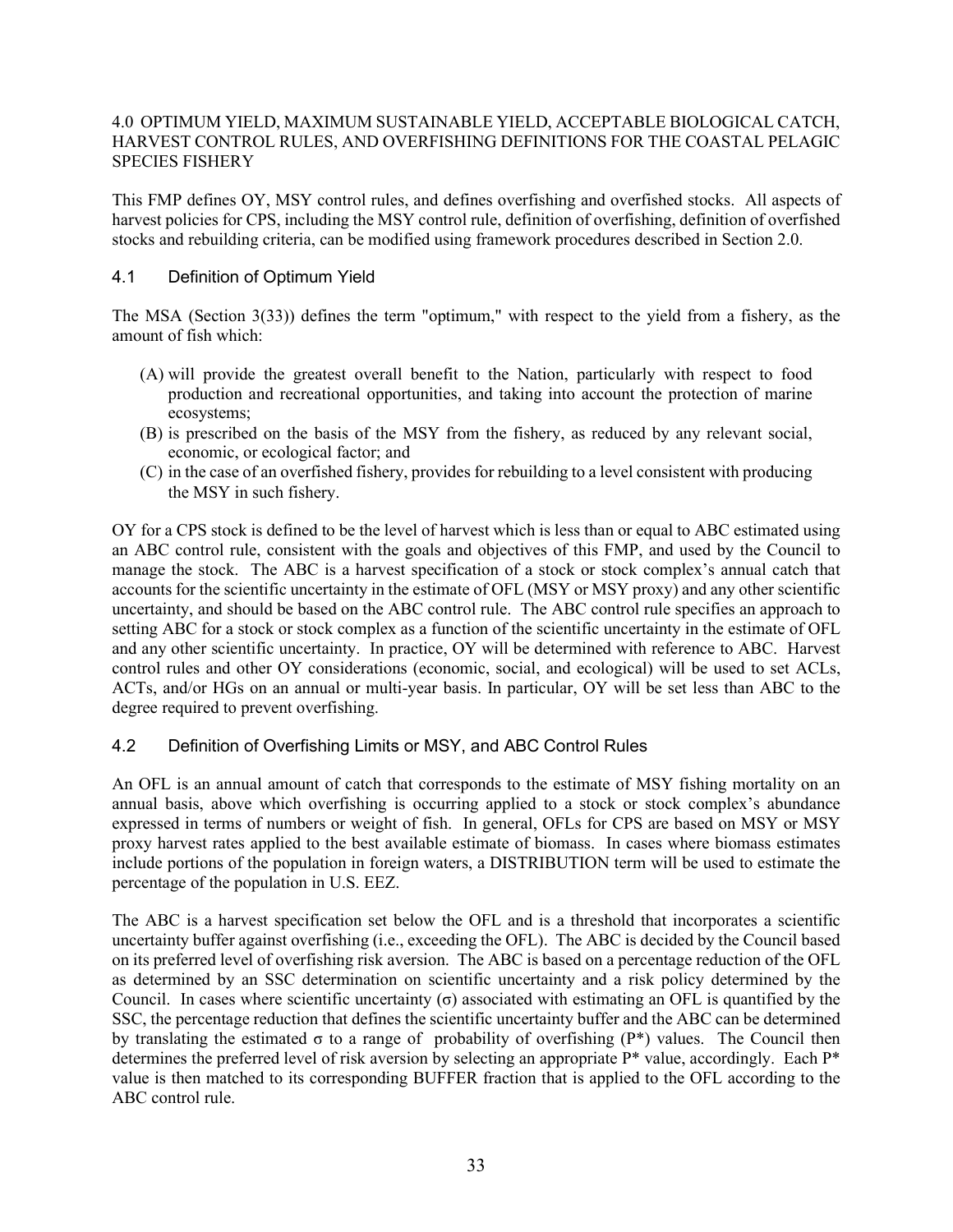## 4.0 OPTIMUM YIELD, MAXIMUM SUSTAINABLE YIELD, ACCEPTABLE BIOLOGICAL CATCH, HARVEST CONTROL RULES, AND OVERFISHING DEFINITIONS FOR THE COASTAL PELAGIC SPECIES FISHERY

This FMP defines OY, MSY control rules, and defines overfishing and overfished stocks. All aspects of harvest policies for CPS, including the MSY control rule, definition of overfishing, definition of overfished stocks and rebuilding criteria, can be modified using framework procedures described in Section 2.0.

### 4.1 Definition of Optimum Yield

The MSA (Section 3(33)) defines the term "optimum," with respect to the yield from a fishery, as the amount of fish which:

(A) will provide the greatest overall benefit to the Nation, particularly with respect to food production and recreational opportunities, and taking into account the protection of marine ecosystems;
(B) is prescribed on the basis of the MSY from the fishery, as reduced by any relevant social, economic, or ecological factor; and
(C) in the case of an overfished fishery, provides for rebuilding to a level consistent with producing the MSY in such fishery.

OY for a CPS stock is defined to be the level of harvest which is less than or equal to ABC estimated using an ABC control rule, consistent with the goals and objectives of this FMP, and used by the Council to manage the stock. The ABC is a harvest specification of a stock or stock complex's annual catch that accounts for the scientific uncertainty in the estimate of OFL (MSY or MSY proxy) and any other scientific uncertainty, and should be based on the ABC control rule. The ABC control rule specifies an approach to setting ABC for a stock or stock complex as a function of the scientific uncertainty in the estimate of OFL and any other scientific uncertainty. In practice, OY will be determined with reference to ABC. Harvest control rules and other OY considerations (economic, social, and ecological) will be used to set ACLs, ACTs, and/or HGs on an annual or multi-year basis. In particular, OY will be set less than ABC to the degree required to prevent overfishing.

### 4.2 Definition of Overfishing Limits or MSY, and ABC Control Rules

An OFL is an annual amount of catch that corresponds to the estimate of MSY fishing mortality on an annual basis, above which overfishing is occurring applied to a stock or stock complex's abundance expressed in terms of numbers or weight of fish. In general, OFLs for CPS are based on MSY or MSY proxy harvest rates applied to the best available estimate of biomass. In cases where biomass estimates include portions of the population in foreign waters, a DISTRIBUTION term will be used to estimate the percentage of the population in U.S. EEZ.

The ABC is a harvest specification set below the OFL and is a threshold that incorporates a scientific uncertainty buffer against overfishing (i.e., exceeding the OFL). The ABC is decided by the Council based on its preferred level of overfishing risk aversion. The ABC is based on a percentage reduction of the OFL as determined by an SSC determination on scientific uncertainty and a risk policy determined by the Council. In cases where scientific uncertainty ($\sigma$) associated with estimating an OFL is quantified by the SSC, the percentage reduction that defines the scientific uncertainty buffer and the ABC can be determined by translating the estimated $\sigma$ to a range of probability of overfishing ($P^*$) values. The Council then determines the preferred level of risk aversion by selecting an appropriate $P^*$ value, accordingly. Each $P^*$ value is then matched to its corresponding BUFFER fraction that is applied to the OFL according to the ABC control rule.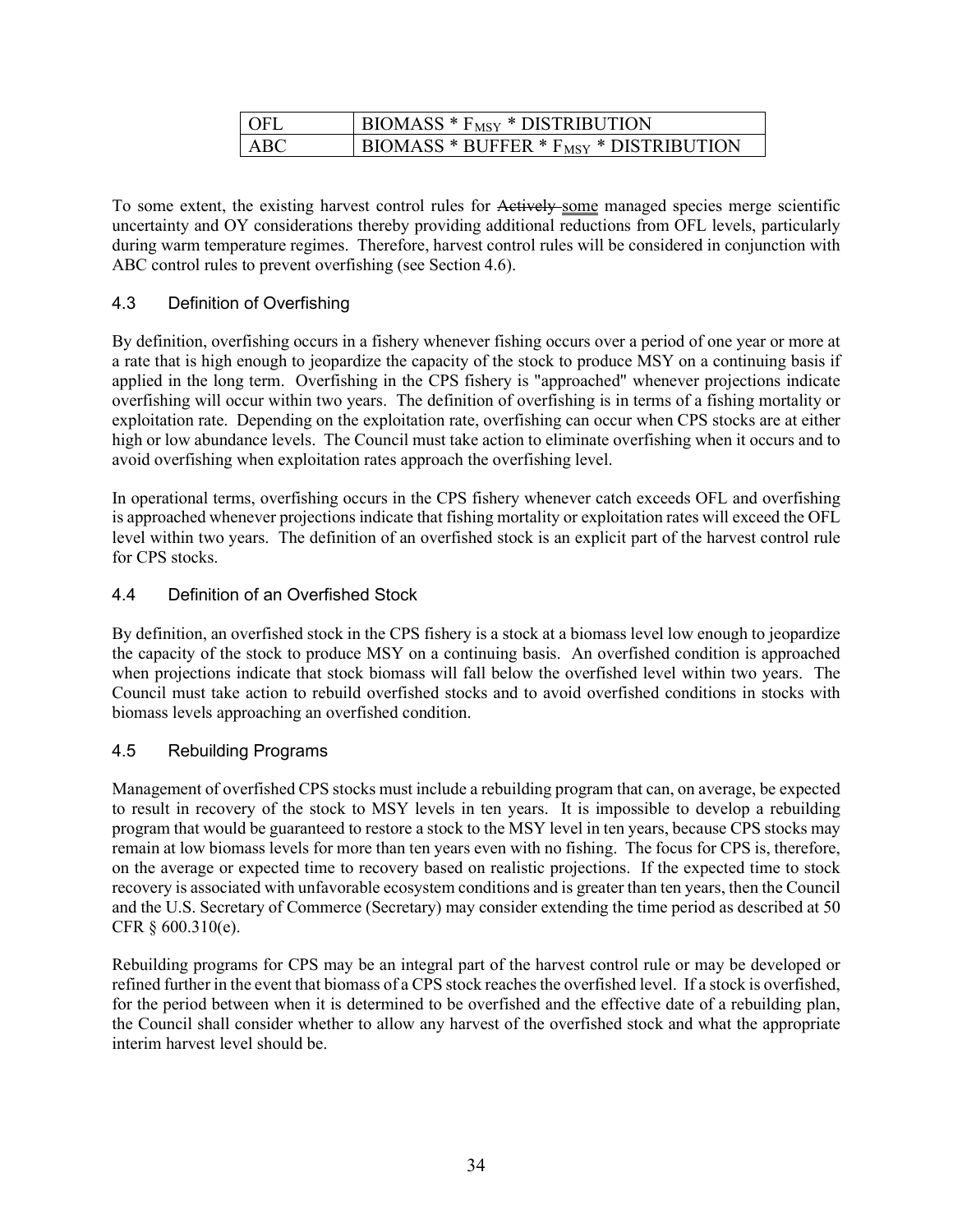| OFL | BIOMASS * $F_{MSY}$ * DISTRIBUTION |
|---|---|
| ABC | BIOMASS * BUFFER * $F_{MSY}$ * DISTRIBUTION |

To some extent, the existing harvest control rules for ~~Actively~~ some managed species merge scientific uncertainty and OY considerations thereby providing additional reductions from OFL levels, particularly during warm temperature regimes. Therefore, harvest control rules will be considered in conjunction with ABC control rules to prevent overfishing (see Section 4.6).

## 4.3 Definition of Overfishing

By definition, overfishing occurs in a fishery whenever fishing occurs over a period of one year or more at a rate that is high enough to jeopardize the capacity of the stock to produce MSY on a continuing basis if applied in the long term. Overfishing in the CPS fishery is "approached" whenever projections indicate overfishing will occur within two years. The definition of overfishing is in terms of a fishing mortality or exploitation rate. Depending on the exploitation rate, overfishing can occur when CPS stocks are at either high or low abundance levels. The Council must take action to eliminate overfishing when it occurs and to avoid overfishing when exploitation rates approach the overfishing level.

In operational terms, overfishing occurs in the CPS fishery whenever catch exceeds OFL and overfishing is approached whenever projections indicate that fishing mortality or exploitation rates will exceed the OFL level within two years. The definition of an overfished stock is an explicit part of the harvest control rule for CPS stocks.

## 4.4 Definition of an Overfished Stock

By definition, an overfished stock in the CPS fishery is a stock at a biomass level low enough to jeopardize the capacity of the stock to produce MSY on a continuing basis. An overfished condition is approached when projections indicate that stock biomass will fall below the overfished level within two years. The Council must take action to rebuild overfished stocks and to avoid overfished conditions in stocks with biomass levels approaching an overfished condition.

## 4.5 Rebuilding Programs

Management of overfished CPS stocks must include a rebuilding program that can, on average, be expected to result in recovery of the stock to MSY levels in ten years. It is impossible to develop a rebuilding program that would be guaranteed to restore a stock to the MSY level in ten years, because CPS stocks may remain at low biomass levels for more than ten years even with no fishing. The focus for CPS is, therefore, on the average or expected time to recovery based on realistic projections. If the expected time to stock recovery is associated with unfavorable ecosystem conditions and is greater than ten years, then the Council and the U.S. Secretary of Commerce (Secretary) may consider extending the time period as described at 50 CFR § 600.310(e).

Rebuilding programs for CPS may be an integral part of the harvest control rule or may be developed or refined further in the event that biomass of a CPS stock reaches the overfished level. If a stock is overfished, for the period between when it is determined to be overfished and the effective date of a rebuilding plan, the Council shall consider whether to allow any harvest of the overfished stock and what the appropriate interim harvest level should be.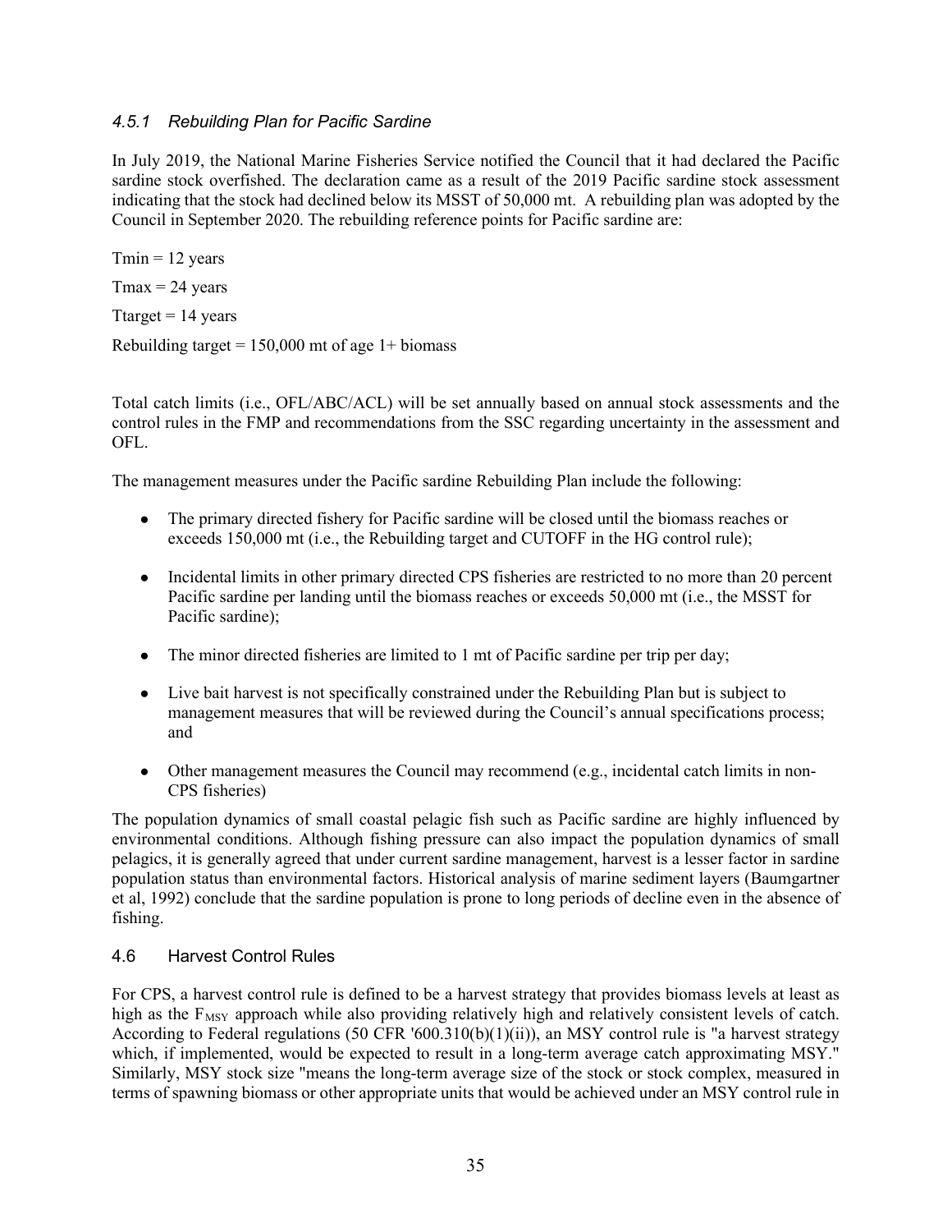### *4.5.1 Rebuilding Plan for Pacific Sardine*

In July 2019, the National Marine Fisheries Service notified the Council that it had declared the Pacific sardine stock overfished. The declaration came as a result of the 2019 Pacific sardine stock assessment indicating that the stock had declined below its MSST of 50,000 mt. A rebuilding plan was adopted by the Council in September 2020. The rebuilding reference points for Pacific sardine are:

Tmin = 12 years

Tmax = 24 years

Ttarget = 14 years

Rebuilding target = 150,000 mt of age 1+ biomass

Total catch limits (i.e., OFL/ABC/ACL) will be set annually based on annual stock assessments and the control rules in the FMP and recommendations from the SSC regarding uncertainty in the assessment and OFL.

The management measures under the Pacific sardine Rebuilding Plan include the following:

- The primary directed fishery for Pacific sardine will be closed until the biomass reaches or exceeds 150,000 mt (i.e., the Rebuilding target and CUTOFF in the HG control rule);
- Incidental limits in other primary directed CPS fisheries are restricted to no more than 20 percent Pacific sardine per landing until the biomass reaches or exceeds 50,000 mt (i.e., the MSST for Pacific sardine);
- The minor directed fisheries are limited to 1 mt of Pacific sardine per trip per day;
- Live bait harvest is not specifically constrained under the Rebuilding Plan but is subject to management measures that will be reviewed during the Council's annual specifications process; and
- Other management measures the Council may recommend (e.g., incidental catch limits in non-CPS fisheries)

The population dynamics of small coastal pelagic fish such as Pacific sardine are highly influenced by environmental conditions. Although fishing pressure can also impact the population dynamics of small pelagics, it is generally agreed that under current sardine management, harvest is a lesser factor in sardine population status than environmental factors. Historical analysis of marine sediment layers (Baumgartner et al, 1992) conclude that the sardine population is prone to long periods of decline even in the absence of fishing.

## 4.6 Harvest Control Rules

For CPS, a harvest control rule is defined to be a harvest strategy that provides biomass levels at least as high as the $F_{MSY}$ approach while also providing relatively high and relatively consistent levels of catch. According to Federal regulations (50 CFR '600.310(b)(1)(ii)), an MSY control rule is "a harvest strategy which, if implemented, would be expected to result in a long-term average catch approximating MSY." Similarly, MSY stock size "means the long-term average size of the stock or stock complex, measured in terms of spawning biomass or other appropriate units that would be achieved under an MSY control rule in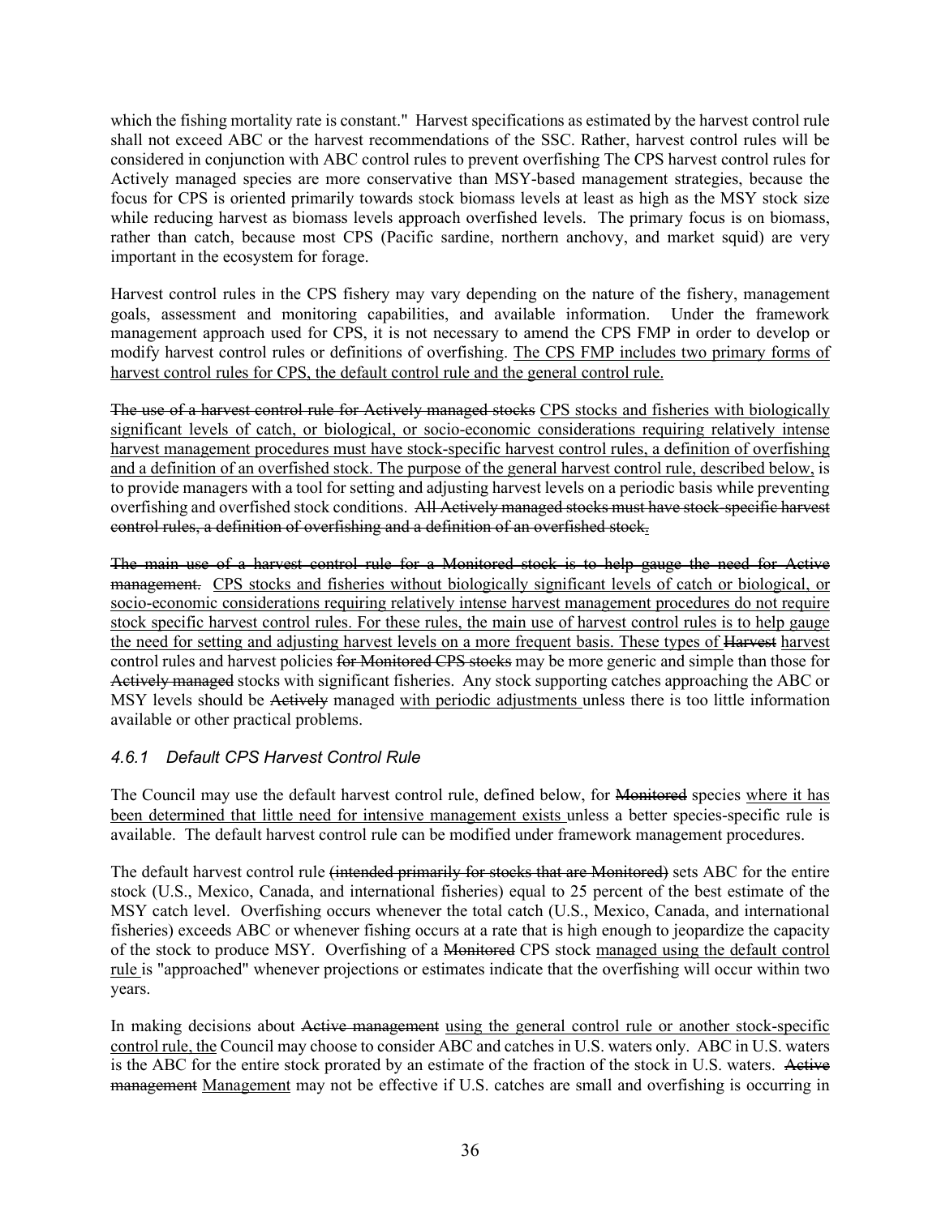which the fishing mortality rate is constant." Harvest specifications as estimated by the harvest control rule shall not exceed ABC or the harvest recommendations of the SSC. Rather, harvest control rules will be considered in conjunction with ABC control rules to prevent overfishing The CPS harvest control rules for Actively managed species are more conservative than MSY-based management strategies, because the focus for CPS is oriented primarily towards stock biomass levels at least as high as the MSY stock size while reducing harvest as biomass levels approach overfished levels. The primary focus is on biomass, rather than catch, because most CPS (Pacific sardine, northern anchovy, and market squid) are very important in the ecosystem for forage.

Harvest control rules in the CPS fishery may vary depending on the nature of the fishery, management goals, assessment and monitoring capabilities, and available information. Under the framework management approach used for CPS, it is not necessary to amend the CPS FMP in order to develop or modify harvest control rules or definitions of overfishing. <u>The CPS FMP includes two primary forms of harvest control rules for CPS, the default control rule and the general control rule.</u>

~~The use of a harvest control rule for Actively managed stocks~~ <u>CPS stocks and fisheries with biologically significant levels of catch, or biological, or socio-economic considerations requiring relatively intense harvest management procedures must have stock-specific harvest control rules, a definition of overfishing and a definition of an overfished stock. The purpose of the general harvest control rule, described below,</u> is to provide managers with a tool for setting and adjusting harvest levels on a periodic basis while preventing overfishing and overfished stock conditions. ~~All Actively managed stocks must have stock-specific harvest control rules, a definition of overfishing and a definition of an overfished stock~~<u>.</u>

~~The main use of a harvest control rule for a Monitored stock is to help gauge the need for Active management.~~ <u>CPS stocks and fisheries without biologically significant levels of catch or biological, or socio-economic considerations requiring relatively intense harvest management procedures do not require stock specific harvest control rules. For these rules, the main use of harvest control rules is to help gauge the need for setting and adjusting harvest levels on a more frequent basis. These types of</u> ~~Harvest~~ <u>harvest</u> control rules and harvest policies ~~for Monitored CPS stocks~~ may be more generic and simple than those for ~~Actively managed~~ stocks with significant fisheries. Any stock supporting catches approaching the ABC or MSY levels should be ~~Actively~~ managed <u>with periodic adjustments</u> unless there is too little information available or other practical problems.

### *4.6.1 Default CPS Harvest Control Rule*

The Council may use the default harvest control rule, defined below, for ~~Monitored~~ species <u>where it has been determined that little need for intensive management exists</u> unless a better species-specific rule is available. The default harvest control rule can be modified under framework management procedures.

The default harvest control rule ~~(intended primarily for stocks that are Monitored)~~ sets ABC for the entire stock (U.S., Mexico, Canada, and international fisheries) equal to 25 percent of the best estimate of the MSY catch level. Overfishing occurs whenever the total catch (U.S., Mexico, Canada, and international fisheries) exceeds ABC or whenever fishing occurs at a rate that is high enough to jeopardize the capacity of the stock to produce MSY. Overfishing of a ~~Monitored~~ CPS stock <u>managed using the default control rule</u> is "approached" whenever projections or estimates indicate that the overfishing will occur within two years.

In making decisions about ~~Active management~~ <u>using the general control rule or another stock-specific control rule, the</u> Council may choose to consider ABC and catches in U.S. waters only. ABC in U.S. waters is the ABC for the entire stock prorated by an estimate of the fraction of the stock in U.S. waters. ~~Active management~~ <u>Management</u> may not be effective if U.S. catches are small and overfishing is occurring in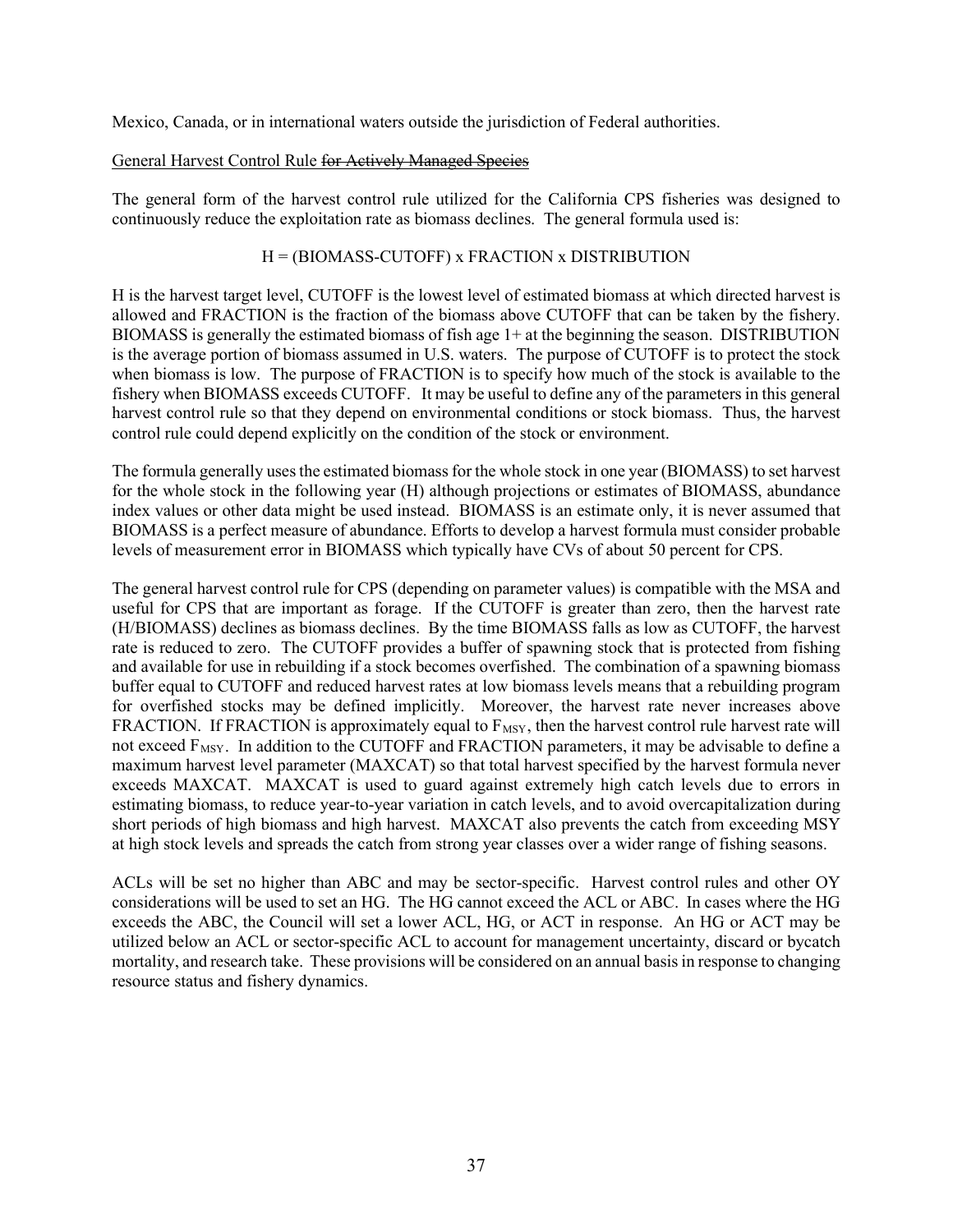Mexico, Canada, or in international waters outside the jurisdiction of Federal authorities.

General Harvest Control Rule ~~for Actively Managed Species~~

The general form of the harvest control rule utilized for the California CPS fisheries was designed to continuously reduce the exploitation rate as biomass declines. The general formula used is:

H = (BIOMASS-CUTOFF) x FRACTION x DISTRIBUTION

H is the harvest target level, CUTOFF is the lowest level of estimated biomass at which directed harvest is allowed and FRACTION is the fraction of the biomass above CUTOFF that can be taken by the fishery. BIOMASS is generally the estimated biomass of fish age 1+ at the beginning the season. DISTRIBUTION is the average portion of biomass assumed in U.S. waters. The purpose of CUTOFF is to protect the stock when biomass is low. The purpose of FRACTION is to specify how much of the stock is available to the fishery when BIOMASS exceeds CUTOFF. It may be useful to define any of the parameters in this general harvest control rule so that they depend on environmental conditions or stock biomass. Thus, the harvest control rule could depend explicitly on the condition of the stock or environment.

The formula generally uses the estimated biomass for the whole stock in one year (BIOMASS) to set harvest for the whole stock in the following year (H) although projections or estimates of BIOMASS, abundance index values or other data might be used instead. BIOMASS is an estimate only, it is never assumed that BIOMASS is a perfect measure of abundance. Efforts to develop a harvest formula must consider probable levels of measurement error in BIOMASS which typically have CVs of about 50 percent for CPS.

The general harvest control rule for CPS (depending on parameter values) is compatible with the MSA and useful for CPS that are important as forage. If the CUTOFF is greater than zero, then the harvest rate (H/BIOMASS) declines as biomass declines. By the time BIOMASS falls as low as CUTOFF, the harvest rate is reduced to zero. The CUTOFF provides a buffer of spawning stock that is protected from fishing and available for use in rebuilding if a stock becomes overfished. The combination of a spawning biomass buffer equal to CUTOFF and reduced harvest rates at low biomass levels means that a rebuilding program for overfished stocks may be defined implicitly. Moreover, the harvest rate never increases above FRACTION. If FRACTION is approximately equal to $F_{MSY}$, then the harvest control rule harvest rate will not exceed $F_{MSY}$. In addition to the CUTOFF and FRACTION parameters, it may be advisable to define a maximum harvest level parameter (MAXCAT) so that total harvest specified by the harvest formula never exceeds MAXCAT. MAXCAT is used to guard against extremely high catch levels due to errors in estimating biomass, to reduce year-to-year variation in catch levels, and to avoid overcapitalization during short periods of high biomass and high harvest. MAXCAT also prevents the catch from exceeding MSY at high stock levels and spreads the catch from strong year classes over a wider range of fishing seasons.

ACLs will be set no higher than ABC and may be sector-specific. Harvest control rules and other OY considerations will be used to set an HG. The HG cannot exceed the ACL or ABC. In cases where the HG exceeds the ABC, the Council will set a lower ACL, HG, or ACT in response. An HG or ACT may be utilized below an ACL or sector-specific ACL to account for management uncertainty, discard or bycatch mortality, and research take. These provisions will be considered on an annual basis in response to changing resource status and fishery dynamics.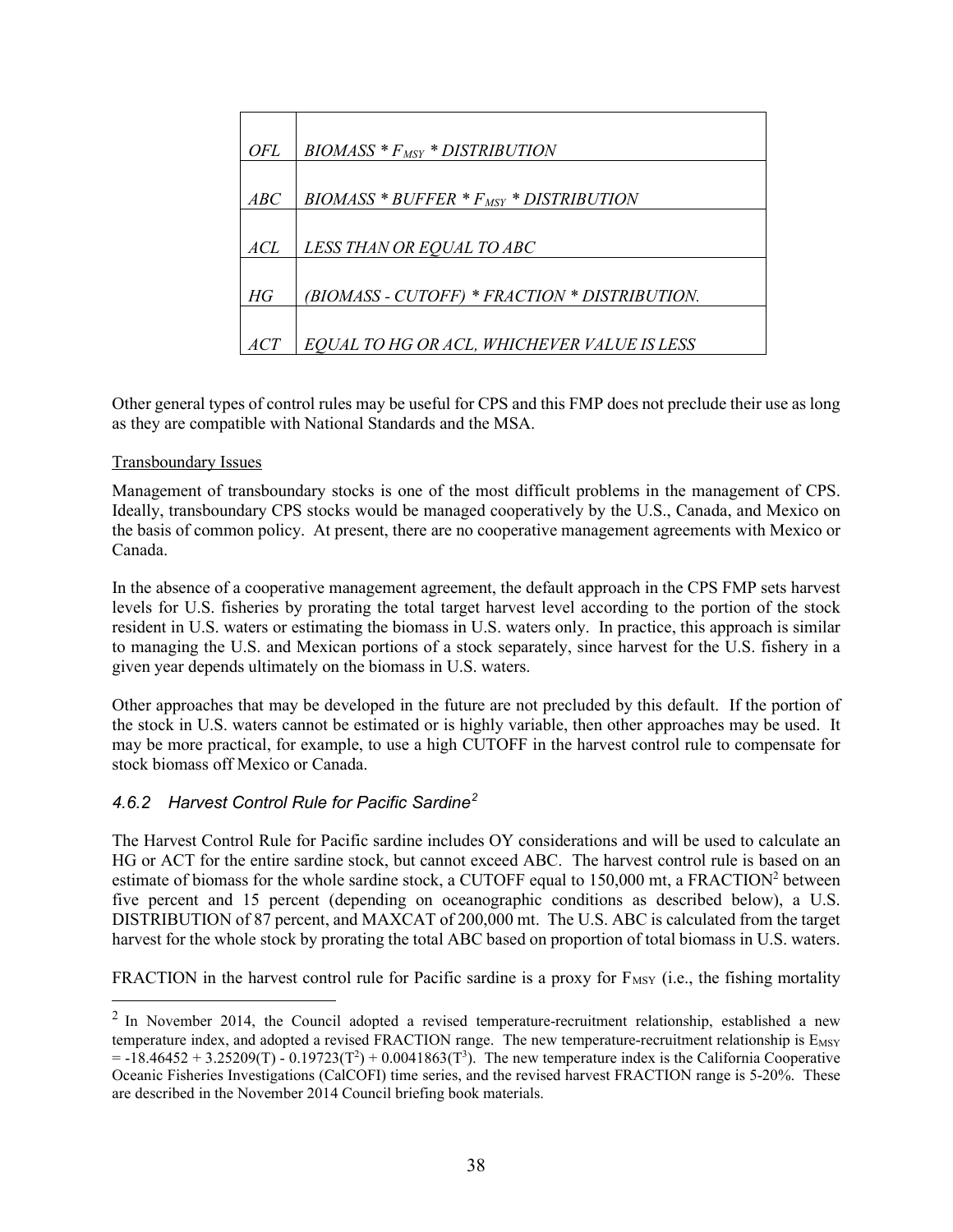| | |
|---|---|
| *OFL* | *BIOMASS * $F_{MSY}$ * DISTRIBUTION* |
| *ABC* | *BIOMASS * BUFFER * $F_{MSY}$ * DISTRIBUTION* |
| *ACL* | *LESS THAN OR EQUAL TO ABC* |
| *HG* | *(BIOMASS - CUTOFF) * FRACTION * DISTRIBUTION.* |
| *ACT* | *EQUAL TO HG OR ACL, WHICHEVER VALUE IS LESS* |

Other general types of control rules may be useful for CPS and this FMP does not preclude their use as long as they are compatible with National Standards and the MSA.

Transboundary Issues

Management of transboundary stocks is one of the most difficult problems in the management of CPS. Ideally, transboundary CPS stocks would be managed cooperatively by the U.S., Canada, and Mexico on the basis of common policy. At present, there are no cooperative management agreements with Mexico or Canada.

In the absence of a cooperative management agreement, the default approach in the CPS FMP sets harvest levels for U.S. fisheries by prorating the total target harvest level according to the portion of the stock resident in U.S. waters or estimating the biomass in U.S. waters only. In practice, this approach is similar to managing the U.S. and Mexican portions of a stock separately, since harvest for the U.S. fishery in a given year depends ultimately on the biomass in U.S. waters.

Other approaches that may be developed in the future are not precluded by this default. If the portion of the stock in U.S. waters cannot be estimated or is highly variable, then other approaches may be used. It may be more practical, for example, to use a high CUTOFF in the harvest control rule to compensate for stock biomass off Mexico or Canada.

### *4.6.2 Harvest Control Rule for Pacific Sardine*[2]

The Harvest Control Rule for Pacific sardine includes OY considerations and will be used to calculate an HG or ACT for the entire sardine stock, but cannot exceed ABC. The harvest control rule is based on an estimate of biomass for the whole sardine stock, a CUTOFF equal to 150,000 mt, a FRACTION[2] between five percent and 15 percent (depending on oceanographic conditions as described below), a U.S. DISTRIBUTION of 87 percent, and MAXCAT of 200,000 mt. The U.S. ABC is calculated from the target harvest for the whole stock by prorating the total ABC based on proportion of total biomass in U.S. waters.

FRACTION in the harvest control rule for Pacific sardine is a proxy for $F_{MSY}$ (i.e., the fishing mortality

[2] In November 2014, the Council adopted a revised temperature-recruitment relationship, established a new temperature index, and adopted a revised FRACTION range. The new temperature-recruitment relationship is $E_{MSY} = -18.46452 + 3.25209(T) - 0.19723(T^2) + 0.0041863(T^3)$. The new temperature index is the California Cooperative Oceanic Fisheries Investigations (CalCOFI) time series, and the revised harvest FRACTION range is 5-20%. These are described in the November 2014 Council briefing book materials.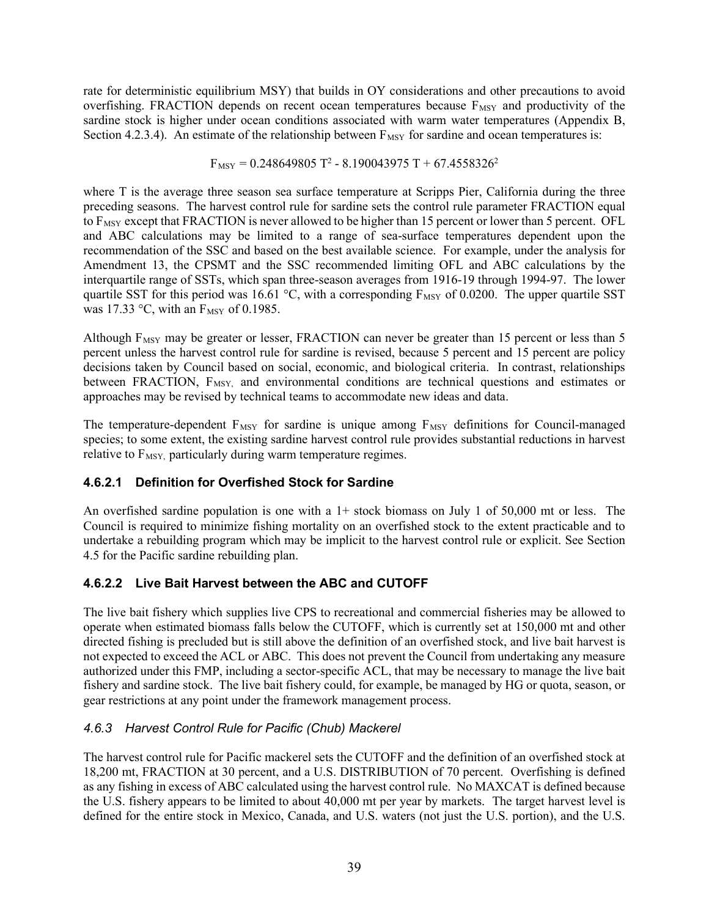rate for deterministic equilibrium MSY) that builds in OY considerations and other precautions to avoid overfishing. FRACTION depends on recent ocean temperatures because $F_{MSY}$ and productivity of the sardine stock is higher under ocean conditions associated with warm water temperatures (Appendix B, Section 4.2.3.4). An estimate of the relationship between $F_{MSY}$ for sardine and ocean temperatures is:

$$F_{MSY} = 0.248649805\ T^2 - 8.190043975\ T + 67.4558326^2$$

where T is the average three season sea surface temperature at Scripps Pier, California during the three preceding seasons. The harvest control rule for sardine sets the control rule parameter FRACTION equal to $F_{MSY}$ except that FRACTION is never allowed to be higher than 15 percent or lower than 5 percent. OFL and ABC calculations may be limited to a range of sea-surface temperatures dependent upon the recommendation of the SSC and based on the best available science. For example, under the analysis for Amendment 13, the CPSMT and the SSC recommended limiting OFL and ABC calculations by the interquartile range of SSTs, which span three-season averages from 1916-19 through 1994-97. The lower quartile SST for this period was 16.61 °C, with a corresponding $F_{MSY}$ of 0.0200. The upper quartile SST was 17.33 °C, with an $F_{MSY}$ of 0.1985.

Although $F_{MSY}$ may be greater or lesser, FRACTION can never be greater than 15 percent or less than 5 percent unless the harvest control rule for sardine is revised, because 5 percent and 15 percent are policy decisions taken by Council based on social, economic, and biological criteria. In contrast, relationships between FRACTION, $F_{MSY}$, and environmental conditions are technical questions and estimates or approaches may be revised by technical teams to accommodate new ideas and data.

The temperature-dependent $F_{MSY}$ for sardine is unique among $F_{MSY}$ definitions for Council-managed species; to some extent, the existing sardine harvest control rule provides substantial reductions in harvest relative to $F_{MSY}$, particularly during warm temperature regimes.

#### 4.6.2.1 Definition for Overfished Stock for Sardine

An overfished sardine population is one with a 1+ stock biomass on July 1 of 50,000 mt or less. The Council is required to minimize fishing mortality on an overfished stock to the extent practicable and to undertake a rebuilding program which may be implicit to the harvest control rule or explicit. See Section 4.5 for the Pacific sardine rebuilding plan.

#### 4.6.2.2 Live Bait Harvest between the ABC and CUTOFF

The live bait fishery which supplies live CPS to recreational and commercial fisheries may be allowed to operate when estimated biomass falls below the CUTOFF, which is currently set at 150,000 mt and other directed fishing is precluded but is still above the definition of an overfished stock, and live bait harvest is not expected to exceed the ACL or ABC. This does not prevent the Council from undertaking any measure authorized under this FMP, including a sector-specific ACL, that may be necessary to manage the live bait fishery and sardine stock. The live bait fishery could, for example, be managed by HG or quota, season, or gear restrictions at any point under the framework management process.

### *4.6.3 Harvest Control Rule for Pacific (Chub) Mackerel*

The harvest control rule for Pacific mackerel sets the CUTOFF and the definition of an overfished stock at 18,200 mt, FRACTION at 30 percent, and a U.S. DISTRIBUTION of 70 percent. Overfishing is defined as any fishing in excess of ABC calculated using the harvest control rule. No MAXCAT is defined because the U.S. fishery appears to be limited to about 40,000 mt per year by markets. The target harvest level is defined for the entire stock in Mexico, Canada, and U.S. waters (not just the U.S. portion), and the U.S.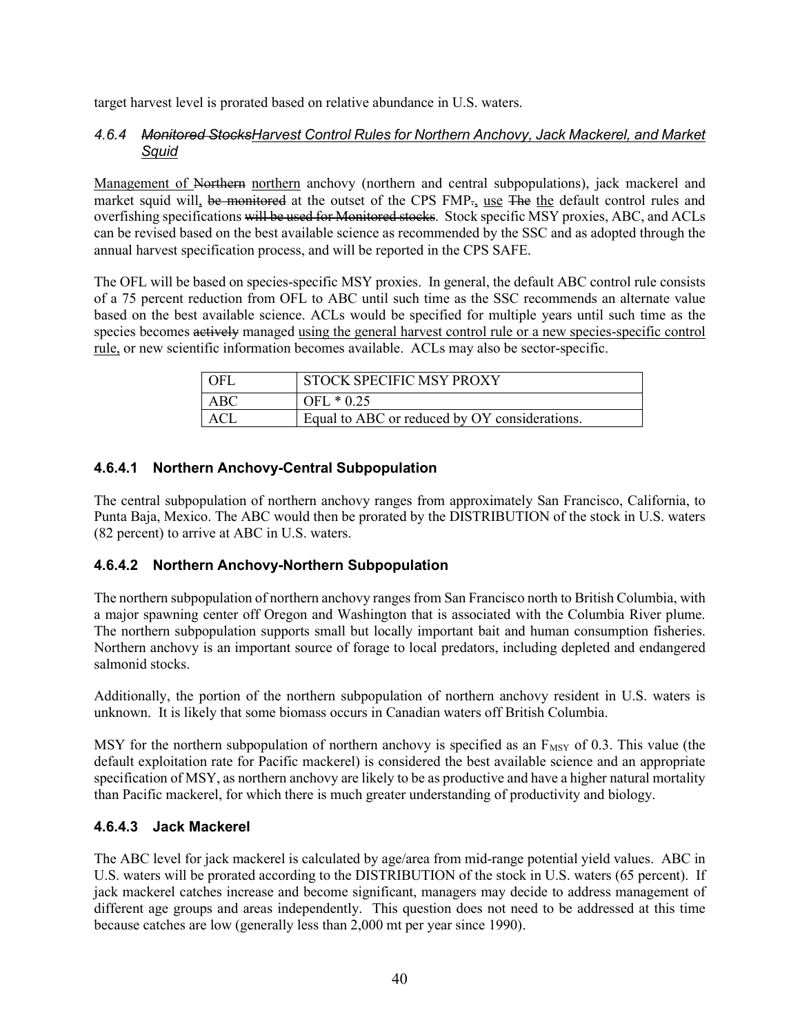target harvest level is prorated based on relative abundance in U.S. waters.

### *4.6.4 ~~Monitored Stocks~~<u>Harvest Control Rules for Northern Anchovy, Jack Mackerel, and Market Squid</u>*

<u>Management of</u> ~~Northern~~ <u>northern</u> anchovy (northern and central subpopulations), jack mackerel and market squid will<u>,</u> ~~be monitored~~ at the outset of the CPS FMP~~.~~<u>,</u> <u>use</u> ~~The~~ <u>the</u> default control rules and overfishing specifications ~~will be used for Monitored stocks~~. Stock specific MSY proxies, ABC, and ACLs can be revised based on the best available science as recommended by the SSC and as adopted through the annual harvest specification process, and will be reported in the CPS SAFE.

The OFL will be based on species-specific MSY proxies. In general, the default ABC control rule consists of a 75 percent reduction from OFL to ABC until such time as the SSC recommends an alternate value based on the best available science. ACLs would be specified for multiple years until such time as the species becomes ~~actively~~ managed <u>using the general harvest control rule or a new species-specific control rule,</u> or new scientific information becomes available. ACLs may also be sector-specific.

| | |
|---|---|
| OFL | STOCK SPECIFIC MSY PROXY |
| ABC | OFL * 0.25 |
| ACL | Equal to ABC or reduced by OY considerations. |

#### 4.6.4.1 Northern Anchovy-Central Subpopulation

The central subpopulation of northern anchovy ranges from approximately San Francisco, California, to Punta Baja, Mexico. The ABC would then be prorated by the DISTRIBUTION of the stock in U.S. waters (82 percent) to arrive at ABC in U.S. waters.

#### 4.6.4.2 Northern Anchovy-Northern Subpopulation

The northern subpopulation of northern anchovy ranges from San Francisco north to British Columbia, with a major spawning center off Oregon and Washington that is associated with the Columbia River plume. The northern subpopulation supports small but locally important bait and human consumption fisheries. Northern anchovy is an important source of forage to local predators, including depleted and endangered salmonid stocks.

Additionally, the portion of the northern subpopulation of northern anchovy resident in U.S. waters is unknown. It is likely that some biomass occurs in Canadian waters off British Columbia.

MSY for the northern subpopulation of northern anchovy is specified as an $F_{MSY}$ of 0.3. This value (the default exploitation rate for Pacific mackerel) is considered the best available science and an appropriate specification of MSY, as northern anchovy are likely to be as productive and have a higher natural mortality than Pacific mackerel, for which there is much greater understanding of productivity and biology.

#### 4.6.4.3 Jack Mackerel

The ABC level for jack mackerel is calculated by age/area from mid-range potential yield values. ABC in U.S. waters will be prorated according to the DISTRIBUTION of the stock in U.S. waters (65 percent). If jack mackerel catches increase and become significant, managers may decide to address management of different age groups and areas independently. This question does not need to be addressed at this time because catches are low (generally less than 2,000 mt per year since 1990).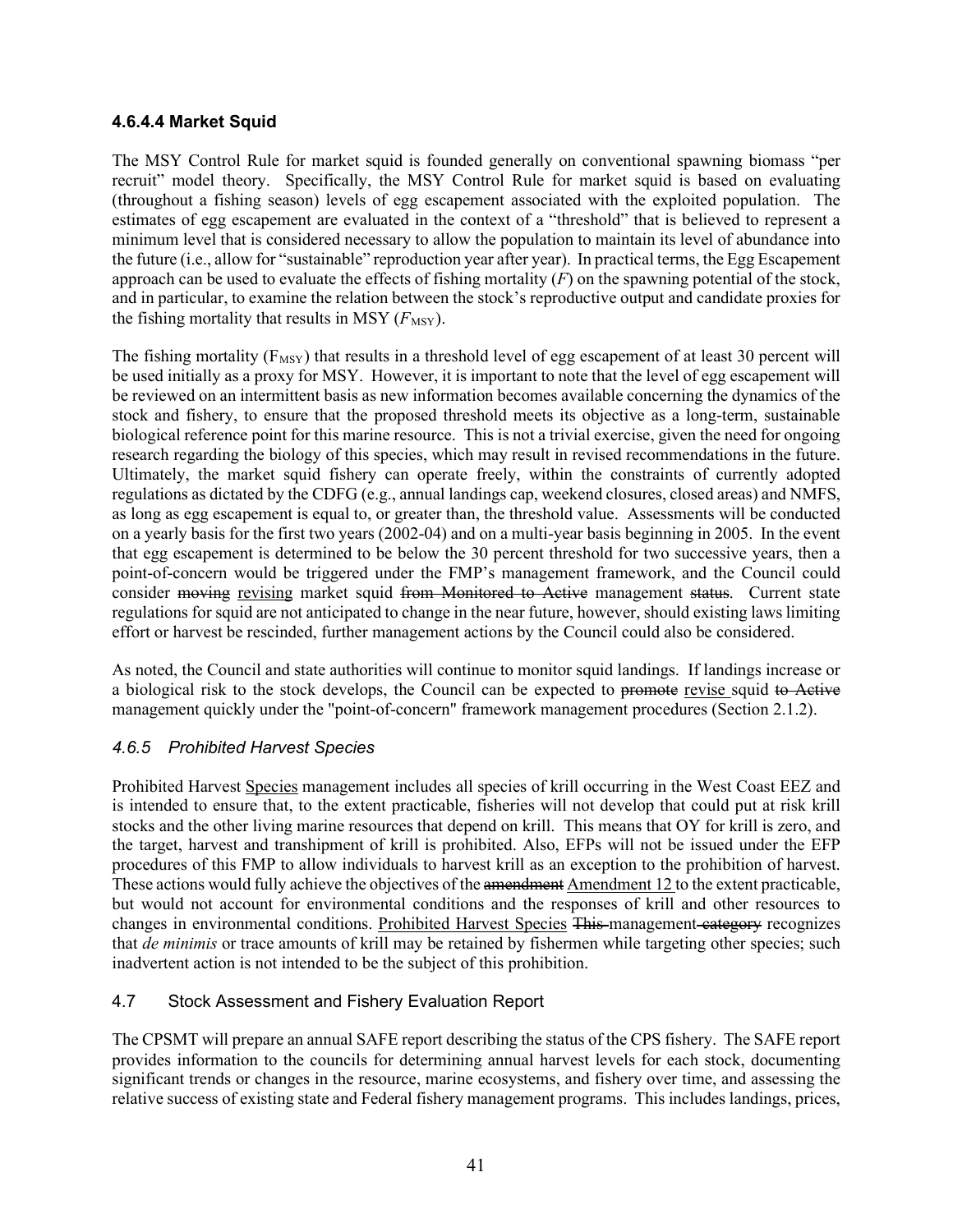### 4.6.4.4 Market Squid

The MSY Control Rule for market squid is founded generally on conventional spawning biomass "per recruit" model theory. Specifically, the MSY Control Rule for market squid is based on evaluating (throughout a fishing season) levels of egg escapement associated with the exploited population. The estimates of egg escapement are evaluated in the context of a "threshold" that is believed to represent a minimum level that is considered necessary to allow the population to maintain its level of abundance into the future (i.e., allow for "sustainable" reproduction year after year). In practical terms, the Egg Escapement approach can be used to evaluate the effects of fishing mortality ($F$) on the spawning potential of the stock, and in particular, to examine the relation between the stock's reproductive output and candidate proxies for the fishing mortality that results in MSY ($F_{MSY}$).

The fishing mortality ($F_{MSY}$) that results in a threshold level of egg escapement of at least 30 percent will be used initially as a proxy for MSY. However, it is important to note that the level of egg escapement will be reviewed on an intermittent basis as new information becomes available concerning the dynamics of the stock and fishery, to ensure that the proposed threshold meets its objective as a long-term, sustainable biological reference point for this marine resource. This is not a trivial exercise, given the need for ongoing research regarding the biology of this species, which may result in revised recommendations in the future. Ultimately, the market squid fishery can operate freely, within the constraints of currently adopted regulations as dictated by the CDFG (e.g., annual landings cap, weekend closures, closed areas) and NMFS, as long as egg escapement is equal to, or greater than, the threshold value. Assessments will be conducted on a yearly basis for the first two years (2002-04) and on a multi-year basis beginning in 2005. In the event that egg escapement is determined to be below the 30 percent threshold for two successive years, then a point-of-concern would be triggered under the FMP's management framework, and the Council could consider ~~moving~~ <u>revising</u> market squid ~~from Monitored to Active~~ management ~~status~~. Current state regulations for squid are not anticipated to change in the near future, however, should existing laws limiting effort or harvest be rescinded, further management actions by the Council could also be considered.

As noted, the Council and state authorities will continue to monitor squid landings. If landings increase or a biological risk to the stock develops, the Council can be expected to ~~promote~~ <u>revise</u> squid ~~to Active~~ management quickly under the "point-of-concern" framework management procedures (Section 2.1.2).

## *4.6.5 Prohibited Harvest Species*

Prohibited Harvest <u>Species</u> management includes all species of krill occurring in the West Coast EEZ and is intended to ensure that, to the extent practicable, fisheries will not develop that could put at risk krill stocks and the other living marine resources that depend on krill. This means that OY for krill is zero, and the target, harvest and transhipment of krill is prohibited. Also, EFPs will not be issued under the EFP procedures of this FMP to allow individuals to harvest krill as an exception to the prohibition of harvest. These actions would fully achieve the objectives of the ~~amendment~~ <u>Amendment 12</u> to the extent practicable, but would not account for environmental conditions and the responses of krill and other resources to changes in environmental conditions. <u>Prohibited Harvest Species</u> ~~This~~ management ~~category~~ recognizes that *de minimis* or trace amounts of krill may be retained by fishermen while targeting other species; such inadvertent action is not intended to be the subject of this prohibition.

## 4.7 Stock Assessment and Fishery Evaluation Report

The CPSMT will prepare an annual SAFE report describing the status of the CPS fishery. The SAFE report provides information to the councils for determining annual harvest levels for each stock, documenting significant trends or changes in the resource, marine ecosystems, and fishery over time, and assessing the relative success of existing state and Federal fishery management programs. This includes landings, prices,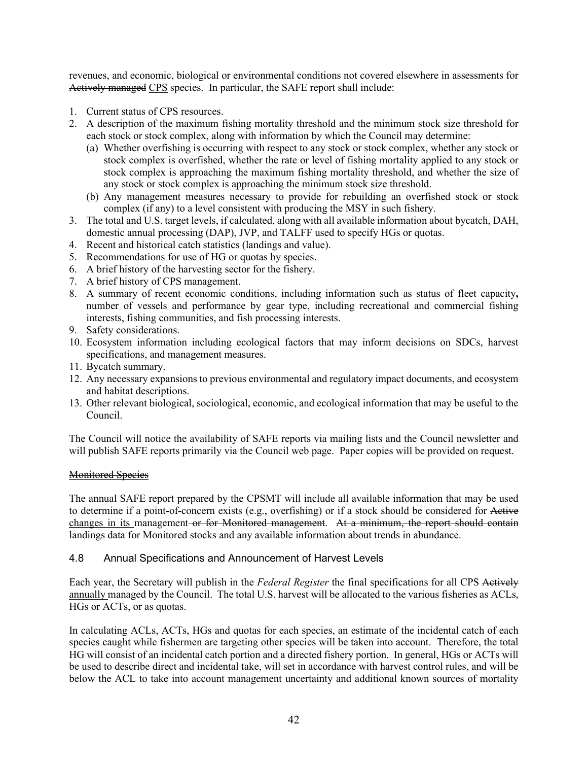revenues, and economic, biological or environmental conditions not covered elsewhere in assessments for ~~Actively managed~~ <u>CPS</u> species. In particular, the SAFE report shall include:

1. Current status of CPS resources.
2. A description of the maximum fishing mortality threshold and the minimum stock size threshold for each stock or stock complex, along with information by which the Council may determine:
   (a) Whether overfishing is occurring with respect to any stock or stock complex, whether any stock or stock complex is overfished, whether the rate or level of fishing mortality applied to any stock or stock complex is approaching the maximum fishing mortality threshold, and whether the size of any stock or stock complex is approaching the minimum stock size threshold.
   (b) Any management measures necessary to provide for rebuilding an overfished stock or stock complex (if any) to a level consistent with producing the MSY in such fishery.
3. The total and U.S. target levels, if calculated, along with all available information about bycatch, DAH, domestic annual processing (DAP), JVP, and TALFF used to specify HGs or quotas.
4. Recent and historical catch statistics (landings and value).
5. Recommendations for use of HG or quotas by species.
6. A brief history of the harvesting sector for the fishery.
7. A brief history of CPS management.
8. A summary of recent economic conditions, including information such as status of fleet capacity**,** number of vessels and performance by gear type, including recreational and commercial fishing interests, fishing communities, and fish processing interests.
9. Safety considerations.
10. Ecosystem information including ecological factors that may inform decisions on SDCs, harvest specifications, and management measures.
11. Bycatch summary.
12. Any necessary expansions to previous environmental and regulatory impact documents, and ecosystem and habitat descriptions.
13. Other relevant biological, sociological, economic, and ecological information that may be useful to the Council.

The Council will notice the availability of SAFE reports via mailing lists and the Council newsletter and will publish SAFE reports primarily via the Council web page. Paper copies will be provided on request.

~~Monitored Species~~

The annual SAFE report prepared by the CPSMT will include all available information that may be used to determine if a point-of-concern exists (e.g., overfishing) or if a stock should be considered for ~~Active~~ <u>changes in its</u> management ~~or for Monitored management~~. ~~At a minimum, the report should contain landings data for Monitored stocks and any available information about trends in abundance.~~

## 4.8 Annual Specifications and Announcement of Harvest Levels

Each year, the Secretary will publish in the *Federal Register* the final specifications for all CPS ~~Actively~~ <u>annually</u> managed by the Council. The total U.S. harvest will be allocated to the various fisheries as ACLs, HGs or ACTs, or as quotas.

In calculating ACLs, ACTs, HGs and quotas for each species, an estimate of the incidental catch of each species caught while fishermen are targeting other species will be taken into account. Therefore, the total HG will consist of an incidental catch portion and a directed fishery portion. In general, HGs or ACTs will be used to describe direct and incidental take, will set in accordance with harvest control rules, and will be below the ACL to take into account management uncertainty and additional known sources of mortality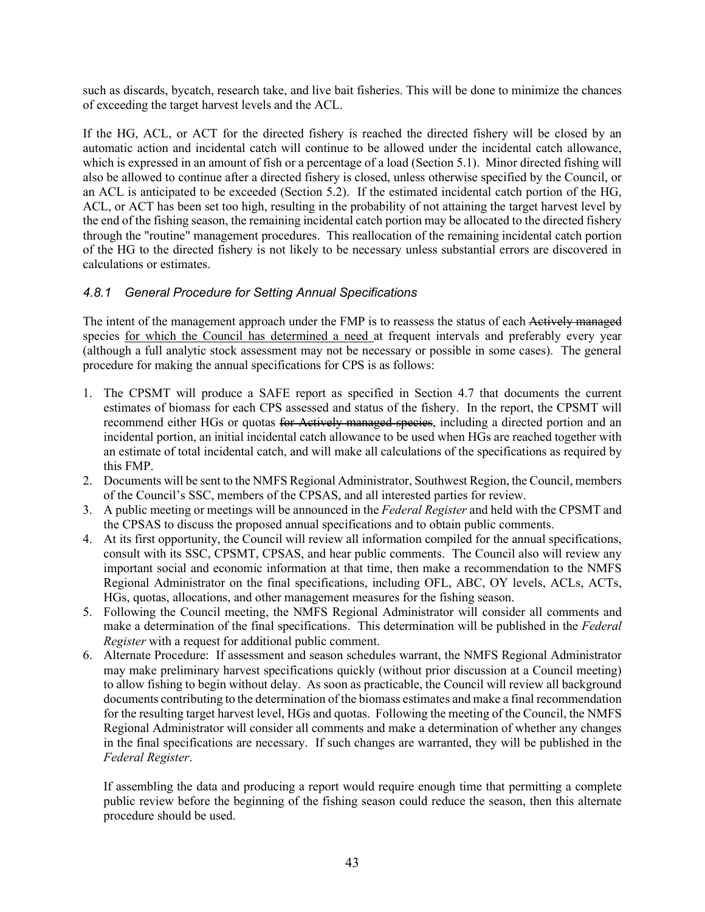such as discards, bycatch, research take, and live bait fisheries. This will be done to minimize the chances of exceeding the target harvest levels and the ACL.

If the HG, ACL, or ACT for the directed fishery is reached the directed fishery will be closed by an automatic action and incidental catch will continue to be allowed under the incidental catch allowance, which is expressed in an amount of fish or a percentage of a load (Section 5.1). Minor directed fishing will also be allowed to continue after a directed fishery is closed, unless otherwise specified by the Council, or an ACL is anticipated to be exceeded (Section 5.2). If the estimated incidental catch portion of the HG, ACL, or ACT has been set too high, resulting in the probability of not attaining the target harvest level by the end of the fishing season, the remaining incidental catch portion may be allocated to the directed fishery through the "routine" management procedures. This reallocation of the remaining incidental catch portion of the HG to the directed fishery is not likely to be necessary unless substantial errors are discovered in calculations or estimates.

### *4.8.1 General Procedure for Setting Annual Specifications*

The intent of the management approach under the FMP is to reassess the status of each ~~Actively managed~~ species <u>for which the Council has determined a need</u> at frequent intervals and preferably every year (although a full analytic stock assessment may not be necessary or possible in some cases). The general procedure for making the annual specifications for CPS is as follows:

1. The CPSMT will produce a SAFE report as specified in Section 4.7 that documents the current estimates of biomass for each CPS assessed and status of the fishery. In the report, the CPSMT will recommend either HGs or quotas ~~for Actively managed species~~, including a directed portion and an incidental portion, an initial incidental catch allowance to be used when HGs are reached together with an estimate of total incidental catch, and will make all calculations of the specifications as required by this FMP.
2. Documents will be sent to the NMFS Regional Administrator, Southwest Region, the Council, members of the Council's SSC, members of the CPSAS, and all interested parties for review.
3. A public meeting or meetings will be announced in the *Federal Register* and held with the CPSMT and the CPSAS to discuss the proposed annual specifications and to obtain public comments.
4. At its first opportunity, the Council will review all information compiled for the annual specifications, consult with its SSC, CPSMT, CPSAS, and hear public comments. The Council also will review any important social and economic information at that time, then make a recommendation to the NMFS Regional Administrator on the final specifications, including OFL, ABC, OY levels, ACLs, ACTs, HGs, quotas, allocations, and other management measures for the fishing season.
5. Following the Council meeting, the NMFS Regional Administrator will consider all comments and make a determination of the final specifications. This determination will be published in the *Federal Register* with a request for additional public comment.
6. Alternate Procedure: If assessment and season schedules warrant, the NMFS Regional Administrator may make preliminary harvest specifications quickly (without prior discussion at a Council meeting) to allow fishing to begin without delay. As soon as practicable, the Council will review all background documents contributing to the determination of the biomass estimates and make a final recommendation for the resulting target harvest level, HGs and quotas. Following the meeting of the Council, the NMFS Regional Administrator will consider all comments and make a determination of whether any changes in the final specifications are necessary. If such changes are warranted, they will be published in the *Federal Register*.

   If assembling the data and producing a report would require enough time that permitting a complete public review before the beginning of the fishing season could reduce the season, then this alternate procedure should be used.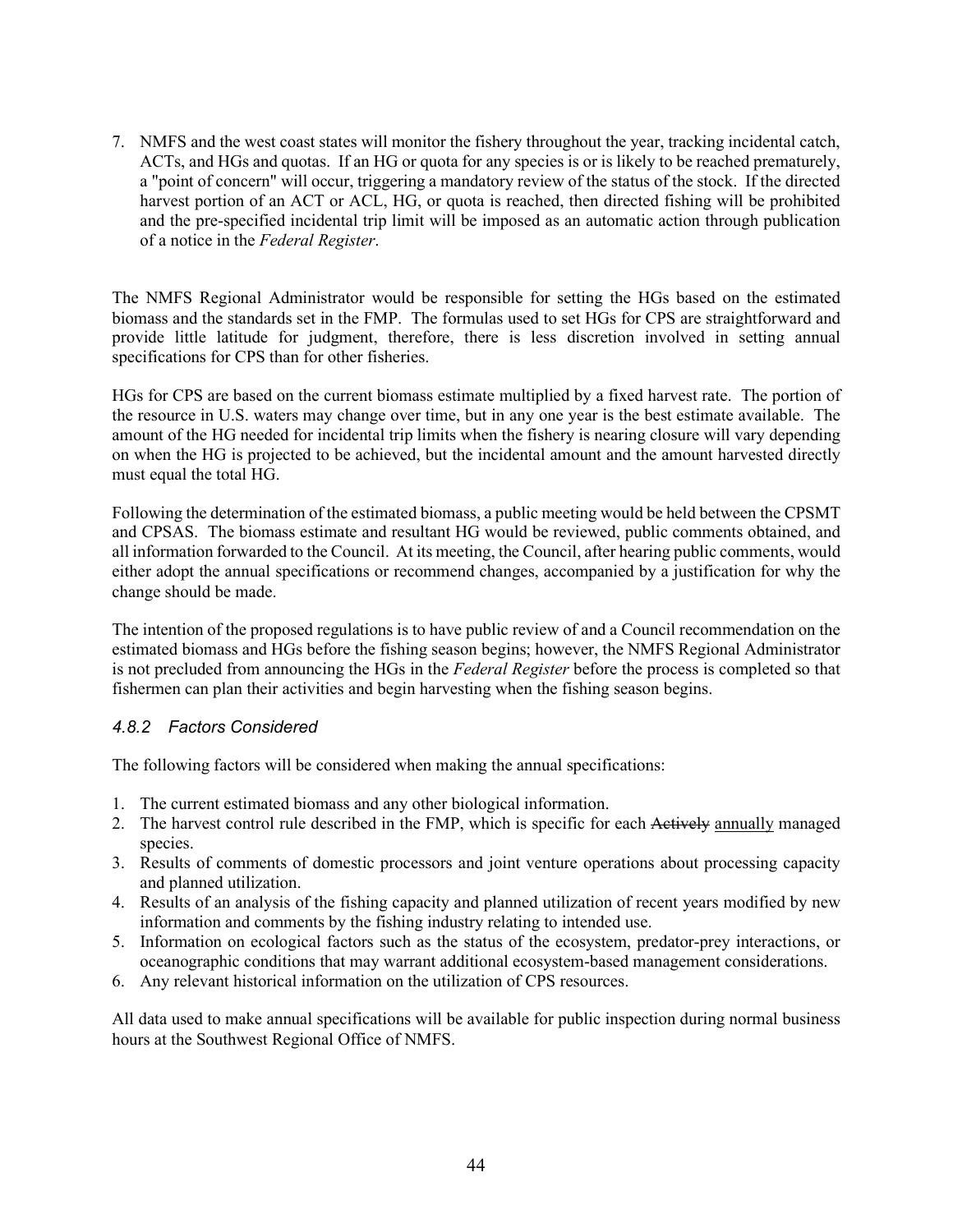7. NMFS and the west coast states will monitor the fishery throughout the year, tracking incidental catch, ACTs, and HGs and quotas. If an HG or quota for any species is or is likely to be reached prematurely, a "point of concern" will occur, triggering a mandatory review of the status of the stock. If the directed harvest portion of an ACT or ACL, HG, or quota is reached, then directed fishing will be prohibited and the pre-specified incidental trip limit will be imposed as an automatic action through publication of a notice in the *Federal Register*.

The NMFS Regional Administrator would be responsible for setting the HGs based on the estimated biomass and the standards set in the FMP. The formulas used to set HGs for CPS are straightforward and provide little latitude for judgment, therefore, there is less discretion involved in setting annual specifications for CPS than for other fisheries.

HGs for CPS are based on the current biomass estimate multiplied by a fixed harvest rate. The portion of the resource in U.S. waters may change over time, but in any one year is the best estimate available. The amount of the HG needed for incidental trip limits when the fishery is nearing closure will vary depending on when the HG is projected to be achieved, but the incidental amount and the amount harvested directly must equal the total HG.

Following the determination of the estimated biomass, a public meeting would be held between the CPSMT and CPSAS. The biomass estimate and resultant HG would be reviewed, public comments obtained, and all information forwarded to the Council. At its meeting, the Council, after hearing public comments, would either adopt the annual specifications or recommend changes, accompanied by a justification for why the change should be made.

The intention of the proposed regulations is to have public review of and a Council recommendation on the estimated biomass and HGs before the fishing season begins; however, the NMFS Regional Administrator is not precluded from announcing the HGs in the *Federal Register* before the process is completed so that fishermen can plan their activities and begin harvesting when the fishing season begins.

### *4.8.2 Factors Considered*

The following factors will be considered when making the annual specifications:

1. The current estimated biomass and any other biological information.
2. The harvest control rule described in the FMP, which is specific for each ~~Actively~~ <u>annually</u> managed species.
3. Results of comments of domestic processors and joint venture operations about processing capacity and planned utilization.
4. Results of an analysis of the fishing capacity and planned utilization of recent years modified by new information and comments by the fishing industry relating to intended use.
5. Information on ecological factors such as the status of the ecosystem, predator-prey interactions, or oceanographic conditions that may warrant additional ecosystem-based management considerations.
6. Any relevant historical information on the utilization of CPS resources.

All data used to make annual specifications will be available for public inspection during normal business hours at the Southwest Regional Office of NMFS.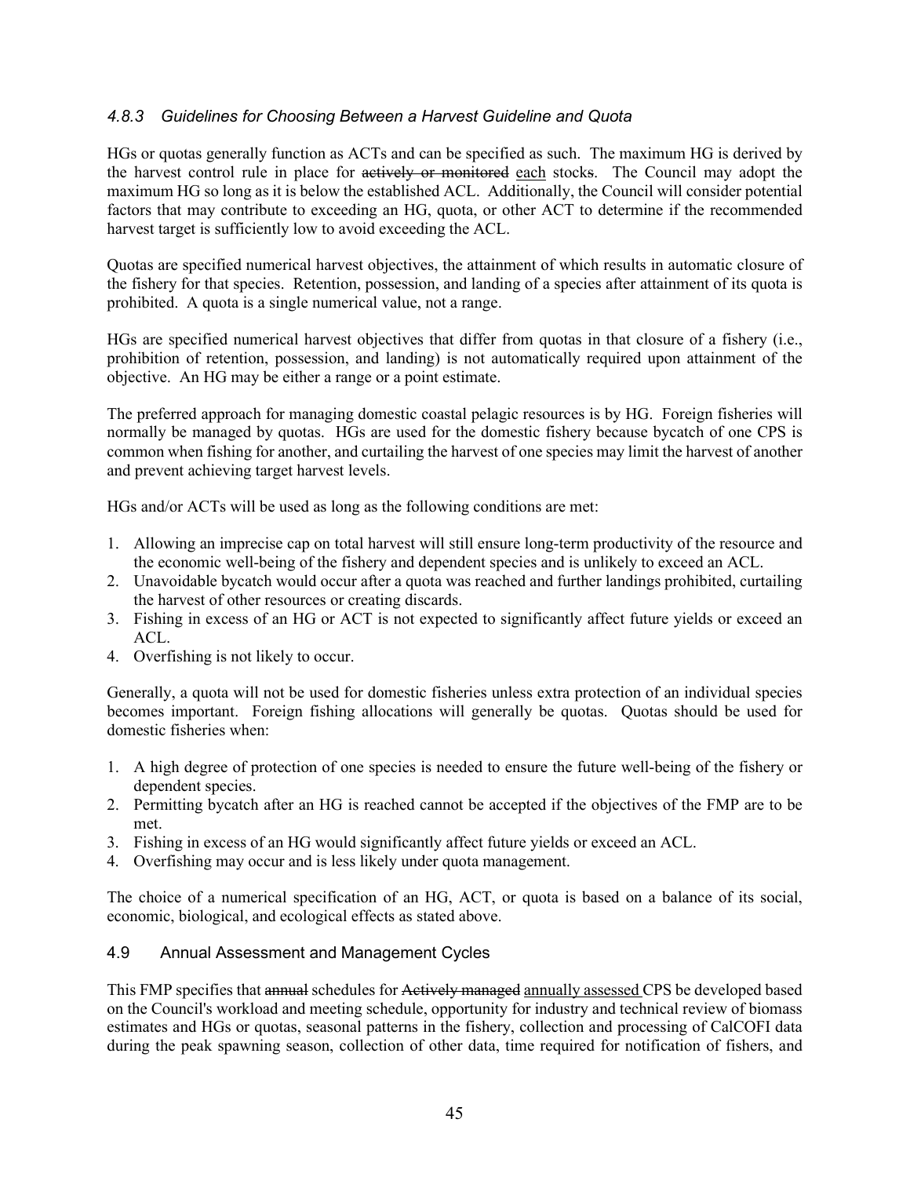### *4.8.3 Guidelines for Choosing Between a Harvest Guideline and Quota*

HGs or quotas generally function as ACTs and can be specified as such. The maximum HG is derived by the harvest control rule in place for ~~actively or monitored~~ <u>each</u> stocks. The Council may adopt the maximum HG so long as it is below the established ACL. Additionally, the Council will consider potential factors that may contribute to exceeding an HG, quota, or other ACT to determine if the recommended harvest target is sufficiently low to avoid exceeding the ACL.

Quotas are specified numerical harvest objectives, the attainment of which results in automatic closure of the fishery for that species. Retention, possession, and landing of a species after attainment of its quota is prohibited. A quota is a single numerical value, not a range.

HGs are specified numerical harvest objectives that differ from quotas in that closure of a fishery (i.e., prohibition of retention, possession, and landing) is not automatically required upon attainment of the objective. An HG may be either a range or a point estimate.

The preferred approach for managing domestic coastal pelagic resources is by HG. Foreign fisheries will normally be managed by quotas. HGs are used for the domestic fishery because bycatch of one CPS is common when fishing for another, and curtailing the harvest of one species may limit the harvest of another and prevent achieving target harvest levels.

HGs and/or ACTs will be used as long as the following conditions are met:

1. Allowing an imprecise cap on total harvest will still ensure long-term productivity of the resource and the economic well-being of the fishery and dependent species and is unlikely to exceed an ACL.
2. Unavoidable bycatch would occur after a quota was reached and further landings prohibited, curtailing the harvest of other resources or creating discards.
3. Fishing in excess of an HG or ACT is not expected to significantly affect future yields or exceed an ACL.
4. Overfishing is not likely to occur.

Generally, a quota will not be used for domestic fisheries unless extra protection of an individual species becomes important. Foreign fishing allocations will generally be quotas. Quotas should be used for domestic fisheries when:

1. A high degree of protection of one species is needed to ensure the future well-being of the fishery or dependent species.
2. Permitting bycatch after an HG is reached cannot be accepted if the objectives of the FMP are to be met.
3. Fishing in excess of an HG would significantly affect future yields or exceed an ACL.
4. Overfishing may occur and is less likely under quota management.

The choice of a numerical specification of an HG, ACT, or quota is based on a balance of its social, economic, biological, and ecological effects as stated above.

## 4.9 Annual Assessment and Management Cycles

This FMP specifies that ~~annual~~ schedules for ~~Actively managed~~ <u>annually assessed</u> CPS be developed based on the Council's workload and meeting schedule, opportunity for industry and technical review of biomass estimates and HGs or quotas, seasonal patterns in the fishery, collection and processing of CalCOFI data during the peak spawning season, collection of other data, time required for notification of fishers, and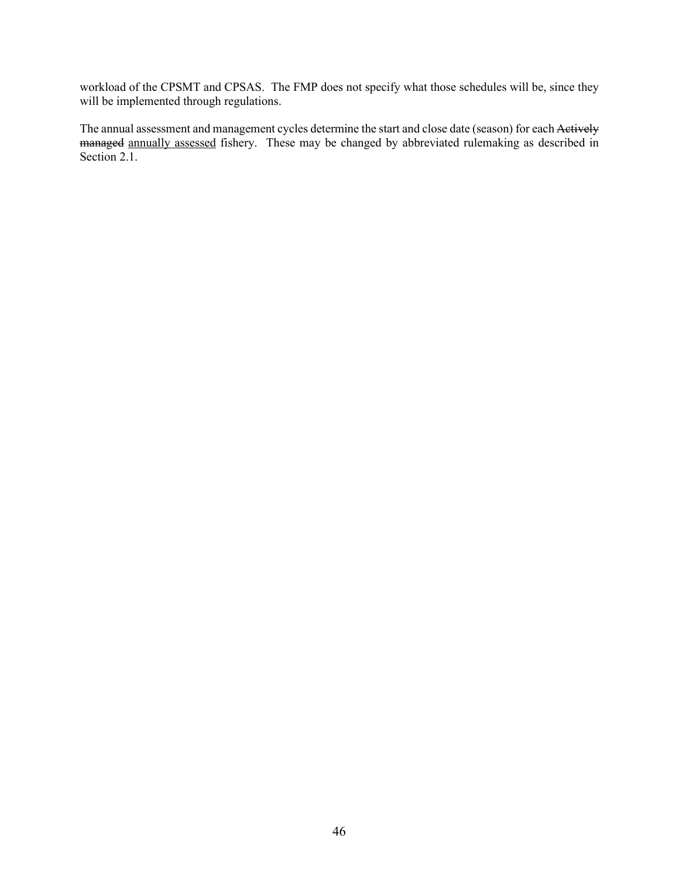workload of the CPSMT and CPSAS. The FMP does not specify what those schedules will be, since they will be implemented through regulations.

The annual assessment and management cycles determine the start and close date (season) for each ~~Actively managed~~ <u>annually assessed</u> fishery. These may be changed by abbreviated rulemaking as described in Section 2.1.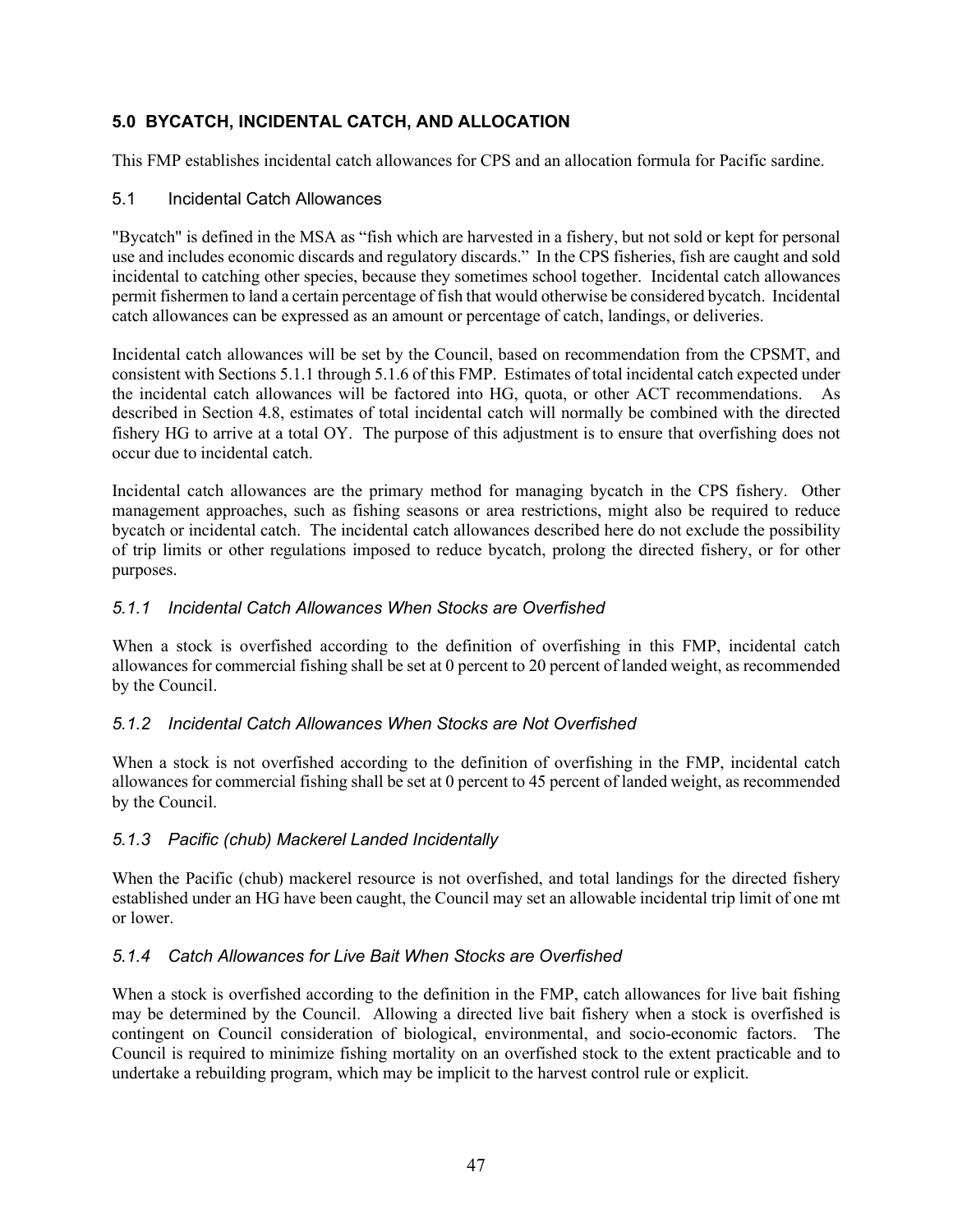## 5.0 BYCATCH, INCIDENTAL CATCH, AND ALLOCATION

This FMP establishes incidental catch allowances for CPS and an allocation formula for Pacific sardine.

### 5.1 Incidental Catch Allowances

"Bycatch" is defined in the MSA as "fish which are harvested in a fishery, but not sold or kept for personal use and includes economic discards and regulatory discards." In the CPS fisheries, fish are caught and sold incidental to catching other species, because they sometimes school together. Incidental catch allowances permit fishermen to land a certain percentage of fish that would otherwise be considered bycatch. Incidental catch allowances can be expressed as an amount or percentage of catch, landings, or deliveries.

Incidental catch allowances will be set by the Council, based on recommendation from the CPSMT, and consistent with Sections 5.1.1 through 5.1.6 of this FMP. Estimates of total incidental catch expected under the incidental catch allowances will be factored into HG, quota, or other ACT recommendations. As described in Section 4.8, estimates of total incidental catch will normally be combined with the directed fishery HG to arrive at a total OY. The purpose of this adjustment is to ensure that overfishing does not occur due to incidental catch.

Incidental catch allowances are the primary method for managing bycatch in the CPS fishery. Other management approaches, such as fishing seasons or area restrictions, might also be required to reduce bycatch or incidental catch. The incidental catch allowances described here do not exclude the possibility of trip limits or other regulations imposed to reduce bycatch, prolong the directed fishery, or for other purposes.

#### *5.1.1 Incidental Catch Allowances When Stocks are Overfished*

When a stock is overfished according to the definition of overfishing in this FMP, incidental catch allowances for commercial fishing shall be set at 0 percent to 20 percent of landed weight, as recommended by the Council.

#### *5.1.2 Incidental Catch Allowances When Stocks are Not Overfished*

When a stock is not overfished according to the definition of overfishing in the FMP, incidental catch allowances for commercial fishing shall be set at 0 percent to 45 percent of landed weight, as recommended by the Council.

#### *5.1.3 Pacific (chub) Mackerel Landed Incidentally*

When the Pacific (chub) mackerel resource is not overfished, and total landings for the directed fishery established under an HG have been caught, the Council may set an allowable incidental trip limit of one mt or lower.

#### *5.1.4 Catch Allowances for Live Bait When Stocks are Overfished*

When a stock is overfished according to the definition in the FMP, catch allowances for live bait fishing may be determined by the Council. Allowing a directed live bait fishery when a stock is overfished is contingent on Council consideration of biological, environmental, and socio-economic factors. The Council is required to minimize fishing mortality on an overfished stock to the extent practicable and to undertake a rebuilding program, which may be implicit to the harvest control rule or explicit.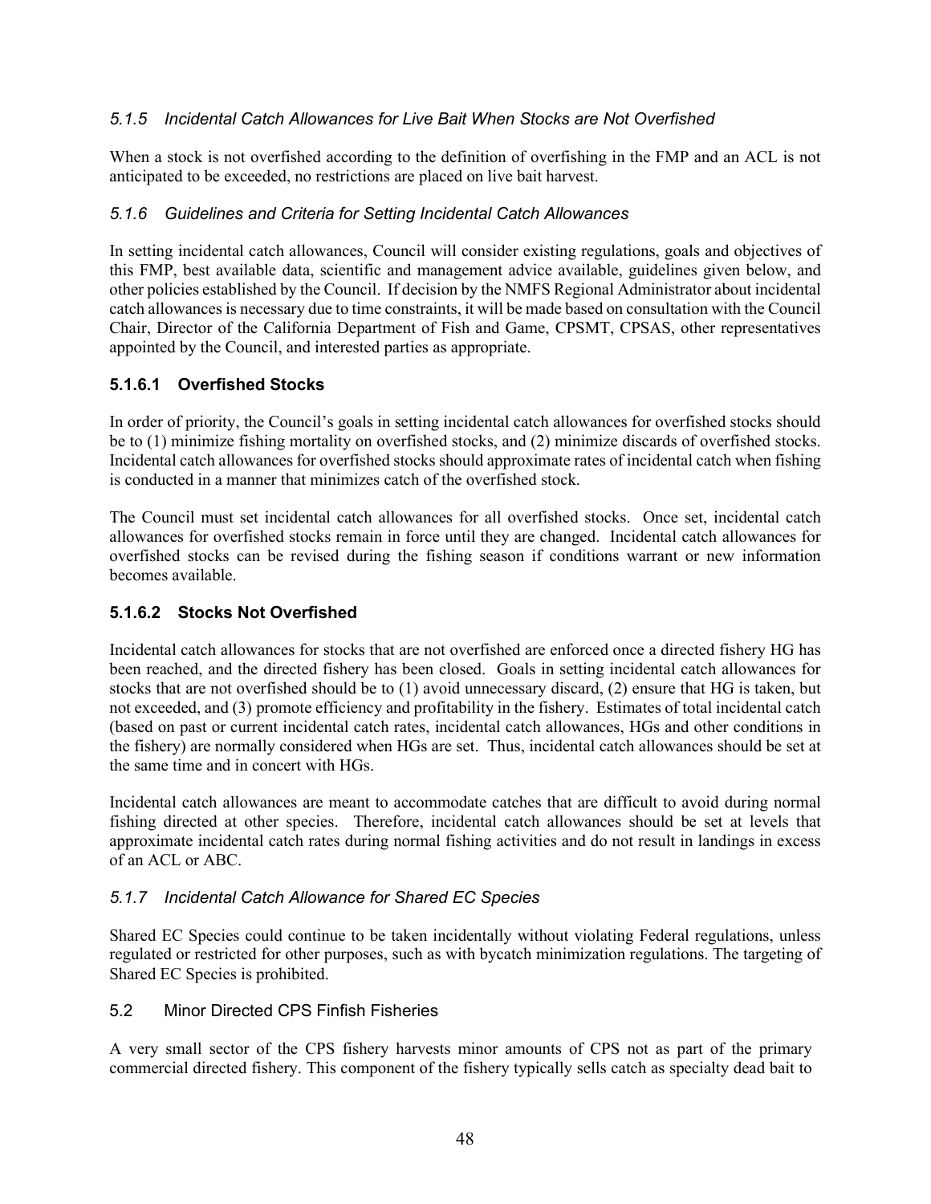### *5.1.5 Incidental Catch Allowances for Live Bait When Stocks are Not Overfished*

When a stock is not overfished according to the definition of overfishing in the FMP and an ACL is not anticipated to be exceeded, no restrictions are placed on live bait harvest.

### *5.1.6 Guidelines and Criteria for Setting Incidental Catch Allowances*

In setting incidental catch allowances, Council will consider existing regulations, goals and objectives of this FMP, best available data, scientific and management advice available, guidelines given below, and other policies established by the Council. If decision by the NMFS Regional Administrator about incidental catch allowances is necessary due to time constraints, it will be made based on consultation with the Council Chair, Director of the California Department of Fish and Game, CPSMT, CPSAS, other representatives appointed by the Council, and interested parties as appropriate.

#### **5.1.6.1 Overfished Stocks**

In order of priority, the Council's goals in setting incidental catch allowances for overfished stocks should be to (1) minimize fishing mortality on overfished stocks, and (2) minimize discards of overfished stocks. Incidental catch allowances for overfished stocks should approximate rates of incidental catch when fishing is conducted in a manner that minimizes catch of the overfished stock.

The Council must set incidental catch allowances for all overfished stocks. Once set, incidental catch allowances for overfished stocks remain in force until they are changed. Incidental catch allowances for overfished stocks can be revised during the fishing season if conditions warrant or new information becomes available.

#### **5.1.6.2 Stocks Not Overfished**

Incidental catch allowances for stocks that are not overfished are enforced once a directed fishery HG has been reached, and the directed fishery has been closed. Goals in setting incidental catch allowances for stocks that are not overfished should be to (1) avoid unnecessary discard, (2) ensure that HG is taken, but not exceeded, and (3) promote efficiency and profitability in the fishery. Estimates of total incidental catch (based on past or current incidental catch rates, incidental catch allowances, HGs and other conditions in the fishery) are normally considered when HGs are set. Thus, incidental catch allowances should be set at the same time and in concert with HGs.

Incidental catch allowances are meant to accommodate catches that are difficult to avoid during normal fishing directed at other species. Therefore, incidental catch allowances should be set at levels that approximate incidental catch rates during normal fishing activities and do not result in landings in excess of an ACL or ABC.

### *5.1.7 Incidental Catch Allowance for Shared EC Species*

Shared EC Species could continue to be taken incidentally without violating Federal regulations, unless regulated or restricted for other purposes, such as with bycatch minimization regulations. The targeting of Shared EC Species is prohibited.

## 5.2 Minor Directed CPS Finfish Fisheries

A very small sector of the CPS fishery harvests minor amounts of CPS not as part of the primary commercial directed fishery. This component of the fishery typically sells catch as specialty dead bait to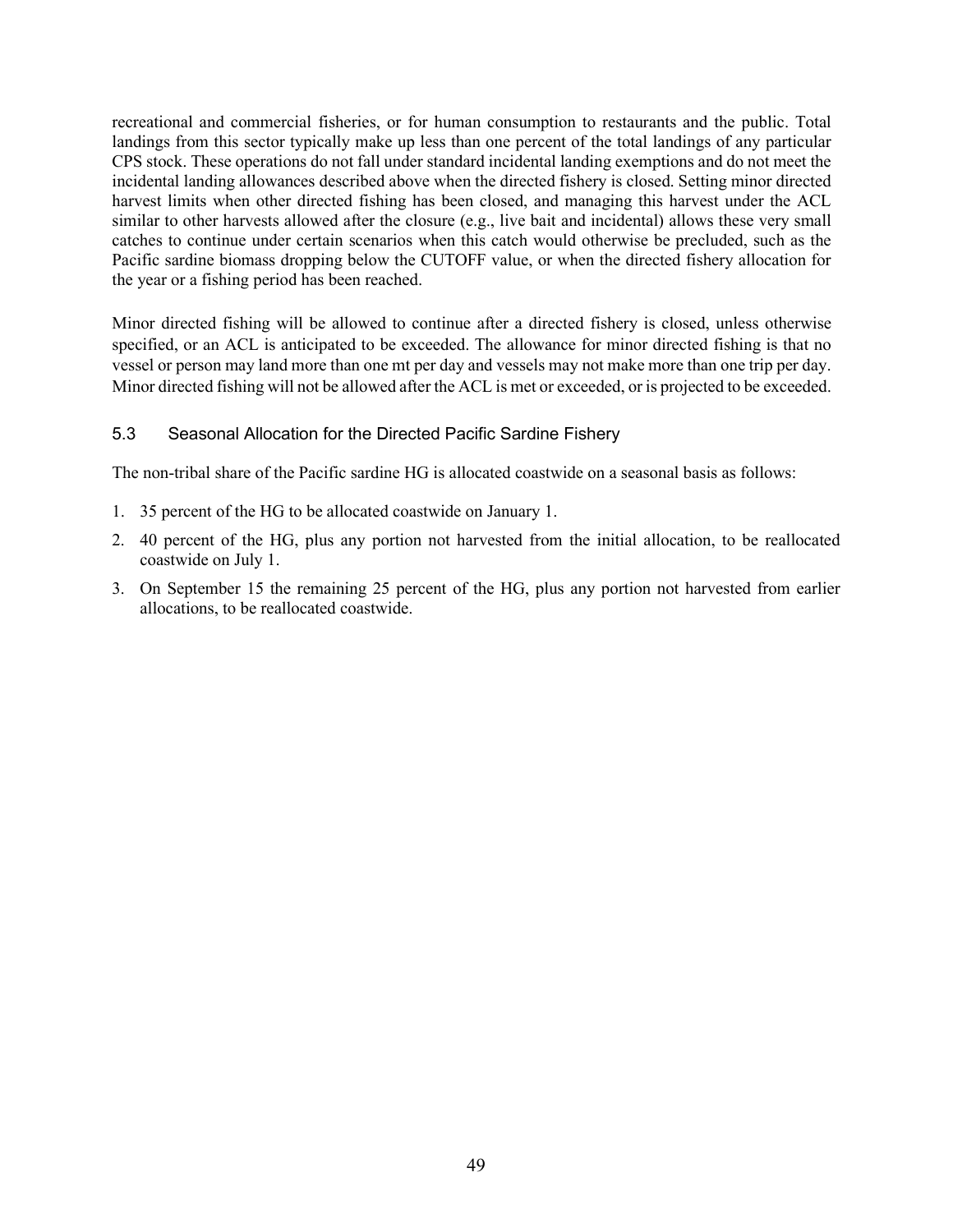recreational and commercial fisheries, or for human consumption to restaurants and the public. Total landings from this sector typically make up less than one percent of the total landings of any particular CPS stock. These operations do not fall under standard incidental landing exemptions and do not meet the incidental landing allowances described above when the directed fishery is closed. Setting minor directed harvest limits when other directed fishing has been closed, and managing this harvest under the ACL similar to other harvests allowed after the closure (e.g., live bait and incidental) allows these very small catches to continue under certain scenarios when this catch would otherwise be precluded, such as the Pacific sardine biomass dropping below the CUTOFF value, or when the directed fishery allocation for the year or a fishing period has been reached.

Minor directed fishing will be allowed to continue after a directed fishery is closed, unless otherwise specified, or an ACL is anticipated to be exceeded. The allowance for minor directed fishing is that no vessel or person may land more than one mt per day and vessels may not make more than one trip per day. Minor directed fishing will not be allowed after the ACL is met or exceeded, or is projected to be exceeded.

### 5.3 Seasonal Allocation for the Directed Pacific Sardine Fishery

The non-tribal share of the Pacific sardine HG is allocated coastwide on a seasonal basis as follows:

1. 35 percent of the HG to be allocated coastwide on January 1.
2. 40 percent of the HG, plus any portion not harvested from the initial allocation, to be reallocated coastwide on July 1.
3. On September 15 the remaining 25 percent of the HG, plus any portion not harvested from earlier allocations, to be reallocated coastwide.